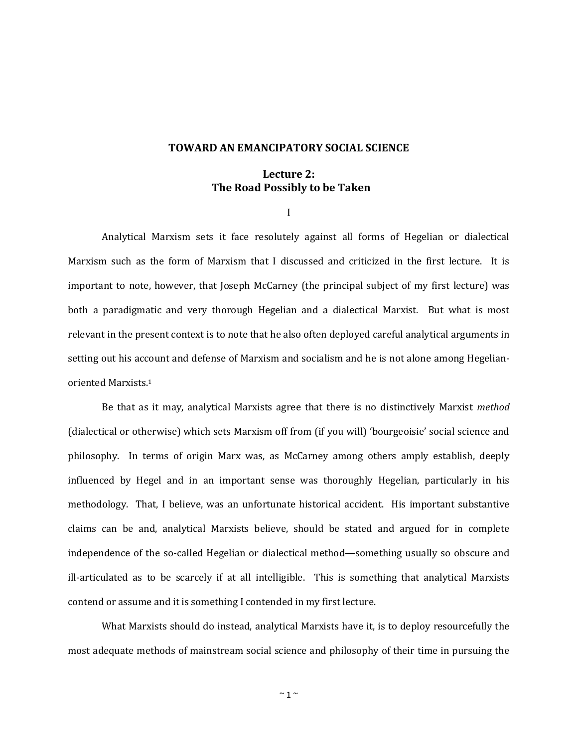# TOWARD AN EMANCIPATORY SOCIAL SCIENCE

## Lecture 2:
## The Road Possibly to be Taken

I

Analytical Marxism sets it face resolutely against all forms of Hegelian or dialectical Marxism such as the form of Marxism that I discussed and criticized in the first lecture. It is important to note, however, that Joseph McCarney (the principal subject of my first lecture) was both a paradigmatic and very thorough Hegelian and a dialectical Marxist. But what is most relevant in the present context is to note that he also often deployed careful analytical arguments in setting out his account and defense of Marxism and socialism and he is not alone among Hegelian-oriented Marxists.[1]

Be that as it may, analytical Marxists agree that there is no distinctively Marxist *method* (dialectical or otherwise) which sets Marxism off from (if you will) 'bourgeoisie' social science and philosophy. In terms of origin Marx was, as McCarney among others amply establish, deeply influenced by Hegel and in an important sense was thoroughly Hegelian, particularly in his methodology. That, I believe, was an unfortunate historical accident. His important substantive claims can be and, analytical Marxists believe, should be stated and argued for in complete independence of the so-called Hegelian or dialectical method—something usually so obscure and ill-articulated as to be scarcely if at all intelligible. This is something that analytical Marxists contend or assume and it is something I contended in my first lecture.

What Marxists should do instead, analytical Marxists have it, is to deploy resourcefully the most adequate methods of mainstream social science and philosophy of their time in pursuing the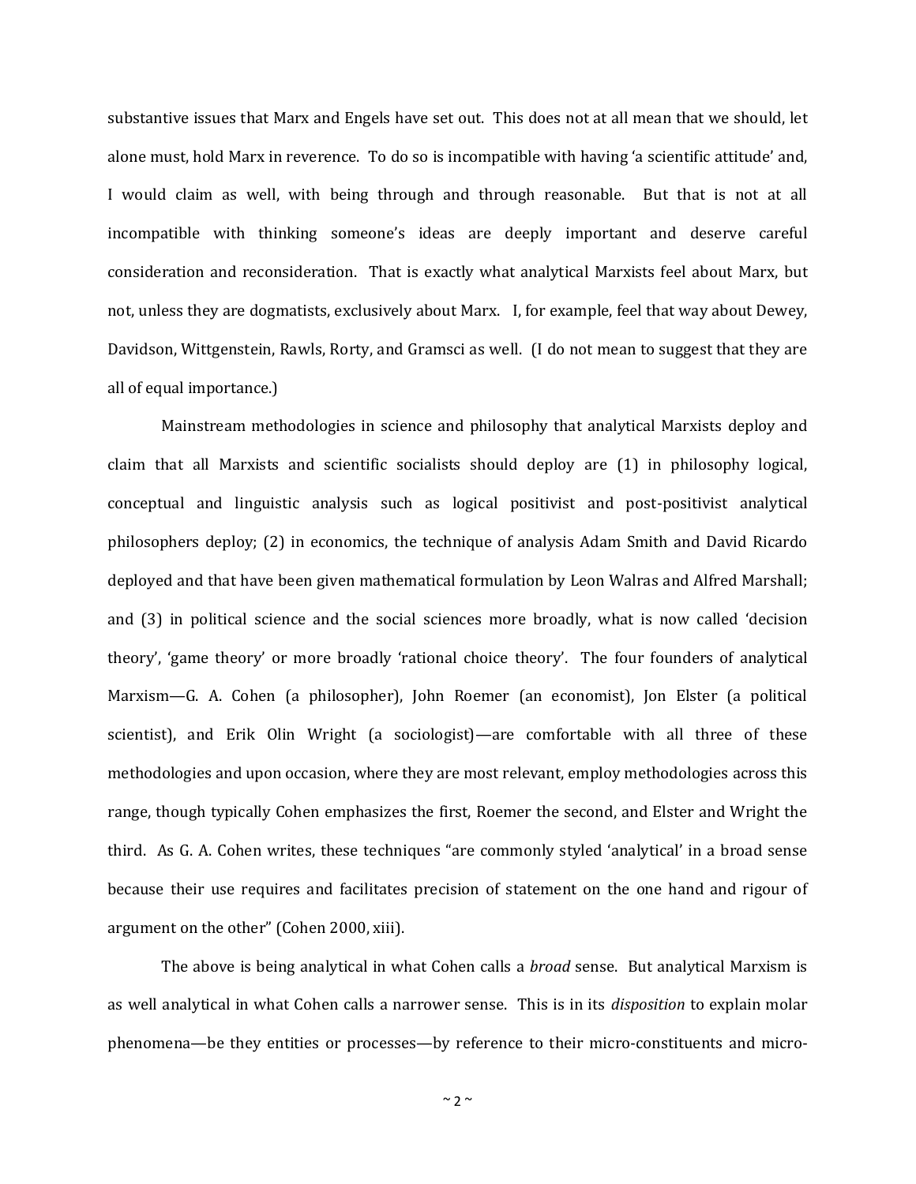substantive issues that Marx and Engels have set out. This does not at all mean that we should, let alone must, hold Marx in reverence. To do so is incompatible with having 'a scientific attitude' and, I would claim as well, with being through and through reasonable. But that is not at all incompatible with thinking someone's ideas are deeply important and deserve careful consideration and reconsideration. That is exactly what analytical Marxists feel about Marx, but not, unless they are dogmatists, exclusively about Marx. I, for example, feel that way about Dewey, Davidson, Wittgenstein, Rawls, Rorty, and Gramsci as well. (I do not mean to suggest that they are all of equal importance.)

Mainstream methodologies in science and philosophy that analytical Marxists deploy and claim that all Marxists and scientific socialists should deploy are (1) in philosophy logical, conceptual and linguistic analysis such as logical positivist and post-positivist analytical philosophers deploy; (2) in economics, the technique of analysis Adam Smith and David Ricardo deployed and that have been given mathematical formulation by Leon Walras and Alfred Marshall; and (3) in political science and the social sciences more broadly, what is now called 'decision theory', 'game theory' or more broadly 'rational choice theory'. The four founders of analytical Marxism—G. A. Cohen (a philosopher), John Roemer (an economist), Jon Elster (a political scientist), and Erik Olin Wright (a sociologist)—are comfortable with all three of these methodologies and upon occasion, where they are most relevant, employ methodologies across this range, though typically Cohen emphasizes the first, Roemer the second, and Elster and Wright the third. As G. A. Cohen writes, these techniques "are commonly styled 'analytical' in a broad sense because their use requires and facilitates precision of statement on the one hand and rigour of argument on the other" (Cohen 2000, xiii).

The above is being analytical in what Cohen calls a *broad* sense. But analytical Marxism is as well analytical in what Cohen calls a narrower sense. This is in its *disposition* to explain molar phenomena—be they entities or processes—by reference to their micro-constituents and micro-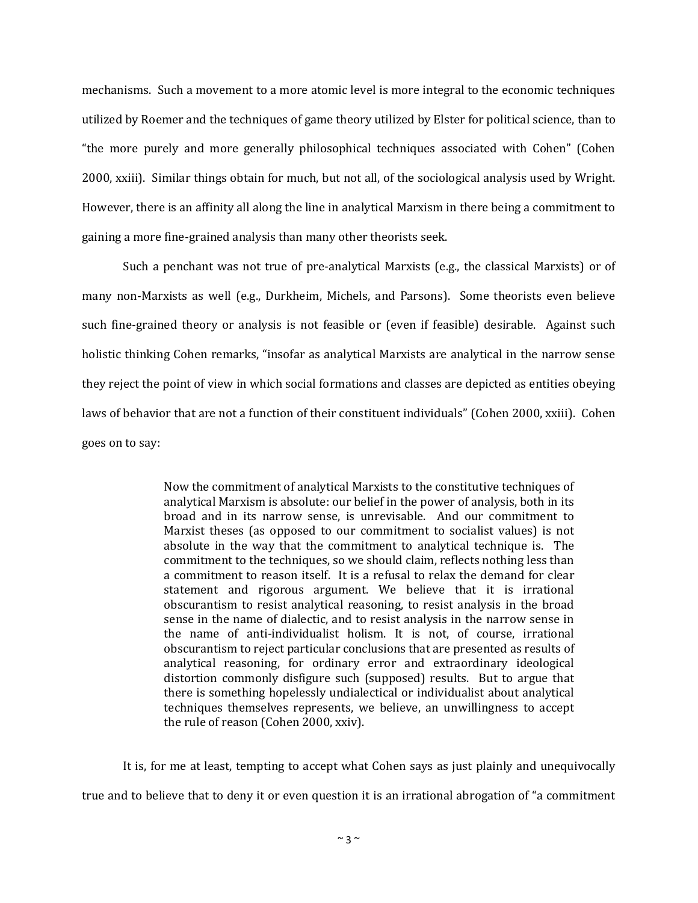mechanisms. Such a movement to a more atomic level is more integral to the economic techniques utilized by Roemer and the techniques of game theory utilized by Elster for political science, than to "the more purely and more generally philosophical techniques associated with Cohen" (Cohen 2000, xxiii). Similar things obtain for much, but not all, of the sociological analysis used by Wright. However, there is an affinity all along the line in analytical Marxism in there being a commitment to gaining a more fine-grained analysis than many other theorists seek.

Such a penchant was not true of pre-analytical Marxists (e.g., the classical Marxists) or of many non-Marxists as well (e.g., Durkheim, Michels, and Parsons). Some theorists even believe such fine-grained theory or analysis is not feasible or (even if feasible) desirable. Against such holistic thinking Cohen remarks, "insofar as analytical Marxists are analytical in the narrow sense they reject the point of view in which social formations and classes are depicted as entities obeying laws of behavior that are not a function of their constituent individuals" (Cohen 2000, xxiii). Cohen goes on to say:

> Now the commitment of analytical Marxists to the constitutive techniques of analytical Marxism is absolute: our belief in the power of analysis, both in its broad and in its narrow sense, is unrevisable. And our commitment to Marxist theses (as opposed to our commitment to socialist values) is not absolute in the way that the commitment to analytical technique is. The commitment to the techniques, so we should claim, reflects nothing less than a commitment to reason itself. It is a refusal to relax the demand for clear statement and rigorous argument. We believe that it is irrational obscurantism to resist analytical reasoning, to resist analysis in the broad sense in the name of dialectic, and to resist analysis in the narrow sense in the name of anti-individualist holism. It is not, of course, irrational obscurantism to reject particular conclusions that are presented as results of analytical reasoning, for ordinary error and extraordinary ideological distortion commonly disfigure such (supposed) results. But to argue that there is something hopelessly undialectical or individualist about analytical techniques themselves represents, we believe, an unwillingness to accept the rule of reason (Cohen 2000, xxiv).

It is, for me at least, tempting to accept what Cohen says as just plainly and unequivocally true and to believe that to deny it or even question it is an irrational abrogation of "a commitment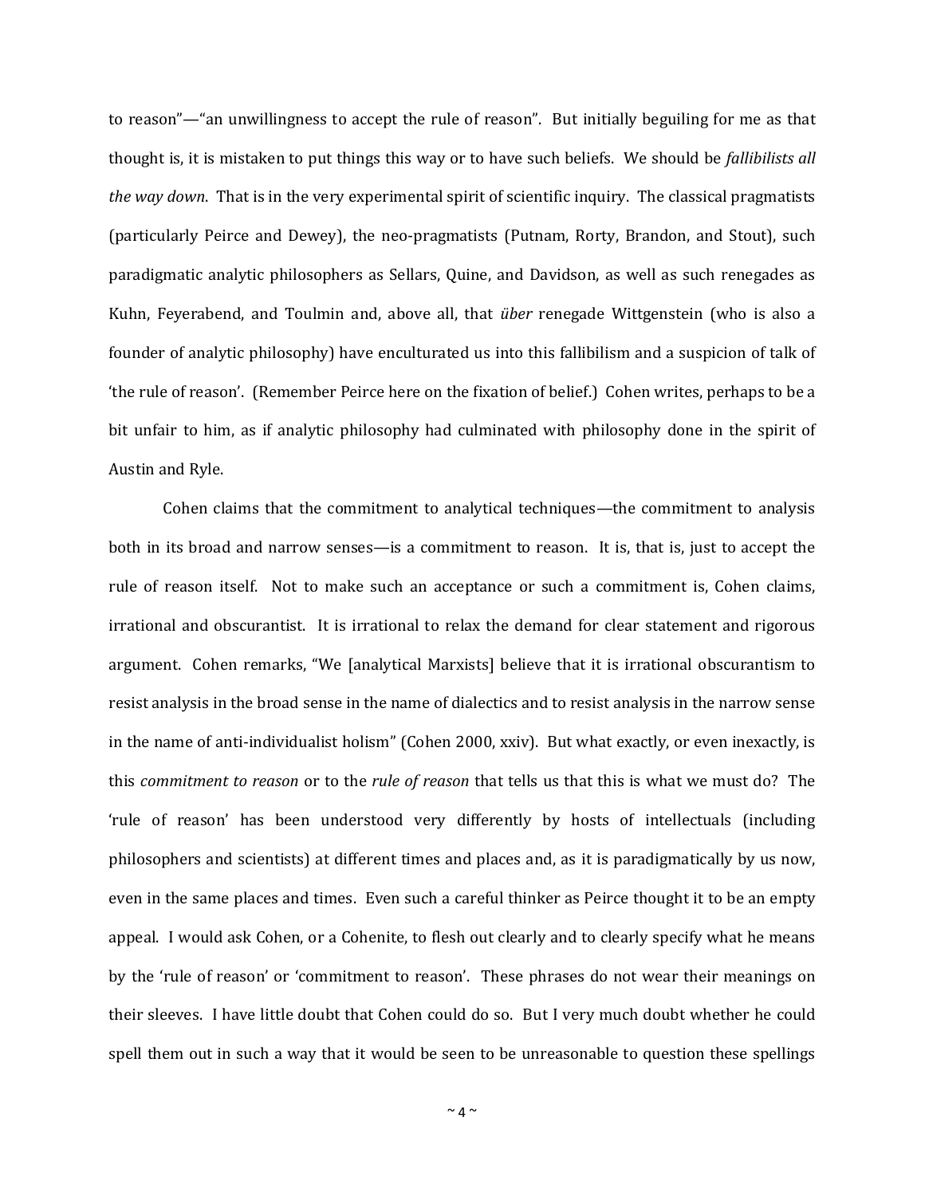to reason"—"an unwillingness to accept the rule of reason". But initially beguiling for me as that thought is, it is mistaken to put things this way or to have such beliefs. We should be *fallibilists all the way down*. That is in the very experimental spirit of scientific inquiry. The classical pragmatists (particularly Peirce and Dewey), the neo-pragmatists (Putnam, Rorty, Brandon, and Stout), such paradigmatic analytic philosophers as Sellars, Quine, and Davidson, as well as such renegades as Kuhn, Feyerabend, and Toulmin and, above all, that *über* renegade Wittgenstein (who is also a founder of analytic philosophy) have enculturated us into this fallibilism and a suspicion of talk of 'the rule of reason'. (Remember Peirce here on the fixation of belief.) Cohen writes, perhaps to be a bit unfair to him, as if analytic philosophy had culminated with philosophy done in the spirit of Austin and Ryle.

Cohen claims that the commitment to analytical techniques—the commitment to analysis both in its broad and narrow senses—is a commitment to reason. It is, that is, just to accept the rule of reason itself. Not to make such an acceptance or such a commitment is, Cohen claims, irrational and obscurantist. It is irrational to relax the demand for clear statement and rigorous argument. Cohen remarks, "We [analytical Marxists] believe that it is irrational obscurantism to resist analysis in the broad sense in the name of dialectics and to resist analysis in the narrow sense in the name of anti-individualist holism" (Cohen 2000, xxiv). But what exactly, or even inexactly, is this *commitment to reason* or to the *rule of reason* that tells us that this is what we must do? The 'rule of reason' has been understood very differently by hosts of intellectuals (including philosophers and scientists) at different times and places and, as it is paradigmatically by us now, even in the same places and times. Even such a careful thinker as Peirce thought it to be an empty appeal. I would ask Cohen, or a Cohenite, to flesh out clearly and to clearly specify what he means by the 'rule of reason' or 'commitment to reason'. These phrases do not wear their meanings on their sleeves. I have little doubt that Cohen could do so. But I very much doubt whether he could spell them out in such a way that it would be seen to be unreasonable to question these spellings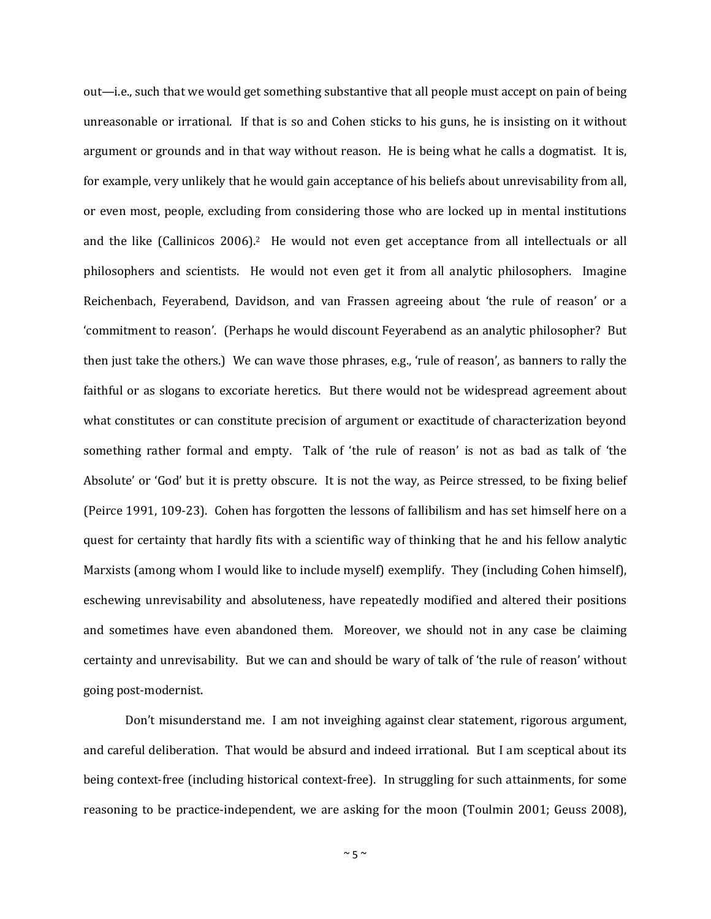out—i.e., such that we would get something substantive that all people must accept on pain of being unreasonable or irrational. If that is so and Cohen sticks to his guns, he is insisting on it without argument or grounds and in that way without reason. He is being what he calls a dogmatist. It is, for example, very unlikely that he would gain acceptance of his beliefs about unrevisability from all, or even most, people, excluding from considering those who are locked up in mental institutions and the like (Callinicos 2006).[2] He would not even get acceptance from all intellectuals or all philosophers and scientists. He would not even get it from all analytic philosophers. Imagine Reichenbach, Feyerabend, Davidson, and van Frassen agreeing about 'the rule of reason' or a 'commitment to reason'. (Perhaps he would discount Feyerabend as an analytic philosopher? But then just take the others.) We can wave those phrases, e.g., 'rule of reason', as banners to rally the faithful or as slogans to excoriate heretics. But there would not be widespread agreement about what constitutes or can constitute precision of argument or exactitude of characterization beyond something rather formal and empty. Talk of 'the rule of reason' is not as bad as talk of 'the Absolute' or 'God' but it is pretty obscure. It is not the way, as Peirce stressed, to be fixing belief (Peirce 1991, 109-23). Cohen has forgotten the lessons of fallibilism and has set himself here on a quest for certainty that hardly fits with a scientific way of thinking that he and his fellow analytic Marxists (among whom I would like to include myself) exemplify. They (including Cohen himself), eschewing unrevisability and absoluteness, have repeatedly modified and altered their positions and sometimes have even abandoned them. Moreover, we should not in any case be claiming certainty and unrevisability. But we can and should be wary of talk of 'the rule of reason' without going post-modernist.

Don't misunderstand me. I am not inveighing against clear statement, rigorous argument, and careful deliberation. That would be absurd and indeed irrational. But I am sceptical about its being context-free (including historical context-free). In struggling for such attainments, for some reasoning to be practice-independent, we are asking for the moon (Toulmin 2001; Geuss 2008),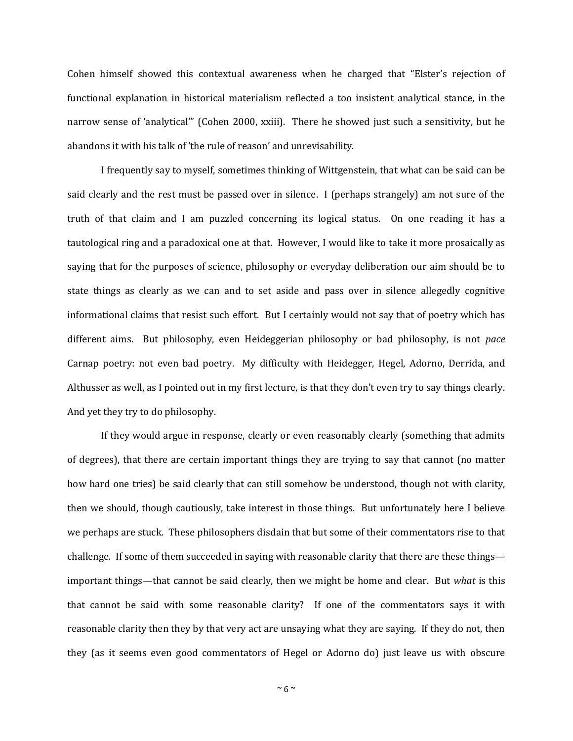Cohen himself showed this contextual awareness when he charged that "Elster's rejection of functional explanation in historical materialism reflected a too insistent analytical stance, in the narrow sense of 'analytical'" (Cohen 2000, xxiii). There he showed just such a sensitivity, but he abandons it with his talk of 'the rule of reason' and unrevisability.

I frequently say to myself, sometimes thinking of Wittgenstein, that what can be said can be said clearly and the rest must be passed over in silence. I (perhaps strangely) am not sure of the truth of that claim and I am puzzled concerning its logical status. On one reading it has a tautological ring and a paradoxical one at that. However, I would like to take it more prosaically as saying that for the purposes of science, philosophy or everyday deliberation our aim should be to state things as clearly as we can and to set aside and pass over in silence allegedly cognitive informational claims that resist such effort. But I certainly would not say that of poetry which has different aims. But philosophy, even Heideggerian philosophy or bad philosophy, is not *pace* Carnap poetry: not even bad poetry. My difficulty with Heidegger, Hegel, Adorno, Derrida, and Althusser as well, as I pointed out in my first lecture, is that they don't even try to say things clearly. And yet they try to do philosophy.

If they would argue in response, clearly or even reasonably clearly (something that admits of degrees), that there are certain important things they are trying to say that cannot (no matter how hard one tries) be said clearly that can still somehow be understood, though not with clarity, then we should, though cautiously, take interest in those things. But unfortunately here I believe we perhaps are stuck. These philosophers disdain that but some of their commentators rise to that challenge. If some of them succeeded in saying with reasonable clarity that there are these things—important things—that cannot be said clearly, then we might be home and clear. But *what* is this that cannot be said with some reasonable clarity? If one of the commentators says it with reasonable clarity then they by that very act are unsaying what they are saying. If they do not, then they (as it seems even good commentators of Hegel or Adorno do) just leave us with obscure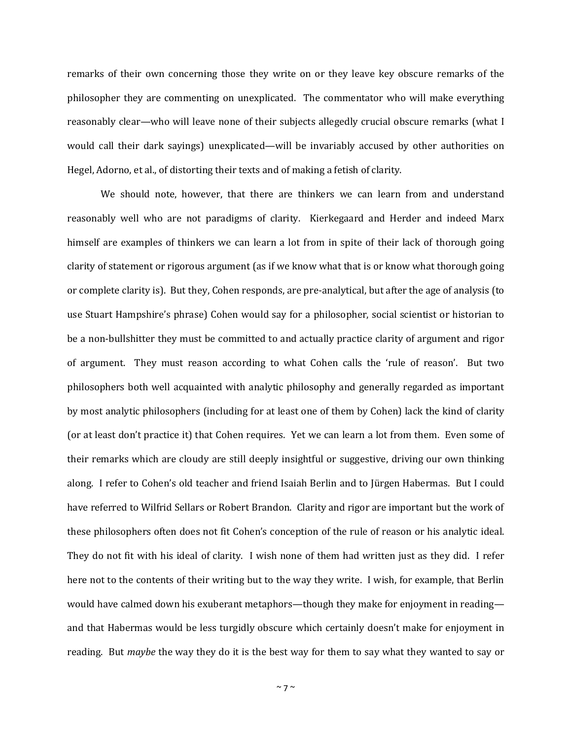remarks of their own concerning those they write on or they leave key obscure remarks of the philosopher they are commenting on unexplicated. The commentator who will make everything reasonably clear—who will leave none of their subjects allegedly crucial obscure remarks (what I would call their dark sayings) unexplicated—will be invariably accused by other authorities on Hegel, Adorno, et al., of distorting their texts and of making a fetish of clarity.

We should note, however, that there are thinkers we can learn from and understand reasonably well who are not paradigms of clarity. Kierkegaard and Herder and indeed Marx himself are examples of thinkers we can learn a lot from in spite of their lack of thorough going clarity of statement or rigorous argument (as if we know what that is or know what thorough going or complete clarity is). But they, Cohen responds, are pre-analytical, but after the age of analysis (to use Stuart Hampshire's phrase) Cohen would say for a philosopher, social scientist or historian to be a non-bullshitter they must be committed to and actually practice clarity of argument and rigor of argument. They must reason according to what Cohen calls the 'rule of reason'. But two philosophers both well acquainted with analytic philosophy and generally regarded as important by most analytic philosophers (including for at least one of them by Cohen) lack the kind of clarity (or at least don't practice it) that Cohen requires. Yet we can learn a lot from them. Even some of their remarks which are cloudy are still deeply insightful or suggestive, driving our own thinking along. I refer to Cohen's old teacher and friend Isaiah Berlin and to Jürgen Habermas. But I could have referred to Wilfrid Sellars or Robert Brandon. Clarity and rigor are important but the work of these philosophers often does not fit Cohen's conception of the rule of reason or his analytic ideal. They do not fit with his ideal of clarity. I wish none of them had written just as they did. I refer here not to the contents of their writing but to the way they write. I wish, for example, that Berlin would have calmed down his exuberant metaphors—though they make for enjoyment in reading—and that Habermas would be less turgidly obscure which certainly doesn't make for enjoyment in reading. But *maybe* the way they do it is the best way for them to say what they wanted to say or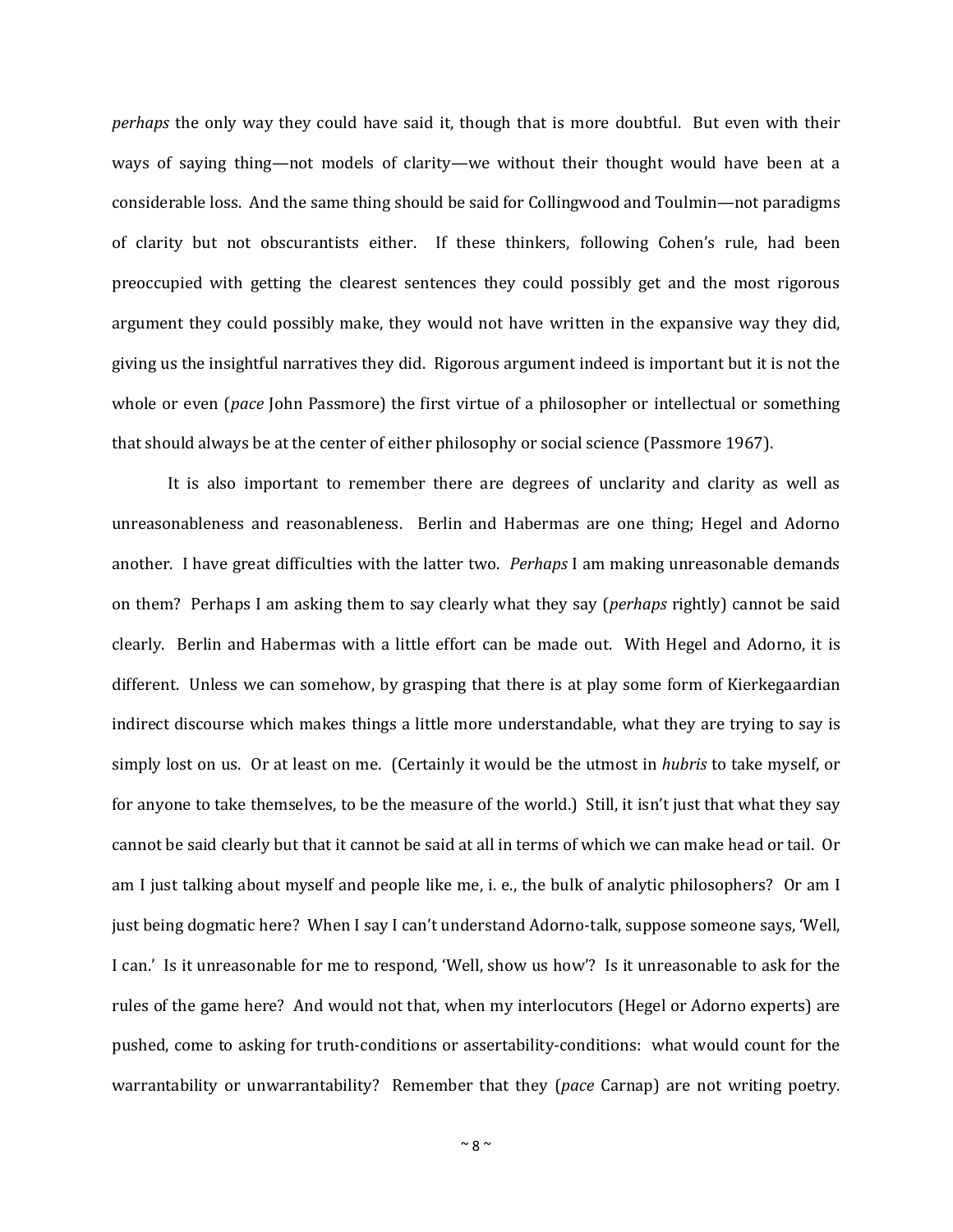*perhaps* the only way they could have said it, though that is more doubtful. But even with their ways of saying thing—not models of clarity—we without their thought would have been at a considerable loss. And the same thing should be said for Collingwood and Toulmin—not paradigms of clarity but not obscurantists either. If these thinkers, following Cohen's rule, had been preoccupied with getting the clearest sentences they could possibly get and the most rigorous argument they could possibly make, they would not have written in the expansive way they did, giving us the insightful narratives they did. Rigorous argument indeed is important but it is not the whole or even (*pace* John Passmore) the first virtue of a philosopher or intellectual or something that should always be at the center of either philosophy or social science (Passmore 1967).

It is also important to remember there are degrees of unclarity and clarity as well as unreasonableness and reasonableness. Berlin and Habermas are one thing; Hegel and Adorno another. I have great difficulties with the latter two. *Perhaps* I am making unreasonable demands on them? Perhaps I am asking them to say clearly what they say (*perhaps* rightly) cannot be said clearly. Berlin and Habermas with a little effort can be made out. With Hegel and Adorno, it is different. Unless we can somehow, by grasping that there is at play some form of Kierkegaardian indirect discourse which makes things a little more understandable, what they are trying to say is simply lost on us. Or at least on me. (Certainly it would be the utmost in *hubris* to take myself, or for anyone to take themselves, to be the measure of the world.) Still, it isn't just that what they say cannot be said clearly but that it cannot be said at all in terms of which we can make head or tail. Or am I just talking about myself and people like me, i. e., the bulk of analytic philosophers? Or am I just being dogmatic here? When I say I can't understand Adorno-talk, suppose someone says, 'Well, I can.' Is it unreasonable for me to respond, 'Well, show us how'? Is it unreasonable to ask for the rules of the game here? And would not that, when my interlocutors (Hegel or Adorno experts) are pushed, come to asking for truth-conditions or assertability-conditions: what would count for the warrantability or unwarrantability? Remember that they (*pace* Carnap) are not writing poetry.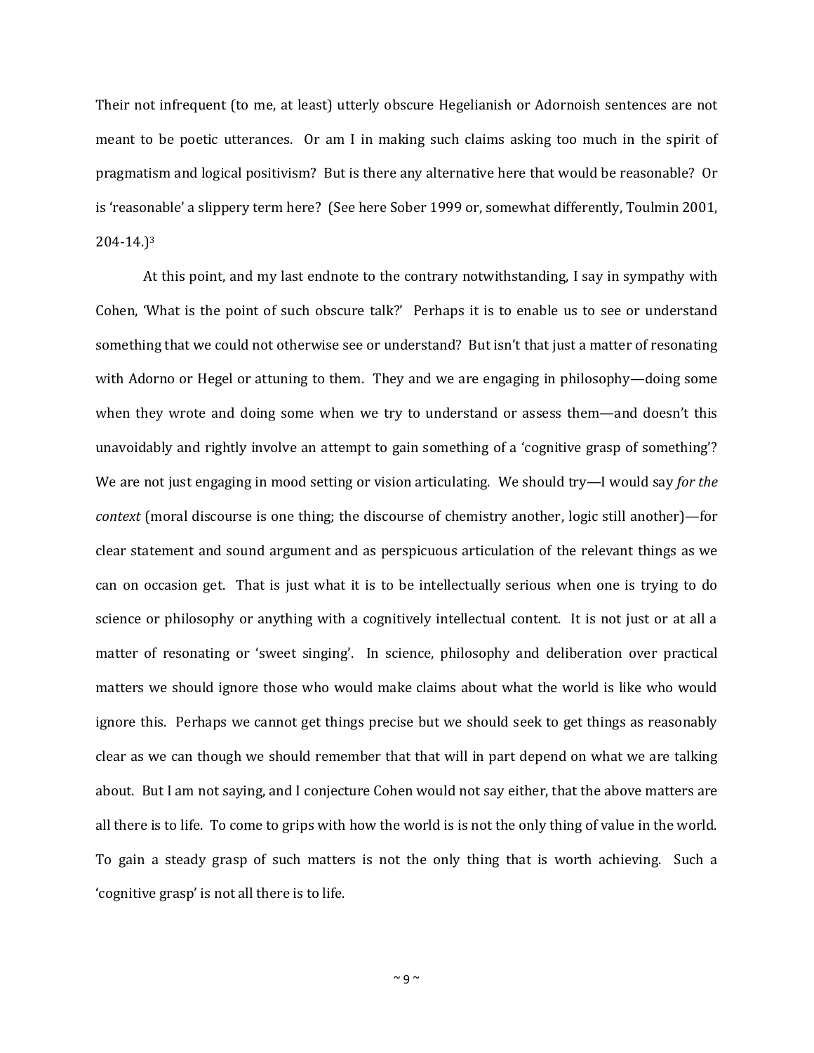Their not infrequent (to me, at least) utterly obscure Hegelianish or Adornoish sentences are not meant to be poetic utterances. Or am I in making such claims asking too much in the spirit of pragmatism and logical positivism? But is there any alternative here that would be reasonable? Or is 'reasonable' a slippery term here? (See here Sober 1999 or, somewhat differently, Toulmin 2001, 204-14.)[3]

At this point, and my last endnote to the contrary notwithstanding, I say in sympathy with Cohen, 'What is the point of such obscure talk?' Perhaps it is to enable us to see or understand something that we could not otherwise see or understand? But isn't that just a matter of resonating with Adorno or Hegel or attuning to them. They and we are engaging in philosophy—doing some when they wrote and doing some when we try to understand or assess them—and doesn't this unavoidably and rightly involve an attempt to gain something of a 'cognitive grasp of something'? We are not just engaging in mood setting or vision articulating. We should try—I would say *for the context* (moral discourse is one thing; the discourse of chemistry another, logic still another)—for clear statement and sound argument and as perspicuous articulation of the relevant things as we can on occasion get. That is just what it is to be intellectually serious when one is trying to do science or philosophy or anything with a cognitively intellectual content. It is not just or at all a matter of resonating or 'sweet singing'. In science, philosophy and deliberation over practical matters we should ignore those who would make claims about what the world is like who would ignore this. Perhaps we cannot get things precise but we should seek to get things as reasonably clear as we can though we should remember that that will in part depend on what we are talking about. But I am not saying, and I conjecture Cohen would not say either, that the above matters are all there is to life. To come to grips with how the world is is not the only thing of value in the world. To gain a steady grasp of such matters is not the only thing that is worth achieving. Such a 'cognitive grasp' is not all there is to life.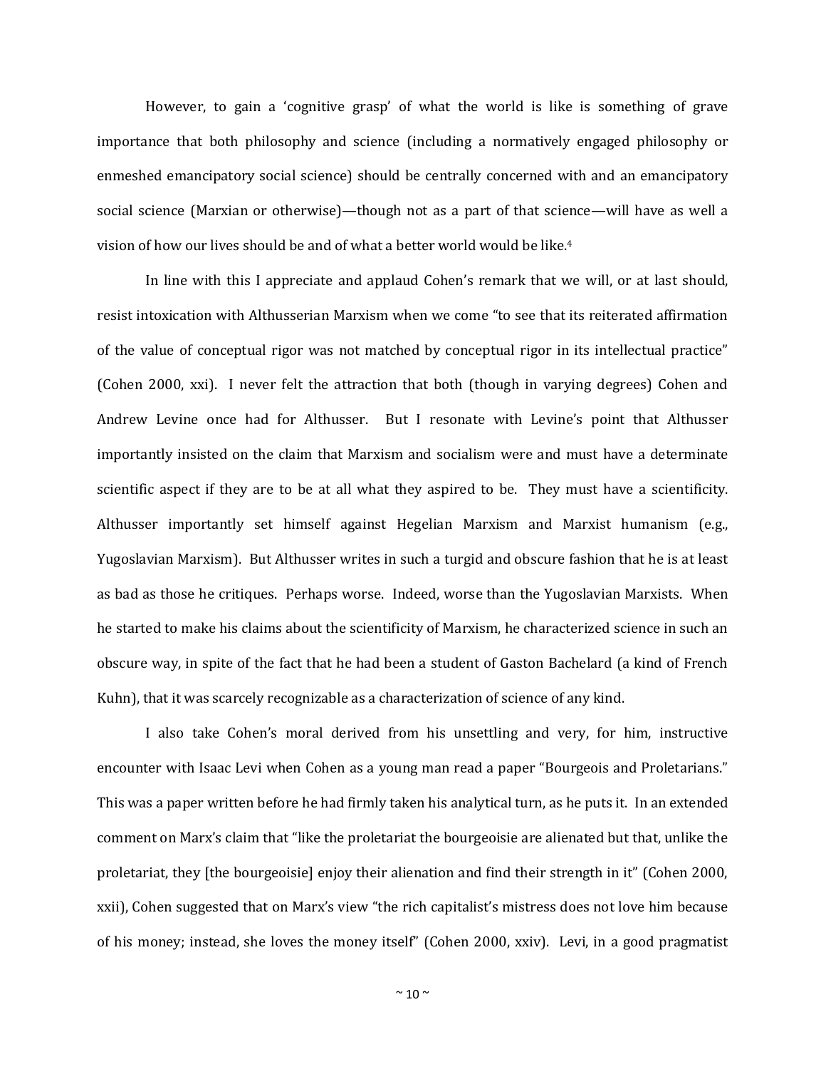However, to gain a 'cognitive grasp' of what the world is like is something of grave importance that both philosophy and science (including a normatively engaged philosophy or enmeshed emancipatory social science) should be centrally concerned with and an emancipatory social science (Marxian or otherwise)—though not as a part of that science—will have as well a vision of how our lives should be and of what a better world would be like.[4]

In line with this I appreciate and applaud Cohen's remark that we will, or at last should, resist intoxication with Althusserian Marxism when we come "to see that its reiterated affirmation of the value of conceptual rigor was not matched by conceptual rigor in its intellectual practice" (Cohen 2000, xxi). I never felt the attraction that both (though in varying degrees) Cohen and Andrew Levine once had for Althusser. But I resonate with Levine's point that Althusser importantly insisted on the claim that Marxism and socialism were and must have a determinate scientific aspect if they are to be at all what they aspired to be. They must have a scientificity. Althusser importantly set himself against Hegelian Marxism and Marxist humanism (e.g., Yugoslavian Marxism). But Althusser writes in such a turgid and obscure fashion that he is at least as bad as those he critiques. Perhaps worse. Indeed, worse than the Yugoslavian Marxists. When he started to make his claims about the scientificity of Marxism, he characterized science in such an obscure way, in spite of the fact that he had been a student of Gaston Bachelard (a kind of French Kuhn), that it was scarcely recognizable as a characterization of science of any kind.

I also take Cohen's moral derived from his unsettling and very, for him, instructive encounter with Isaac Levi when Cohen as a young man read a paper "Bourgeois and Proletarians." This was a paper written before he had firmly taken his analytical turn, as he puts it. In an extended comment on Marx's claim that "like the proletariat the bourgeoisie are alienated but that, unlike the proletariat, they [the bourgeoisie] enjoy their alienation and find their strength in it" (Cohen 2000, xxii), Cohen suggested that on Marx's view "the rich capitalist's mistress does not love him because of his money; instead, she loves the money itself" (Cohen 2000, xxiv). Levi, in a good pragmatist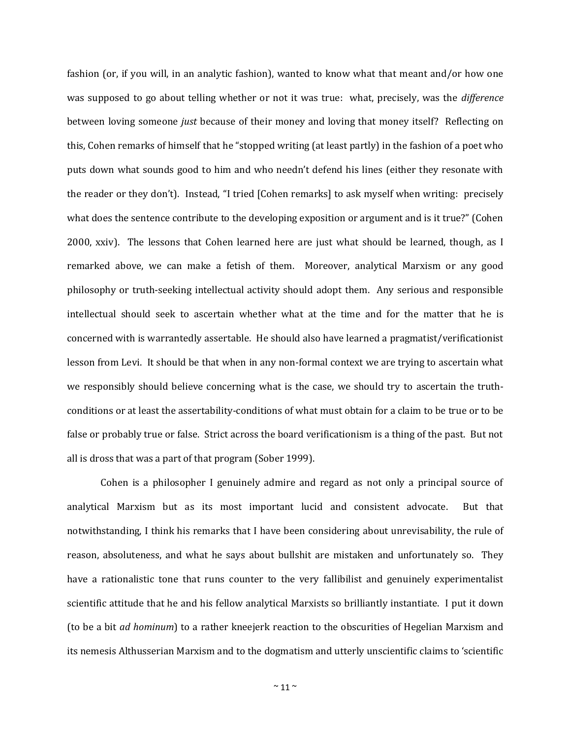fashion (or, if you will, in an analytic fashion), wanted to know what that meant and/or how one was supposed to go about telling whether or not it was true: what, precisely, was the *difference* between loving someone *just* because of their money and loving that money itself? Reflecting on this, Cohen remarks of himself that he "stopped writing (at least partly) in the fashion of a poet who puts down what sounds good to him and who needn't defend his lines (either they resonate with the reader or they don't). Instead, "I tried [Cohen remarks] to ask myself when writing: precisely what does the sentence contribute to the developing exposition or argument and is it true?" (Cohen 2000, xxiv). The lessons that Cohen learned here are just what should be learned, though, as I remarked above, we can make a fetish of them. Moreover, analytical Marxism or any good philosophy or truth-seeking intellectual activity should adopt them. Any serious and responsible intellectual should seek to ascertain whether what at the time and for the matter that he is concerned with is warrantedly assertable. He should also have learned a pragmatist/verificationist lesson from Levi. It should be that when in any non-formal context we are trying to ascertain what we responsibly should believe concerning what is the case, we should try to ascertain the truth-conditions or at least the assertability-conditions of what must obtain for a claim to be true or to be false or probably true or false. Strict across the board verificationism is a thing of the past. But not all is dross that was a part of that program (Sober 1999).

Cohen is a philosopher I genuinely admire and regard as not only a principal source of analytical Marxism but as its most important lucid and consistent advocate. But that notwithstanding, I think his remarks that I have been considering about unrevisability, the rule of reason, absoluteness, and what he says about bullshit are mistaken and unfortunately so. They have a rationalistic tone that runs counter to the very fallibilist and genuinely experimentalist scientific attitude that he and his fellow analytical Marxists so brilliantly instantiate. I put it down (to be a bit *ad hominum*) to a rather kneejerk reaction to the obscurities of Hegelian Marxism and its nemesis Althusserian Marxism and to the dogmatism and utterly unscientific claims to 'scientific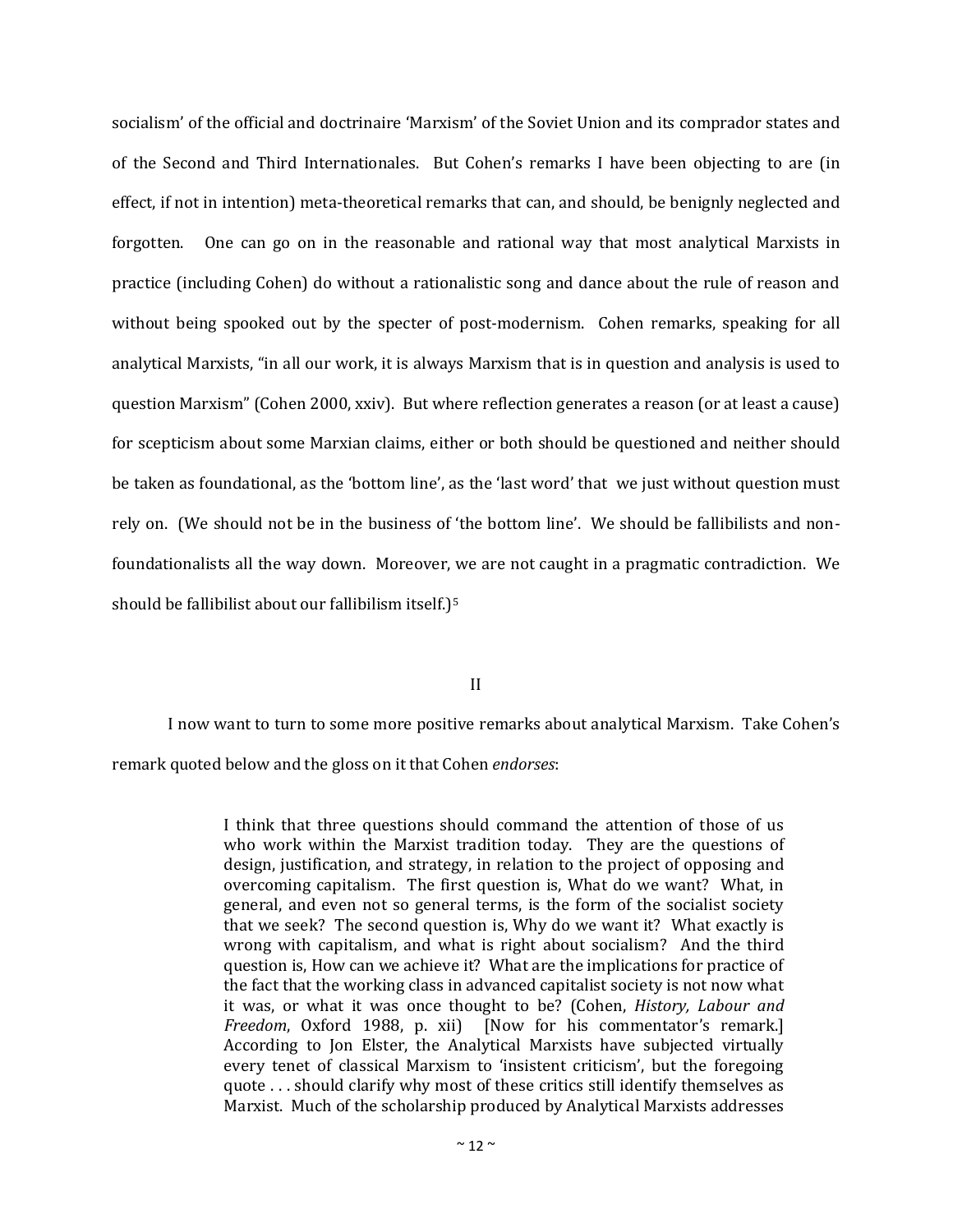socialism' of the official and doctrinaire 'Marxism' of the Soviet Union and its comprador states and of the Second and Third Internationales. But Cohen's remarks I have been objecting to are (in effect, if not in intention) meta-theoretical remarks that can, and should, be benignly neglected and forgotten. One can go on in the reasonable and rational way that most analytical Marxists in practice (including Cohen) do without a rationalistic song and dance about the rule of reason and without being spooked out by the specter of post-modernism. Cohen remarks, speaking for all analytical Marxists, "in all our work, it is always Marxism that is in question and analysis is used to question Marxism" (Cohen 2000, xxiv). But where reflection generates a reason (or at least a cause) for scepticism about some Marxian claims, either or both should be questioned and neither should be taken as foundational, as the 'bottom line', as the 'last word' that we just without question must rely on. (We should not be in the business of 'the bottom line'. We should be fallibilists and non-foundationalists all the way down. Moreover, we are not caught in a pragmatic contradiction. We should be fallibilist about our fallibilism itself.)[5]

## II

I now want to turn to some more positive remarks about analytical Marxism. Take Cohen's remark quoted below and the gloss on it that Cohen *endorses*:

> I think that three questions should command the attention of those of us who work within the Marxist tradition today. They are the questions of design, justification, and strategy, in relation to the project of opposing and overcoming capitalism. The first question is, What do we want? What, in general, and even not so general terms, is the form of the socialist society that we seek? The second question is, Why do we want it? What exactly is wrong with capitalism, and what is right about socialism? And the third question is, How can we achieve it? What are the implications for practice of the fact that the working class in advanced capitalist society is not now what it was, or what it was once thought to be? (Cohen, *History, Labour and Freedom*, Oxford 1988, p. xii) [Now for his commentator's remark.] According to Jon Elster, the Analytical Marxists have subjected virtually every tenet of classical Marxism to 'insistent criticism', but the foregoing quote . . . should clarify why most of these critics still identify themselves as Marxist. Much of the scholarship produced by Analytical Marxists addresses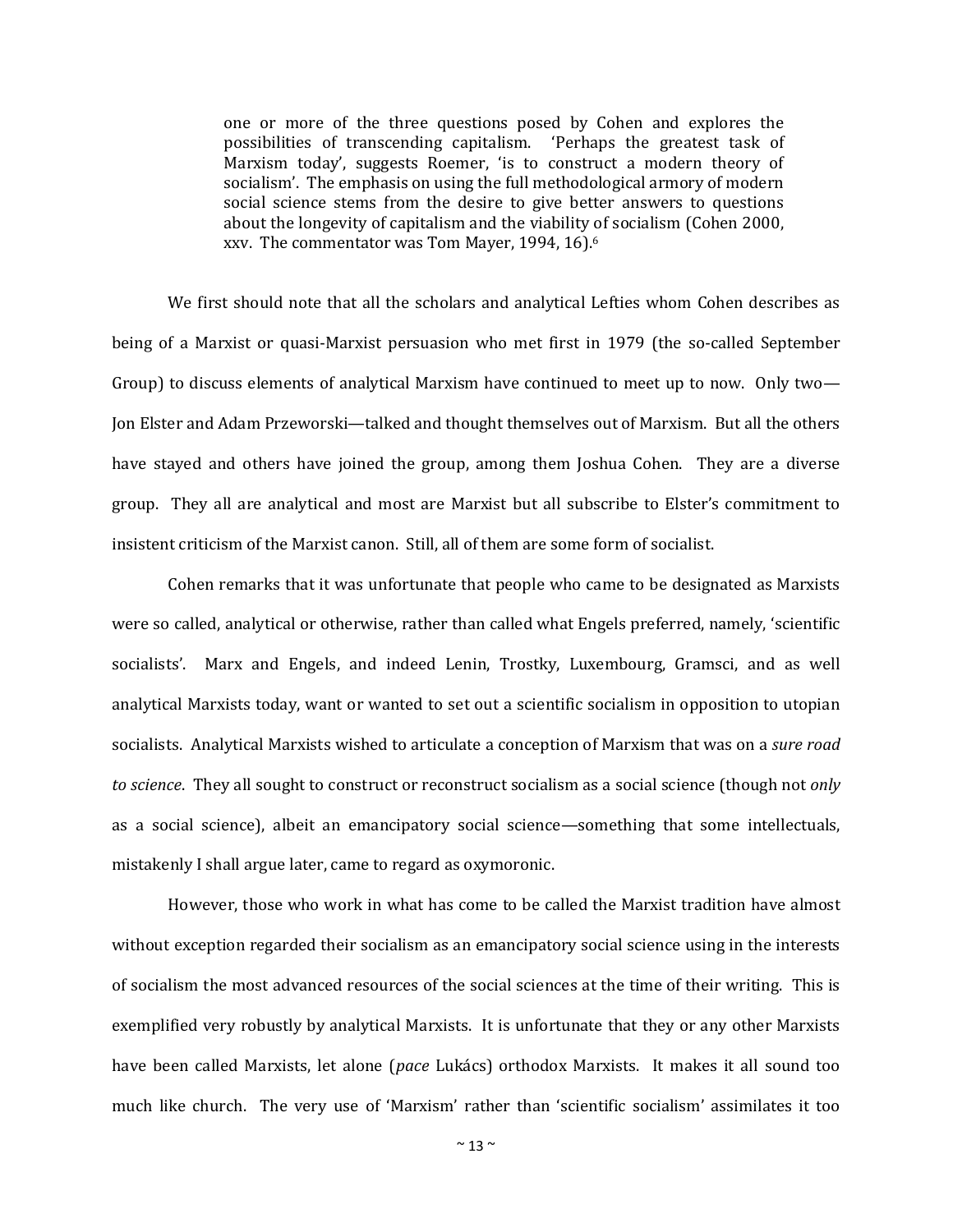> one or more of the three questions posed by Cohen and explores the possibilities of transcending capitalism. 'Perhaps the greatest task of Marxism today', suggests Roemer, 'is to construct a modern theory of socialism'. The emphasis on using the full methodological armory of modern social science stems from the desire to give better answers to questions about the longevity of capitalism and the viability of socialism (Cohen 2000, xxv. The commentator was Tom Mayer, 1994, 16).[6]

We first should note that all the scholars and analytical Lefties whom Cohen describes as being of a Marxist or quasi-Marxist persuasion who met first in 1979 (the so-called September Group) to discuss elements of analytical Marxism have continued to meet up to now. Only two—Jon Elster and Adam Przeworski—talked and thought themselves out of Marxism. But all the others have stayed and others have joined the group, among them Joshua Cohen. They are a diverse group. They all are analytical and most are Marxist but all subscribe to Elster's commitment to insistent criticism of the Marxist canon. Still, all of them are some form of socialist.

Cohen remarks that it was unfortunate that people who came to be designated as Marxists were so called, analytical or otherwise, rather than called what Engels preferred, namely, 'scientific socialists'. Marx and Engels, and indeed Lenin, Trostky, Luxembourg, Gramsci, and as well analytical Marxists today, want or wanted to set out a scientific socialism in opposition to utopian socialists. Analytical Marxists wished to articulate a conception of Marxism that was on a *sure road to science*. They all sought to construct or reconstruct socialism as a social science (though not *only* as a social science), albeit an emancipatory social science—something that some intellectuals, mistakenly I shall argue later, came to regard as oxymoronic.

However, those who work in what has come to be called the Marxist tradition have almost without exception regarded their socialism as an emancipatory social science using in the interests of socialism the most advanced resources of the social sciences at the time of their writing. This is exemplified very robustly by analytical Marxists. It is unfortunate that they or any other Marxists have been called Marxists, let alone (*pace* Lukács) orthodox Marxists. It makes it all sound too much like church. The very use of 'Marxism' rather than 'scientific socialism' assimilates it too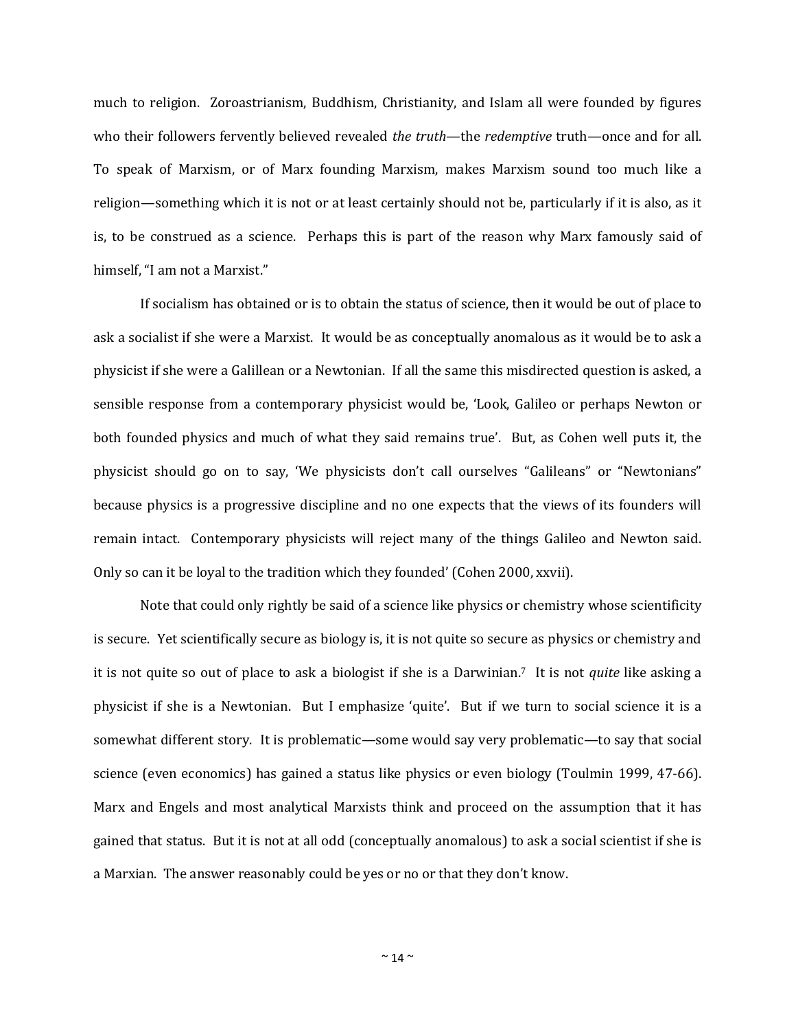much to religion. Zoroastrianism, Buddhism, Christianity, and Islam all were founded by figures who their followers fervently believed revealed *the truth*—the *redemptive* truth—once and for all. To speak of Marxism, or of Marx founding Marxism, makes Marxism sound too much like a religion—something which it is not or at least certainly should not be, particularly if it is also, as it is, to be construed as a science. Perhaps this is part of the reason why Marx famously said of himself, "I am not a Marxist."

If socialism has obtained or is to obtain the status of science, then it would be out of place to ask a socialist if she were a Marxist. It would be as conceptually anomalous as it would be to ask a physicist if she were a Galillean or a Newtonian. If all the same this misdirected question is asked, a sensible response from a contemporary physicist would be, 'Look, Galileo or perhaps Newton or both founded physics and much of what they said remains true'. But, as Cohen well puts it, the physicist should go on to say, 'We physicists don't call ourselves "Galileans" or "Newtonians" because physics is a progressive discipline and no one expects that the views of its founders will remain intact. Contemporary physicists will reject many of the things Galileo and Newton said. Only so can it be loyal to the tradition which they founded' (Cohen 2000, xxvii).

Note that could only rightly be said of a science like physics or chemistry whose scientificity is secure. Yet scientifically secure as biology is, it is not quite so secure as physics or chemistry and it is not quite so out of place to ask a biologist if she is a Darwinian.[7] It is not *quite* like asking a physicist if she is a Newtonian. But I emphasize 'quite'. But if we turn to social science it is a somewhat different story. It is problematic—some would say very problematic—to say that social science (even economics) has gained a status like physics or even biology (Toulmin 1999, 47-66). Marx and Engels and most analytical Marxists think and proceed on the assumption that it has gained that status. But it is not at all odd (conceptually anomalous) to ask a social scientist if she is a Marxian. The answer reasonably could be yes or no or that they don't know.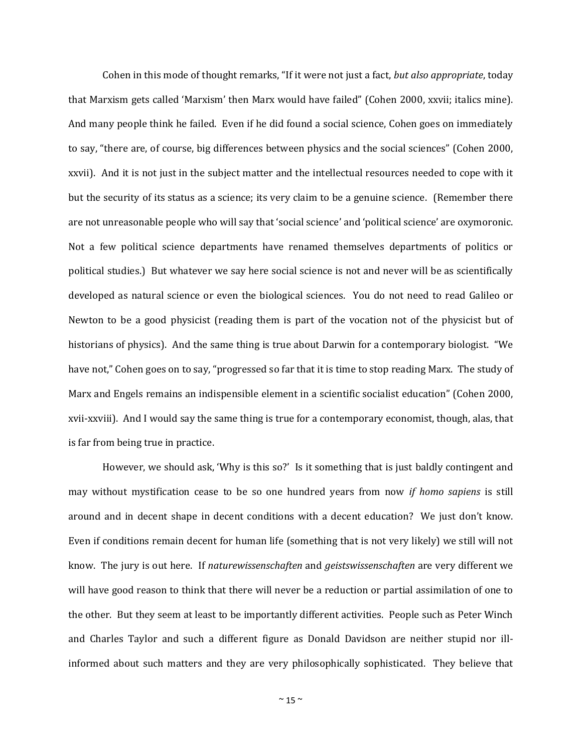Cohen in this mode of thought remarks, "If it were not just a fact, *but also appropriate*, today that Marxism gets called 'Marxism' then Marx would have failed" (Cohen 2000, xxvii; italics mine). And many people think he failed. Even if he did found a social science, Cohen goes on immediately to say, "there are, of course, big differences between physics and the social sciences" (Cohen 2000, xxvii). And it is not just in the subject matter and the intellectual resources needed to cope with it but the security of its status as a science; its very claim to be a genuine science. (Remember there are not unreasonable people who will say that 'social science' and 'political science' are oxymoronic. Not a few political science departments have renamed themselves departments of politics or political studies.) But whatever we say here social science is not and never will be as scientifically developed as natural science or even the biological sciences. You do not need to read Galileo or Newton to be a good physicist (reading them is part of the vocation not of the physicist but of historians of physics). And the same thing is true about Darwin for a contemporary biologist. "We have not," Cohen goes on to say, "progressed so far that it is time to stop reading Marx. The study of Marx and Engels remains an indispensible element in a scientific socialist education" (Cohen 2000, xvii-xxviii). And I would say the same thing is true for a contemporary economist, though, alas, that is far from being true in practice.

However, we should ask, 'Why is this so?' Is it something that is just baldly contingent and may without mystification cease to be so one hundred years from now *if homo sapiens* is still around and in decent shape in decent conditions with a decent education? We just don't know. Even if conditions remain decent for human life (something that is not very likely) we still will not know. The jury is out here. If *naturewissenschaften* and *geistswissenschaften* are very different we will have good reason to think that there will never be a reduction or partial assimilation of one to the other. But they seem at least to be importantly different activities. People such as Peter Winch and Charles Taylor and such a different figure as Donald Davidson are neither stupid nor ill-informed about such matters and they are very philosophically sophisticated. They believe that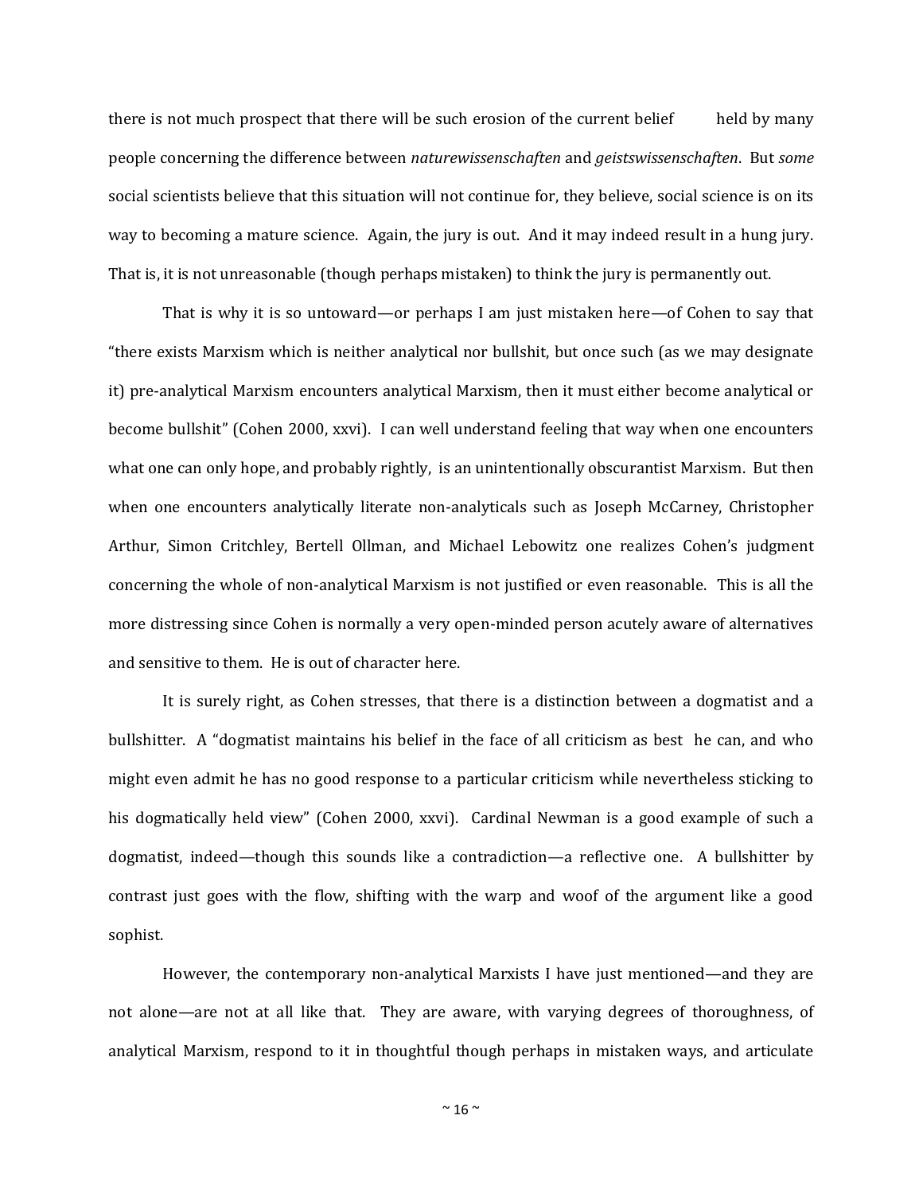there is not much prospect that there will be such erosion of the current belief held by many people concerning the difference between *naturewissenschaften* and *geistswissenschaften*. But *some* social scientists believe that this situation will not continue for, they believe, social science is on its way to becoming a mature science. Again, the jury is out. And it may indeed result in a hung jury. That is, it is not unreasonable (though perhaps mistaken) to think the jury is permanently out.

That is why it is so untoward—or perhaps I am just mistaken here—of Cohen to say that "there exists Marxism which is neither analytical nor bullshit, but once such (as we may designate it) pre-analytical Marxism encounters analytical Marxism, then it must either become analytical or become bullshit" (Cohen 2000, xxvi). I can well understand feeling that way when one encounters what one can only hope, and probably rightly, is an unintentionally obscurantist Marxism. But then when one encounters analytically literate non-analyticals such as Joseph McCarney, Christopher Arthur, Simon Critchley, Bertell Ollman, and Michael Lebowitz one realizes Cohen's judgment concerning the whole of non-analytical Marxism is not justified or even reasonable. This is all the more distressing since Cohen is normally a very open-minded person acutely aware of alternatives and sensitive to them. He is out of character here.

It is surely right, as Cohen stresses, that there is a distinction between a dogmatist and a bullshitter. A "dogmatist maintains his belief in the face of all criticism as best he can, and who might even admit he has no good response to a particular criticism while nevertheless sticking to his dogmatically held view" (Cohen 2000, xxvi). Cardinal Newman is a good example of such a dogmatist, indeed—though this sounds like a contradiction—a reflective one. A bullshitter by contrast just goes with the flow, shifting with the warp and woof of the argument like a good sophist.

However, the contemporary non-analytical Marxists I have just mentioned—and they are not alone—are not at all like that. They are aware, with varying degrees of thoroughness, of analytical Marxism, respond to it in thoughtful though perhaps in mistaken ways, and articulate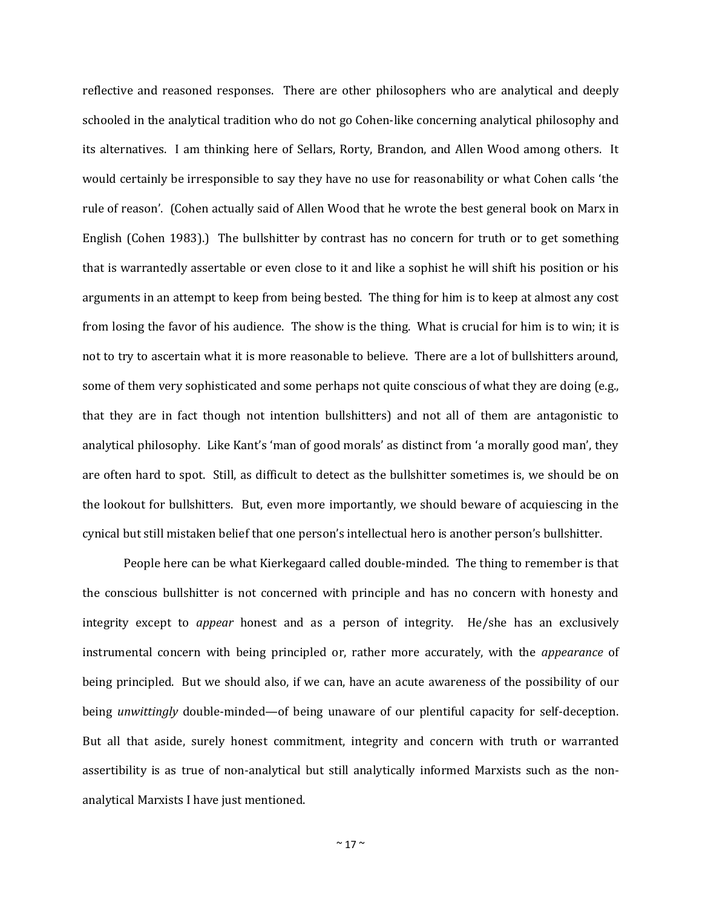reflective and reasoned responses. There are other philosophers who are analytical and deeply schooled in the analytical tradition who do not go Cohen-like concerning analytical philosophy and its alternatives. I am thinking here of Sellars, Rorty, Brandon, and Allen Wood among others. It would certainly be irresponsible to say they have no use for reasonability or what Cohen calls 'the rule of reason'. (Cohen actually said of Allen Wood that he wrote the best general book on Marx in English (Cohen 1983).) The bullshitter by contrast has no concern for truth or to get something that is warrantedly assertable or even close to it and like a sophist he will shift his position or his arguments in an attempt to keep from being bested. The thing for him is to keep at almost any cost from losing the favor of his audience. The show is the thing. What is crucial for him is to win; it is not to try to ascertain what it is more reasonable to believe. There are a lot of bullshitters around, some of them very sophisticated and some perhaps not quite conscious of what they are doing (e.g., that they are in fact though not intention bullshitters) and not all of them are antagonistic to analytical philosophy. Like Kant's 'man of good morals' as distinct from 'a morally good man', they are often hard to spot. Still, as difficult to detect as the bullshitter sometimes is, we should be on the lookout for bullshitters. But, even more importantly, we should beware of acquiescing in the cynical but still mistaken belief that one person's intellectual hero is another person's bullshitter.

People here can be what Kierkegaard called double-minded. The thing to remember is that the conscious bullshitter is not concerned with principle and has no concern with honesty and integrity except to *appear* honest and as a person of integrity. He/she has an exclusively instrumental concern with being principled or, rather more accurately, with the *appearance* of being principled. But we should also, if we can, have an acute awareness of the possibility of our being *unwittingly* double-minded—of being unaware of our plentiful capacity for self-deception. But all that aside, surely honest commitment, integrity and concern with truth or warranted assertibility is as true of non-analytical but still analytically informed Marxists such as the non-analytical Marxists I have just mentioned.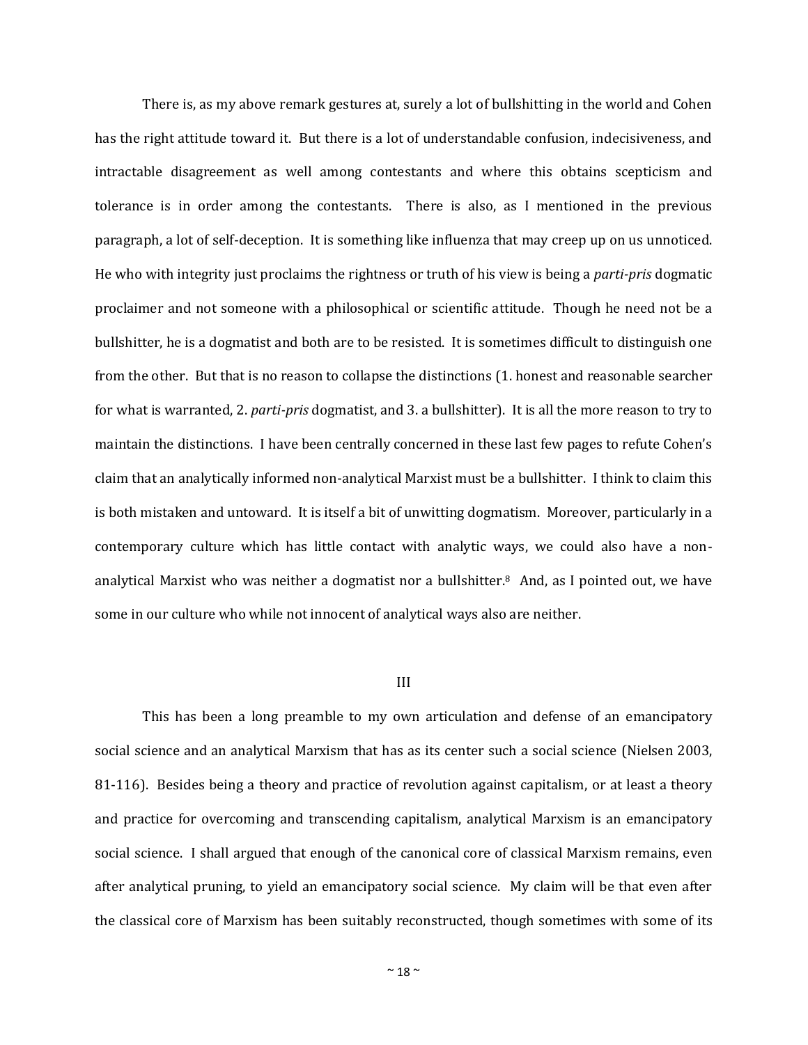There is, as my above remark gestures at, surely a lot of bullshitting in the world and Cohen has the right attitude toward it. But there is a lot of understandable confusion, indecisiveness, and intractable disagreement as well among contestants and where this obtains scepticism and tolerance is in order among the contestants. There is also, as I mentioned in the previous paragraph, a lot of self-deception. It is something like influenza that may creep up on us unnoticed. He who with integrity just proclaims the rightness or truth of his view is being a *parti-pris* dogmatic proclaimer and not someone with a philosophical or scientific attitude. Though he need not be a bullshitter, he is a dogmatist and both are to be resisted. It is sometimes difficult to distinguish one from the other. But that is no reason to collapse the distinctions (1. honest and reasonable searcher for what is warranted, 2. *parti-pris* dogmatist, and 3. a bullshitter). It is all the more reason to try to maintain the distinctions. I have been centrally concerned in these last few pages to refute Cohen's claim that an analytically informed non-analytical Marxist must be a bullshitter. I think to claim this is both mistaken and untoward. It is itself a bit of unwitting dogmatism. Moreover, particularly in a contemporary culture which has little contact with analytic ways, we could also have a non-analytical Marxist who was neither a dogmatist nor a bullshitter.[8] And, as I pointed out, we have some in our culture who while not innocent of analytical ways also are neither.

## III

This has been a long preamble to my own articulation and defense of an emancipatory social science and an analytical Marxism that has as its center such a social science (Nielsen 2003, 81-116). Besides being a theory and practice of revolution against capitalism, or at least a theory and practice for overcoming and transcending capitalism, analytical Marxism is an emancipatory social science. I shall argued that enough of the canonical core of classical Marxism remains, even after analytical pruning, to yield an emancipatory social science. My claim will be that even after the classical core of Marxism has been suitably reconstructed, though sometimes with some of its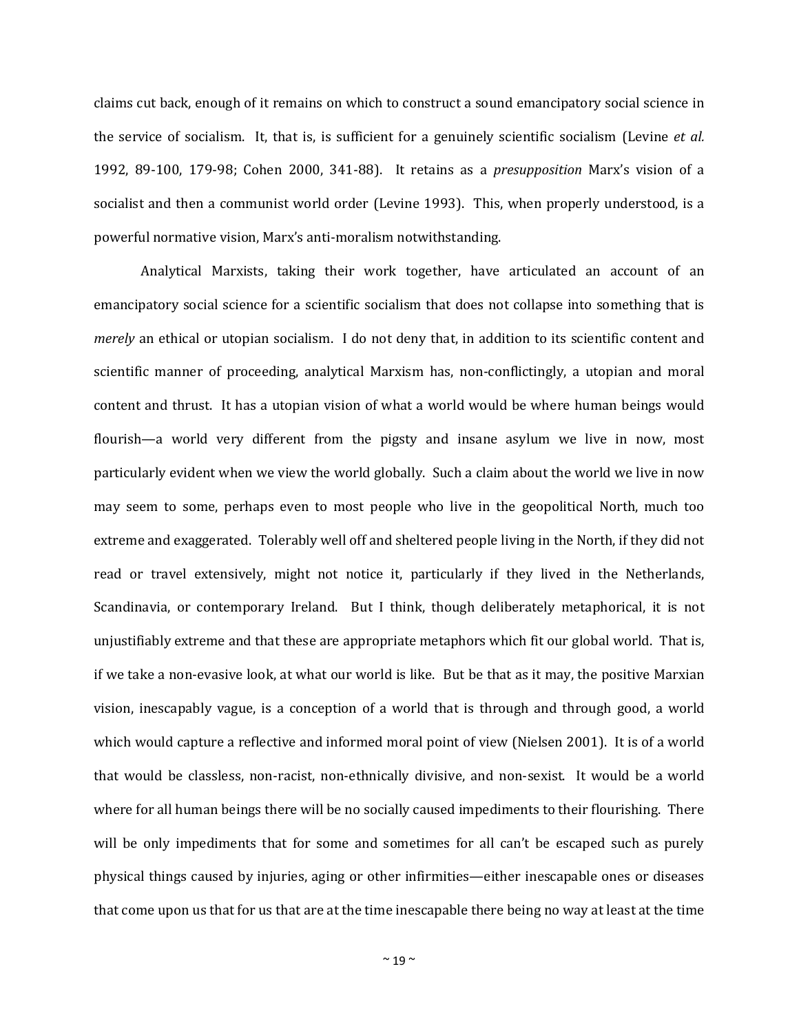claims cut back, enough of it remains on which to construct a sound emancipatory social science in the service of socialism. It, that is, is sufficient for a genuinely scientific socialism (Levine *et al.* 1992, 89-100, 179-98; Cohen 2000, 341-88). It retains as a *presupposition* Marx's vision of a socialist and then a communist world order (Levine 1993). This, when properly understood, is a powerful normative vision, Marx's anti-moralism notwithstanding.

Analytical Marxists, taking their work together, have articulated an account of an emancipatory social science for a scientific socialism that does not collapse into something that is *merely* an ethical or utopian socialism. I do not deny that, in addition to its scientific content and scientific manner of proceeding, analytical Marxism has, non-conflictingly, a utopian and moral content and thrust. It has a utopian vision of what a world would be where human beings would flourish—a world very different from the pigsty and insane asylum we live in now, most particularly evident when we view the world globally. Such a claim about the world we live in now may seem to some, perhaps even to most people who live in the geopolitical North, much too extreme and exaggerated. Tolerably well off and sheltered people living in the North, if they did not read or travel extensively, might not notice it, particularly if they lived in the Netherlands, Scandinavia, or contemporary Ireland. But I think, though deliberately metaphorical, it is not unjustifiably extreme and that these are appropriate metaphors which fit our global world. That is, if we take a non-evasive look, at what our world is like. But be that as it may, the positive Marxian vision, inescapably vague, is a conception of a world that is through and through good, a world which would capture a reflective and informed moral point of view (Nielsen 2001). It is of a world that would be classless, non-racist, non-ethnically divisive, and non-sexist. It would be a world where for all human beings there will be no socially caused impediments to their flourishing. There will be only impediments that for some and sometimes for all can't be escaped such as purely physical things caused by injuries, aging or other infirmities—either inescapable ones or diseases that come upon us that for us that are at the time inescapable there being no way at least at the time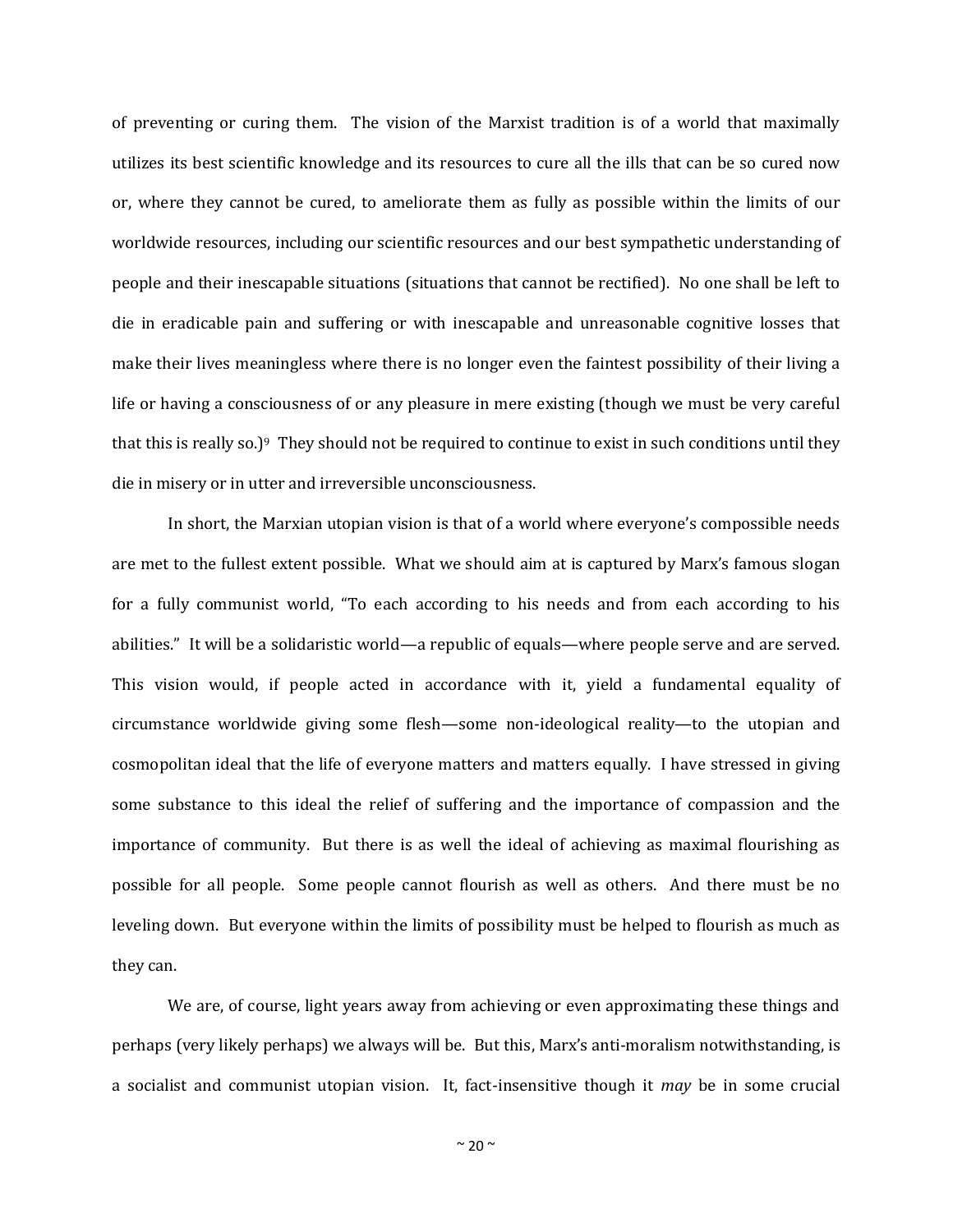of preventing or curing them. The vision of the Marxist tradition is of a world that maximally utilizes its best scientific knowledge and its resources to cure all the ills that can be so cured now or, where they cannot be cured, to ameliorate them as fully as possible within the limits of our worldwide resources, including our scientific resources and our best sympathetic understanding of people and their inescapable situations (situations that cannot be rectified). No one shall be left to die in eradicable pain and suffering or with inescapable and unreasonable cognitive losses that make their lives meaningless where there is no longer even the faintest possibility of their living a life or having a consciousness of or any pleasure in mere existing (though we must be very careful that this is really so.)[9] They should not be required to continue to exist in such conditions until they die in misery or in utter and irreversible unconsciousness.

In short, the Marxian utopian vision is that of a world where everyone's compossible needs are met to the fullest extent possible. What we should aim at is captured by Marx's famous slogan for a fully communist world, "To each according to his needs and from each according to his abilities." It will be a solidaristic world—a republic of equals—where people serve and are served. This vision would, if people acted in accordance with it, yield a fundamental equality of circumstance worldwide giving some flesh—some non-ideological reality—to the utopian and cosmopolitan ideal that the life of everyone matters and matters equally. I have stressed in giving some substance to this ideal the relief of suffering and the importance of compassion and the importance of community. But there is as well the ideal of achieving as maximal flourishing as possible for all people. Some people cannot flourish as well as others. And there must be no leveling down. But everyone within the limits of possibility must be helped to flourish as much as they can.

We are, of course, light years away from achieving or even approximating these things and perhaps (very likely perhaps) we always will be. But this, Marx's anti-moralism notwithstanding, is a socialist and communist utopian vision. It, fact-insensitive though it *may* be in some crucial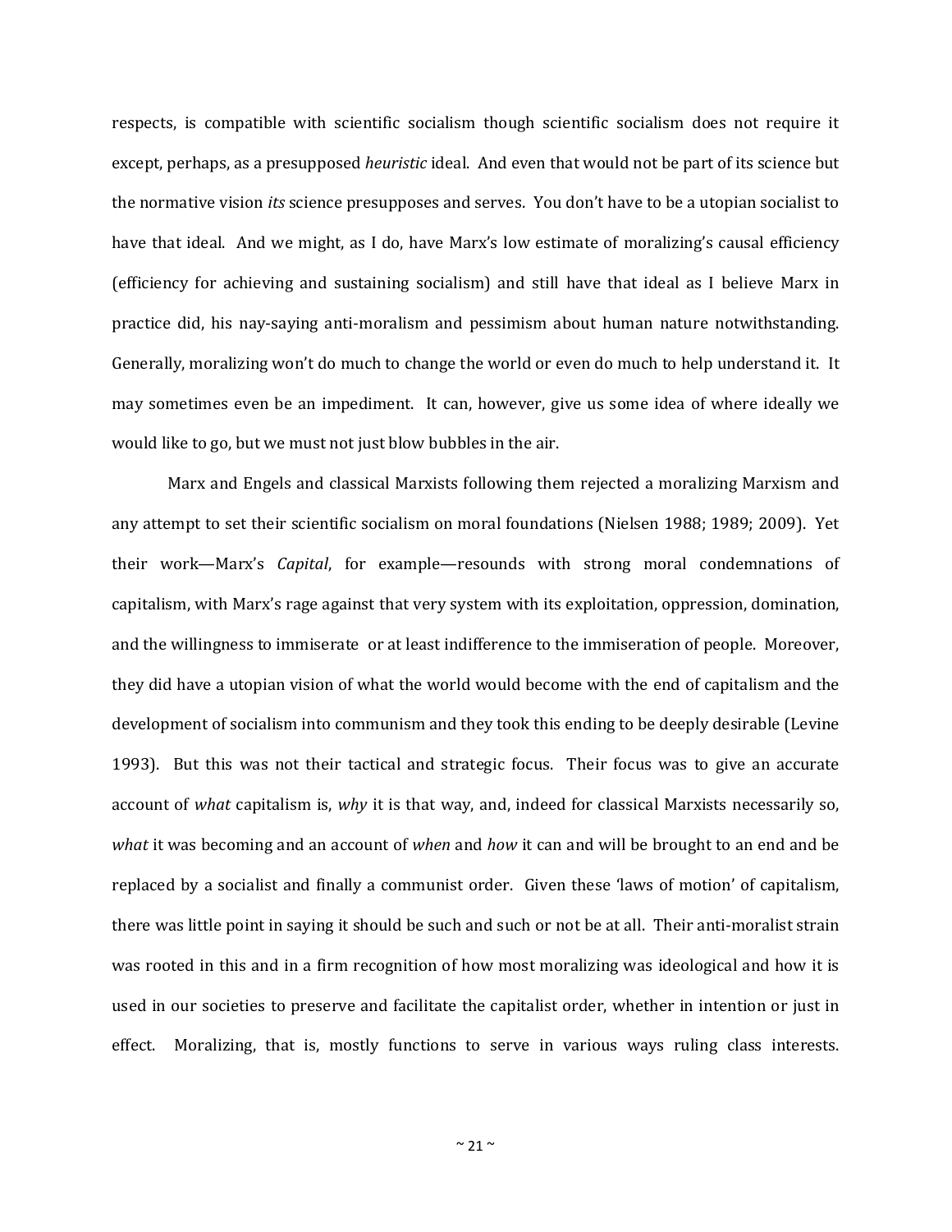respects, is compatible with scientific socialism though scientific socialism does not require it except, perhaps, as a presupposed *heuristic* ideal. And even that would not be part of its science but the normative vision *its* science presupposes and serves. You don't have to be a utopian socialist to have that ideal. And we might, as I do, have Marx's low estimate of moralizing's causal efficiency (efficiency for achieving and sustaining socialism) and still have that ideal as I believe Marx in practice did, his nay-saying anti-moralism and pessimism about human nature notwithstanding. Generally, moralizing won't do much to change the world or even do much to help understand it. It may sometimes even be an impediment. It can, however, give us some idea of where ideally we would like to go, but we must not just blow bubbles in the air.

Marx and Engels and classical Marxists following them rejected a moralizing Marxism and any attempt to set their scientific socialism on moral foundations (Nielsen 1988; 1989; 2009). Yet their work—Marx's *Capital*, for example—resounds with strong moral condemnations of capitalism, with Marx's rage against that very system with its exploitation, oppression, domination, and the willingness to immiserate or at least indifference to the immiseration of people. Moreover, they did have a utopian vision of what the world would become with the end of capitalism and the development of socialism into communism and they took this ending to be deeply desirable (Levine 1993). But this was not their tactical and strategic focus. Their focus was to give an accurate account of *what* capitalism is, *why* it is that way, and, indeed for classical Marxists necessarily so, *what* it was becoming and an account of *when* and *how* it can and will be brought to an end and be replaced by a socialist and finally a communist order. Given these 'laws of motion' of capitalism, there was little point in saying it should be such and such or not be at all. Their anti-moralist strain was rooted in this and in a firm recognition of how most moralizing was ideological and how it is used in our societies to preserve and facilitate the capitalist order, whether in intention or just in effect. Moralizing, that is, mostly functions to serve in various ways ruling class interests.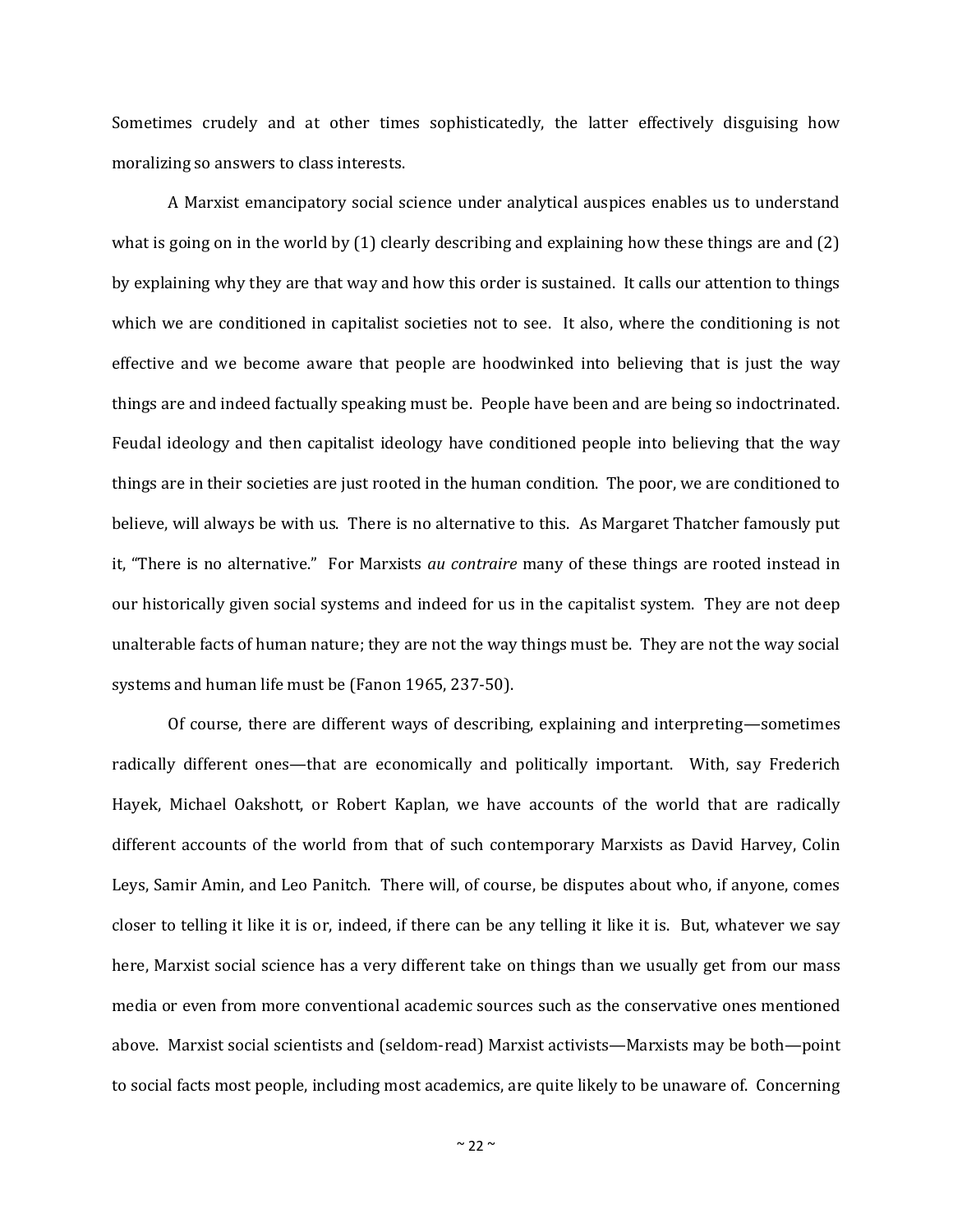Sometimes crudely and at other times sophisticatedly, the latter effectively disguising how moralizing so answers to class interests.

A Marxist emancipatory social science under analytical auspices enables us to understand what is going on in the world by (1) clearly describing and explaining how these things are and (2) by explaining why they are that way and how this order is sustained. It calls our attention to things which we are conditioned in capitalist societies not to see. It also, where the conditioning is not effective and we become aware that people are hoodwinked into believing that is just the way things are and indeed factually speaking must be. People have been and are being so indoctrinated. Feudal ideology and then capitalist ideology have conditioned people into believing that the way things are in their societies are just rooted in the human condition. The poor, we are conditioned to believe, will always be with us. There is no alternative to this. As Margaret Thatcher famously put it, "There is no alternative." For Marxists *au contraire* many of these things are rooted instead in our historically given social systems and indeed for us in the capitalist system. They are not deep unalterable facts of human nature; they are not the way things must be. They are not the way social systems and human life must be (Fanon 1965, 237-50).

Of course, there are different ways of describing, explaining and interpreting—sometimes radically different ones—that are economically and politically important. With, say Frederich Hayek, Michael Oakshott, or Robert Kaplan, we have accounts of the world that are radically different accounts of the world from that of such contemporary Marxists as David Harvey, Colin Leys, Samir Amin, and Leo Panitch. There will, of course, be disputes about who, if anyone, comes closer to telling it like it is or, indeed, if there can be any telling it like it is. But, whatever we say here, Marxist social science has a very different take on things than we usually get from our mass media or even from more conventional academic sources such as the conservative ones mentioned above. Marxist social scientists and (seldom-read) Marxist activists—Marxists may be both—point to social facts most people, including most academics, are quite likely to be unaware of. Concerning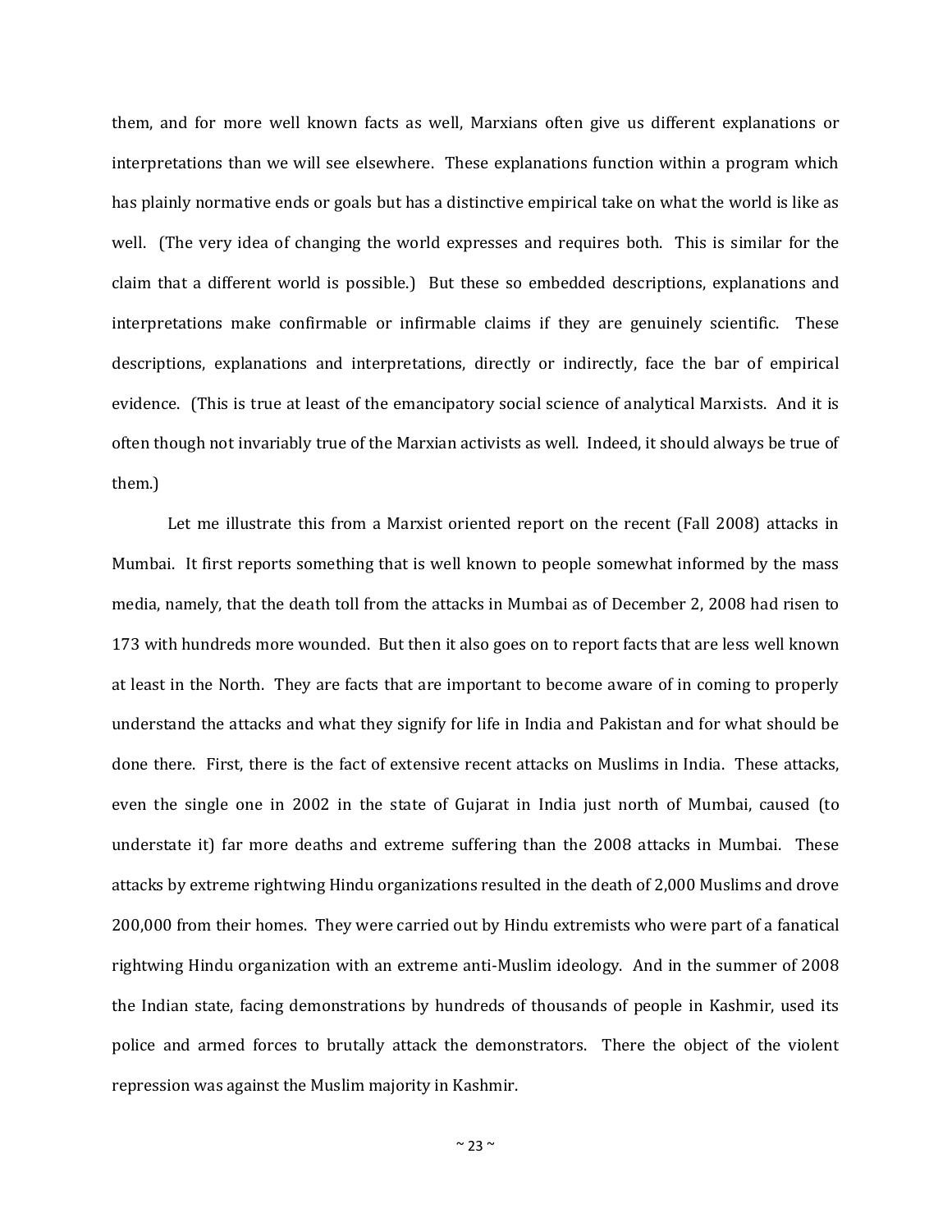them, and for more well known facts as well, Marxians often give us different explanations or interpretations than we will see elsewhere. These explanations function within a program which has plainly normative ends or goals but has a distinctive empirical take on what the world is like as well. (The very idea of changing the world expresses and requires both. This is similar for the claim that a different world is possible.) But these so embedded descriptions, explanations and interpretations make confirmable or infirmable claims if they are genuinely scientific. These descriptions, explanations and interpretations, directly or indirectly, face the bar of empirical evidence. (This is true at least of the emancipatory social science of analytical Marxists. And it is often though not invariably true of the Marxian activists as well. Indeed, it should always be true of them.)

Let me illustrate this from a Marxist oriented report on the recent (Fall 2008) attacks in Mumbai. It first reports something that is well known to people somewhat informed by the mass media, namely, that the death toll from the attacks in Mumbai as of December 2, 2008 had risen to 173 with hundreds more wounded. But then it also goes on to report facts that are less well known at least in the North. They are facts that are important to become aware of in coming to properly understand the attacks and what they signify for life in India and Pakistan and for what should be done there. First, there is the fact of extensive recent attacks on Muslims in India. These attacks, even the single one in 2002 in the state of Gujarat in India just north of Mumbai, caused (to understate it) far more deaths and extreme suffering than the 2008 attacks in Mumbai. These attacks by extreme rightwing Hindu organizations resulted in the death of 2,000 Muslims and drove 200,000 from their homes. They were carried out by Hindu extremists who were part of a fanatical rightwing Hindu organization with an extreme anti-Muslim ideology. And in the summer of 2008 the Indian state, facing demonstrations by hundreds of thousands of people in Kashmir, used its police and armed forces to brutally attack the demonstrators. There the object of the violent repression was against the Muslim majority in Kashmir.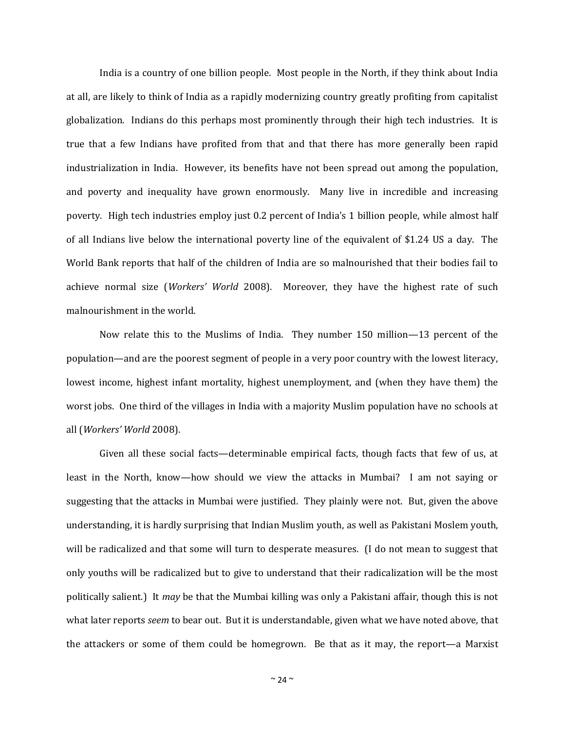India is a country of one billion people. Most people in the North, if they think about India at all, are likely to think of India as a rapidly modernizing country greatly profiting from capitalist globalization. Indians do this perhaps most prominently through their high tech industries. It is true that a few Indians have profited from that and that there has more generally been rapid industrialization in India. However, its benefits have not been spread out among the population, and poverty and inequality have grown enormously. Many live in incredible and increasing poverty. High tech industries employ just 0.2 percent of India's 1 billion people, while almost half of all Indians live below the international poverty line of the equivalent of $1.24 US a day. The World Bank reports that half of the children of India are so malnourished that their bodies fail to achieve normal size (*Workers' World* 2008). Moreover, they have the highest rate of such malnourishment in the world.

Now relate this to the Muslims of India. They number 150 million—13 percent of the population—and are the poorest segment of people in a very poor country with the lowest literacy, lowest income, highest infant mortality, highest unemployment, and (when they have them) the worst jobs. One third of the villages in India with a majority Muslim population have no schools at all (*Workers' World* 2008).

Given all these social facts—determinable empirical facts, though facts that few of us, at least in the North, know—how should we view the attacks in Mumbai? I am not saying or suggesting that the attacks in Mumbai were justified. They plainly were not. But, given the above understanding, it is hardly surprising that Indian Muslim youth, as well as Pakistani Moslem youth, will be radicalized and that some will turn to desperate measures. (I do not mean to suggest that only youths will be radicalized but to give to understand that their radicalization will be the most politically salient.) It *may* be that the Mumbai killing was only a Pakistani affair, though this is not what later reports *seem* to bear out. But it is understandable, given what we have noted above, that the attackers or some of them could be homegrown. Be that as it may, the report—a Marxist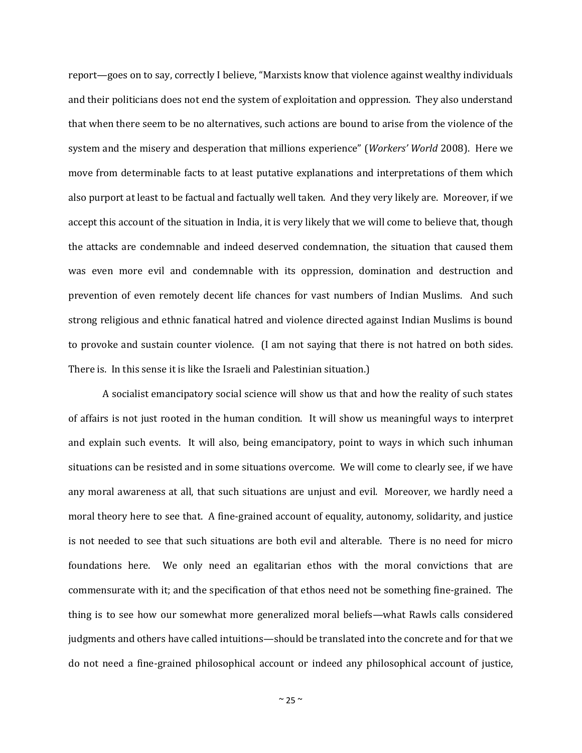report—goes on to say, correctly I believe, "Marxists know that violence against wealthy individuals and their politicians does not end the system of exploitation and oppression. They also understand that when there seem to be no alternatives, such actions are bound to arise from the violence of the system and the misery and desperation that millions experience" (*Workers' World* 2008). Here we move from determinable facts to at least putative explanations and interpretations of them which also purport at least to be factual and factually well taken. And they very likely are. Moreover, if we accept this account of the situation in India, it is very likely that we will come to believe that, though the attacks are condemnable and indeed deserved condemnation, the situation that caused them was even more evil and condemnable with its oppression, domination and destruction and prevention of even remotely decent life chances for vast numbers of Indian Muslims. And such strong religious and ethnic fanatical hatred and violence directed against Indian Muslims is bound to provoke and sustain counter violence. (I am not saying that there is not hatred on both sides. There is. In this sense it is like the Israeli and Palestinian situation.)

A socialist emancipatory social science will show us that and how the reality of such states of affairs is not just rooted in the human condition. It will show us meaningful ways to interpret and explain such events. It will also, being emancipatory, point to ways in which such inhuman situations can be resisted and in some situations overcome. We will come to clearly see, if we have any moral awareness at all, that such situations are unjust and evil. Moreover, we hardly need a moral theory here to see that. A fine-grained account of equality, autonomy, solidarity, and justice is not needed to see that such situations are both evil and alterable. There is no need for micro foundations here. We only need an egalitarian ethos with the moral convictions that are commensurate with it; and the specification of that ethos need not be something fine-grained. The thing is to see how our somewhat more generalized moral beliefs—what Rawls calls considered judgments and others have called intuitions—should be translated into the concrete and for that we do not need a fine-grained philosophical account or indeed any philosophical account of justice,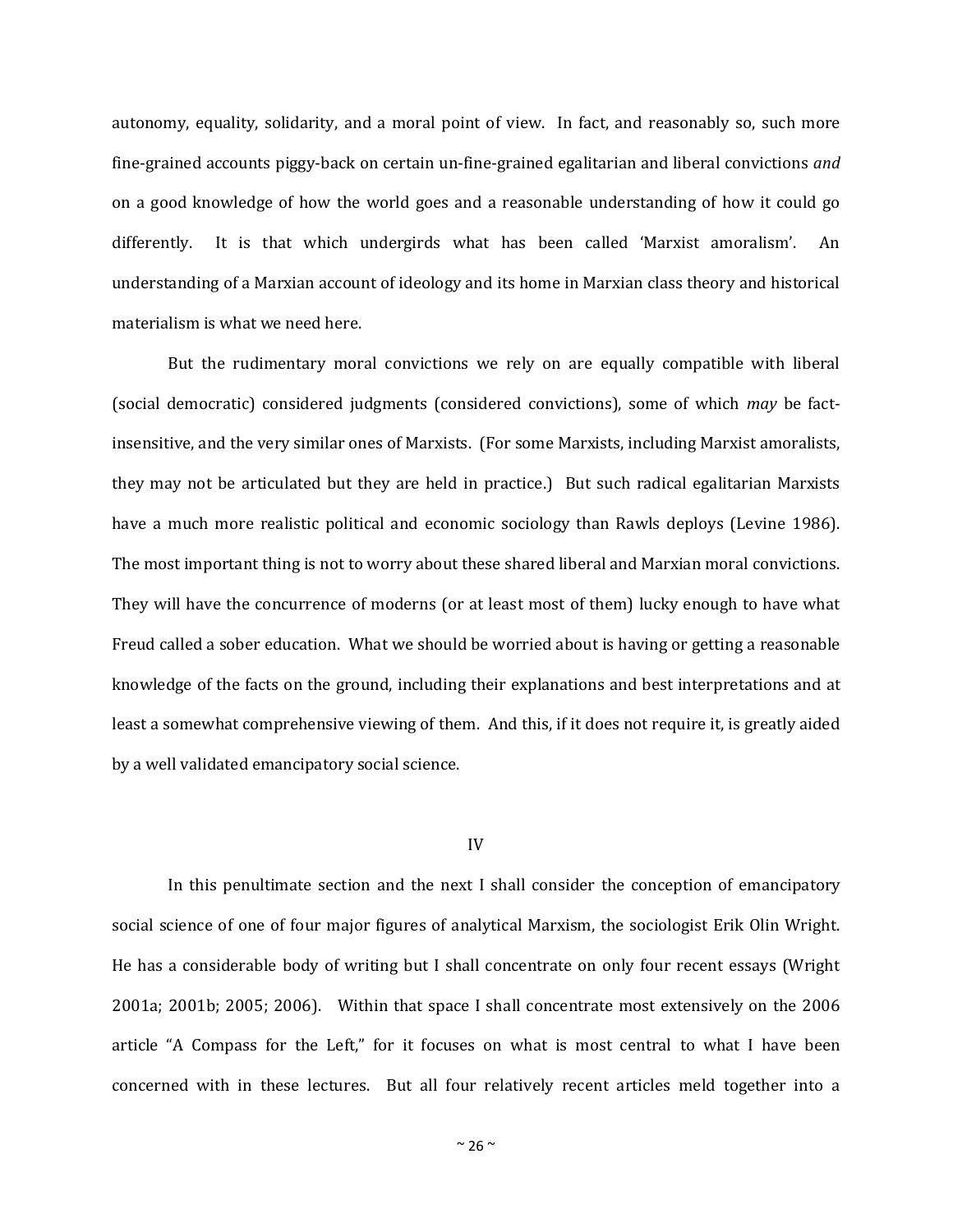autonomy, equality, solidarity, and a moral point of view. In fact, and reasonably so, such more fine-grained accounts piggy-back on certain un-fine-grained egalitarian and liberal convictions *and* on a good knowledge of how the world goes and a reasonable understanding of how it could go differently. It is that which undergirds what has been called 'Marxist amoralism'. An understanding of a Marxian account of ideology and its home in Marxian class theory and historical materialism is what we need here.

But the rudimentary moral convictions we rely on are equally compatible with liberal (social democratic) considered judgments (considered convictions), some of which *may* be fact-insensitive, and the very similar ones of Marxists. (For some Marxists, including Marxist amoralists, they may not be articulated but they are held in practice.) But such radical egalitarian Marxists have a much more realistic political and economic sociology than Rawls deploys (Levine 1986). The most important thing is not to worry about these shared liberal and Marxian moral convictions. They will have the concurrence of moderns (or at least most of them) lucky enough to have what Freud called a sober education. What we should be worried about is having or getting a reasonable knowledge of the facts on the ground, including their explanations and best interpretations and at least a somewhat comprehensive viewing of them. And this, if it does not require it, is greatly aided by a well validated emancipatory social science.

## IV

In this penultimate section and the next I shall consider the conception of emancipatory social science of one of four major figures of analytical Marxism, the sociologist Erik Olin Wright. He has a considerable body of writing but I shall concentrate on only four recent essays (Wright 2001a; 2001b; 2005; 2006). Within that space I shall concentrate most extensively on the 2006 article "A Compass for the Left," for it focuses on what is most central to what I have been concerned with in these lectures. But all four relatively recent articles meld together into a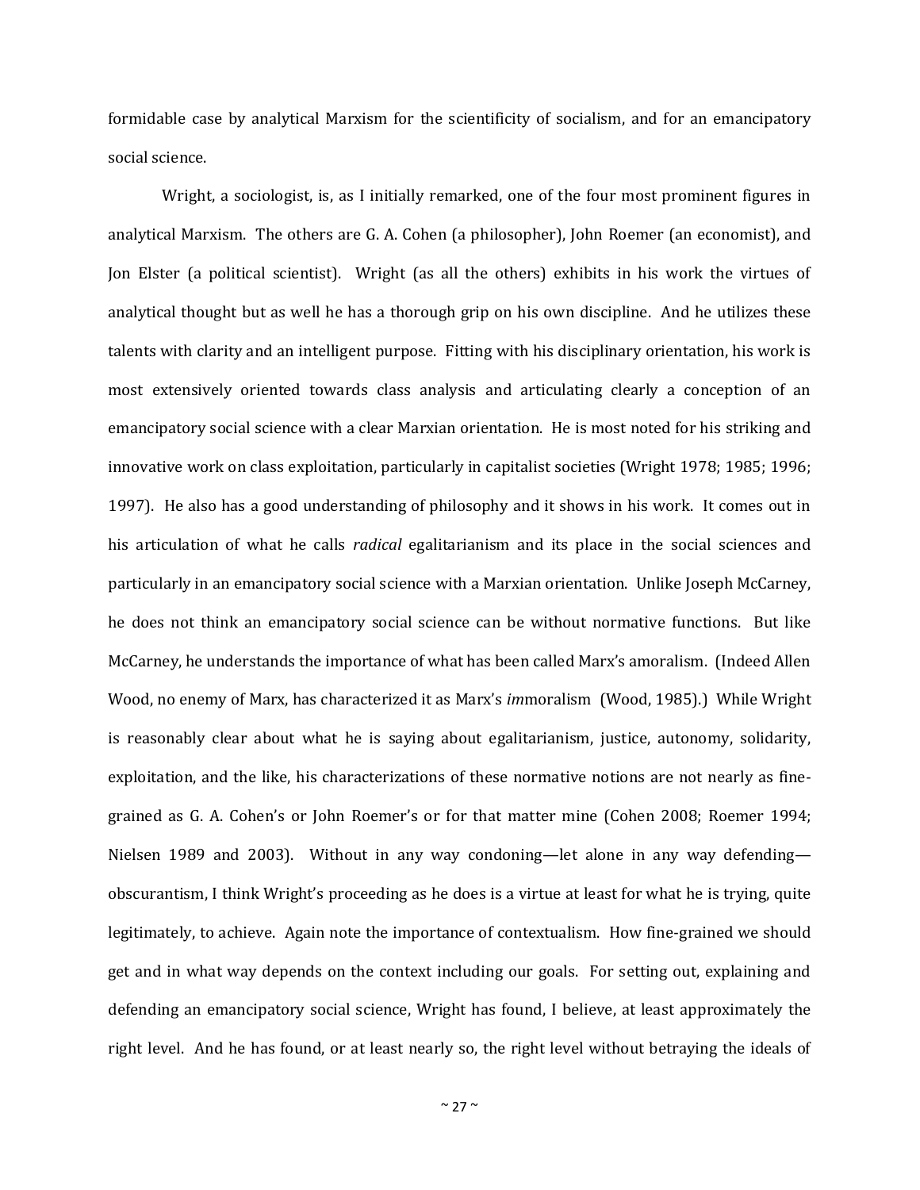formidable case by analytical Marxism for the scientificity of socialism, and for an emancipatory social science.

Wright, a sociologist, is, as I initially remarked, one of the four most prominent figures in analytical Marxism. The others are G. A. Cohen (a philosopher), John Roemer (an economist), and Jon Elster (a political scientist). Wright (as all the others) exhibits in his work the virtues of analytical thought but as well he has a thorough grip on his own discipline. And he utilizes these talents with clarity and an intelligent purpose. Fitting with his disciplinary orientation, his work is most extensively oriented towards class analysis and articulating clearly a conception of an emancipatory social science with a clear Marxian orientation. He is most noted for his striking and innovative work on class exploitation, particularly in capitalist societies (Wright 1978; 1985; 1996; 1997). He also has a good understanding of philosophy and it shows in his work. It comes out in his articulation of what he calls *radical* egalitarianism and its place in the social sciences and particularly in an emancipatory social science with a Marxian orientation. Unlike Joseph McCarney, he does not think an emancipatory social science can be without normative functions. But like McCarney, he understands the importance of what has been called Marx's amoralism. (Indeed Allen Wood, no enemy of Marx, has characterized it as Marx's *im*moralism (Wood, 1985).) While Wright is reasonably clear about what he is saying about egalitarianism, justice, autonomy, solidarity, exploitation, and the like, his characterizations of these normative notions are not nearly as fine-grained as G. A. Cohen's or John Roemer's or for that matter mine (Cohen 2008; Roemer 1994; Nielsen 1989 and 2003). Without in any way condoning—let alone in any way defending—obscurantism, I think Wright's proceeding as he does is a virtue at least for what he is trying, quite legitimately, to achieve. Again note the importance of contextualism. How fine-grained we should get and in what way depends on the context including our goals. For setting out, explaining and defending an emancipatory social science, Wright has found, I believe, at least approximately the right level. And he has found, or at least nearly so, the right level without betraying the ideals of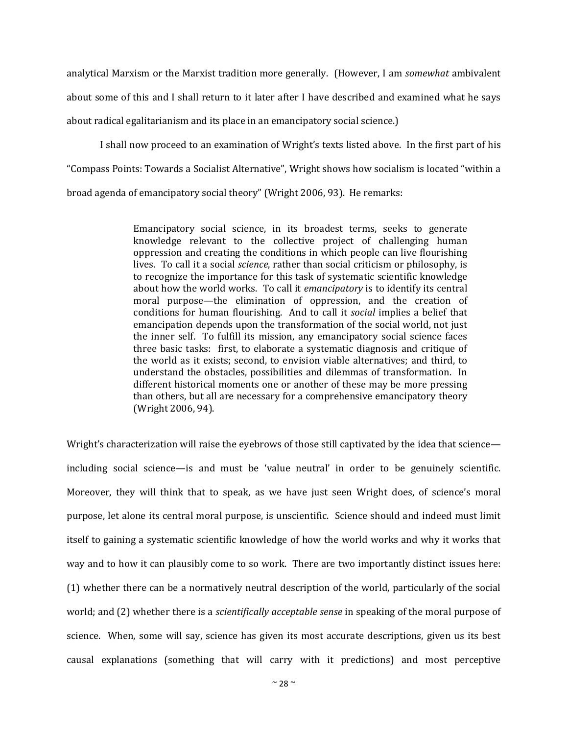analytical Marxism or the Marxist tradition more generally. (However, I am *somewhat* ambivalent about some of this and I shall return to it later after I have described and examined what he says about radical egalitarianism and its place in an emancipatory social science.)

I shall now proceed to an examination of Wright's texts listed above. In the first part of his "Compass Points: Towards a Socialist Alternative", Wright shows how socialism is located "within a broad agenda of emancipatory social theory" (Wright 2006, 93). He remarks:

> Emancipatory social science, in its broadest terms, seeks to generate knowledge relevant to the collective project of challenging human oppression and creating the conditions in which people can live flourishing lives. To call it a social *science*, rather than social criticism or philosophy, is to recognize the importance for this task of systematic scientific knowledge about how the world works. To call it *emancipatory* is to identify its central moral purpose—the elimination of oppression, and the creation of conditions for human flourishing. And to call it *social* implies a belief that emancipation depends upon the transformation of the social world, not just the inner self. To fulfill its mission, any emancipatory social science faces three basic tasks: first, to elaborate a systematic diagnosis and critique of the world as it exists; second, to envision viable alternatives; and third, to understand the obstacles, possibilities and dilemmas of transformation. In different historical moments one or another of these may be more pressing than others, but all are necessary for a comprehensive emancipatory theory (Wright 2006, 94).

Wright's characterization will raise the eyebrows of those still captivated by the idea that science—including social science—is and must be 'value neutral' in order to be genuinely scientific. Moreover, they will think that to speak, as we have just seen Wright does, of science's moral purpose, let alone its central moral purpose, is unscientific. Science should and indeed must limit itself to gaining a systematic scientific knowledge of how the world works and why it works that way and to how it can plausibly come to so work. There are two importantly distinct issues here: (1) whether there can be a normatively neutral description of the world, particularly of the social world; and (2) whether there is a *scientifically acceptable sense* in speaking of the moral purpose of science. When, some will say, science has given its most accurate descriptions, given us its best causal explanations (something that will carry with it predictions) and most perceptive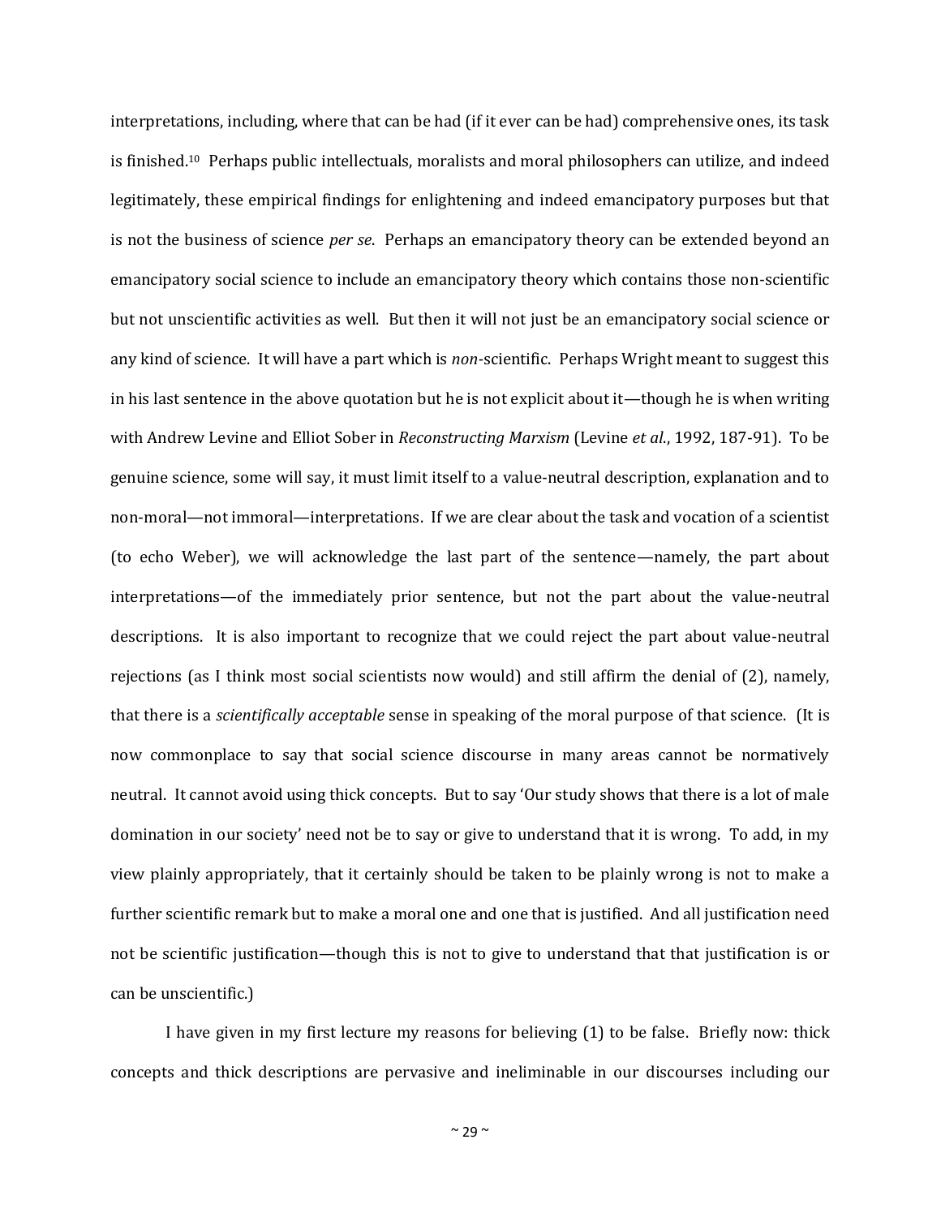interpretations, including, where that can be had (if it ever can be had) comprehensive ones, its task is finished.[10] Perhaps public intellectuals, moralists and moral philosophers can utilize, and indeed legitimately, these empirical findings for enlightening and indeed emancipatory purposes but that is not the business of science *per se*. Perhaps an emancipatory theory can be extended beyond an emancipatory social science to include an emancipatory theory which contains those non-scientific but not unscientific activities as well. But then it will not just be an emancipatory social science or any kind of science. It will have a part which is *non*-scientific. Perhaps Wright meant to suggest this in his last sentence in the above quotation but he is not explicit about it—though he is when writing with Andrew Levine and Elliot Sober in *Reconstructing Marxism* (Levine *et al.*, 1992, 187-91). To be genuine science, some will say, it must limit itself to a value-neutral description, explanation and to non-moral—not immoral—interpretations. If we are clear about the task and vocation of a scientist (to echo Weber), we will acknowledge the last part of the sentence—namely, the part about interpretations—of the immediately prior sentence, but not the part about the value-neutral descriptions. It is also important to recognize that we could reject the part about value-neutral rejections (as I think most social scientists now would) and still affirm the denial of (2), namely, that there is a *scientifically acceptable* sense in speaking of the moral purpose of that science. (It is now commonplace to say that social science discourse in many areas cannot be normatively neutral. It cannot avoid using thick concepts. But to say 'Our study shows that there is a lot of male domination in our society' need not be to say or give to understand that it is wrong. To add, in my view plainly appropriately, that it certainly should be taken to be plainly wrong is not to make a further scientific remark but to make a moral one and one that is justified. And all justification need not be scientific justification—though this is not to give to understand that that justification is or can be unscientific.)

I have given in my first lecture my reasons for believing (1) to be false. Briefly now: thick concepts and thick descriptions are pervasive and ineliminable in our discourses including our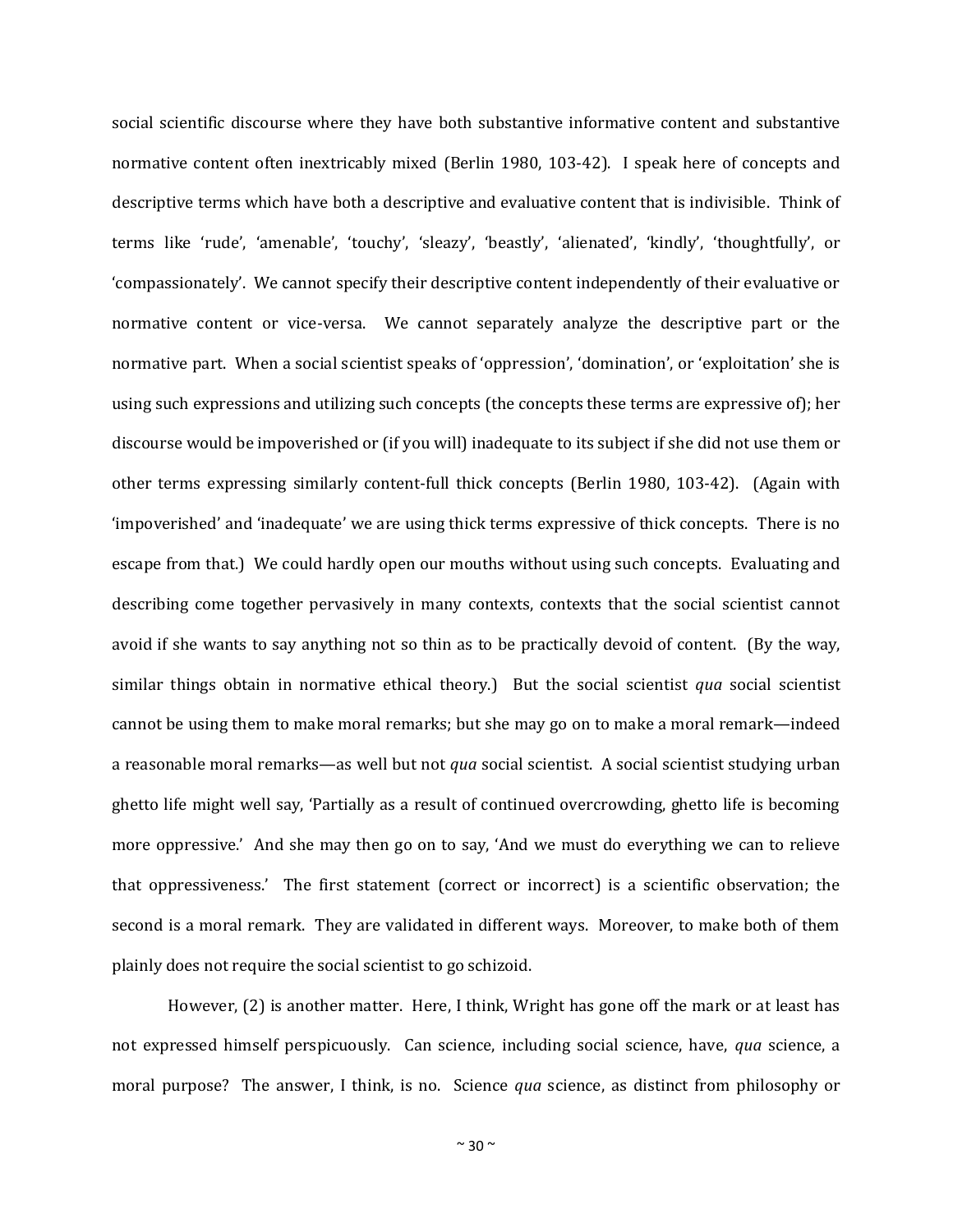social scientific discourse where they have both substantive informative content and substantive normative content often inextricably mixed (Berlin 1980, 103-42). I speak here of concepts and descriptive terms which have both a descriptive and evaluative content that is indivisible. Think of terms like 'rude', 'amenable', 'touchy', 'sleazy', 'beastly', 'alienated', 'kindly', 'thoughtfully', or 'compassionately'. We cannot specify their descriptive content independently of their evaluative or normative content or vice-versa. We cannot separately analyze the descriptive part or the normative part. When a social scientist speaks of 'oppression', 'domination', or 'exploitation' she is using such expressions and utilizing such concepts (the concepts these terms are expressive of); her discourse would be impoverished or (if you will) inadequate to its subject if she did not use them or other terms expressing similarly content-full thick concepts (Berlin 1980, 103-42). (Again with 'impoverished' and 'inadequate' we are using thick terms expressive of thick concepts. There is no escape from that.) We could hardly open our mouths without using such concepts. Evaluating and describing come together pervasively in many contexts, contexts that the social scientist cannot avoid if she wants to say anything not so thin as to be practically devoid of content. (By the way, similar things obtain in normative ethical theory.) But the social scientist *qua* social scientist cannot be using them to make moral remarks; but she may go on to make a moral remark—indeed a reasonable moral remarks—as well but not *qua* social scientist. A social scientist studying urban ghetto life might well say, 'Partially as a result of continued overcrowding, ghetto life is becoming more oppressive.' And she may then go on to say, 'And we must do everything we can to relieve that oppressiveness.' The first statement (correct or incorrect) is a scientific observation; the second is a moral remark. They are validated in different ways. Moreover, to make both of them plainly does not require the social scientist to go schizoid.

However, (2) is another matter. Here, I think, Wright has gone off the mark or at least has not expressed himself perspicuously. Can science, including social science, have, *qua* science, a moral purpose? The answer, I think, is no. Science *qua* science, as distinct from philosophy or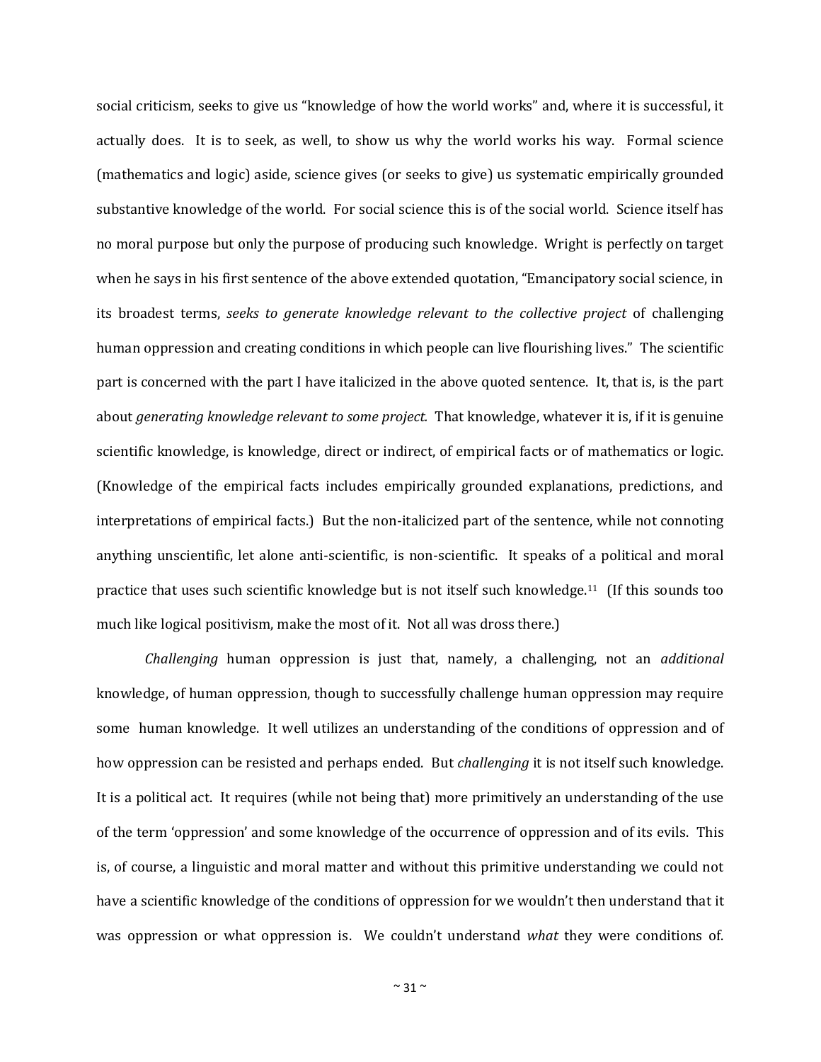social criticism, seeks to give us "knowledge of how the world works" and, where it is successful, it actually does. It is to seek, as well, to show us why the world works his way. Formal science (mathematics and logic) aside, science gives (or seeks to give) us systematic empirically grounded substantive knowledge of the world. For social science this is of the social world. Science itself has no moral purpose but only the purpose of producing such knowledge. Wright is perfectly on target when he says in his first sentence of the above extended quotation, "Emancipatory social science, in its broadest terms, *seeks to generate knowledge relevant to the collective project* of challenging human oppression and creating conditions in which people can live flourishing lives." The scientific part is concerned with the part I have italicized in the above quoted sentence. It, that is, is the part about *generating knowledge relevant to some project.* That knowledge, whatever it is, if it is genuine scientific knowledge, is knowledge, direct or indirect, of empirical facts or of mathematics or logic. (Knowledge of the empirical facts includes empirically grounded explanations, predictions, and interpretations of empirical facts.) But the non-italicized part of the sentence, while not connoting anything unscientific, let alone anti-scientific, is non-scientific. It speaks of a political and moral practice that uses such scientific knowledge but is not itself such knowledge.[11] (If this sounds too much like logical positivism, make the most of it. Not all was dross there.)

*Challenging* human oppression is just that, namely, a challenging, not an *additional* knowledge, of human oppression, though to successfully challenge human oppression may require some human knowledge. It well utilizes an understanding of the conditions of oppression and of how oppression can be resisted and perhaps ended. But *challenging* it is not itself such knowledge. It is a political act. It requires (while not being that) more primitively an understanding of the use of the term 'oppression' and some knowledge of the occurrence of oppression and of its evils. This is, of course, a linguistic and moral matter and without this primitive understanding we could not have a scientific knowledge of the conditions of oppression for we wouldn't then understand that it was oppression or what oppression is. We couldn't understand *what* they were conditions of.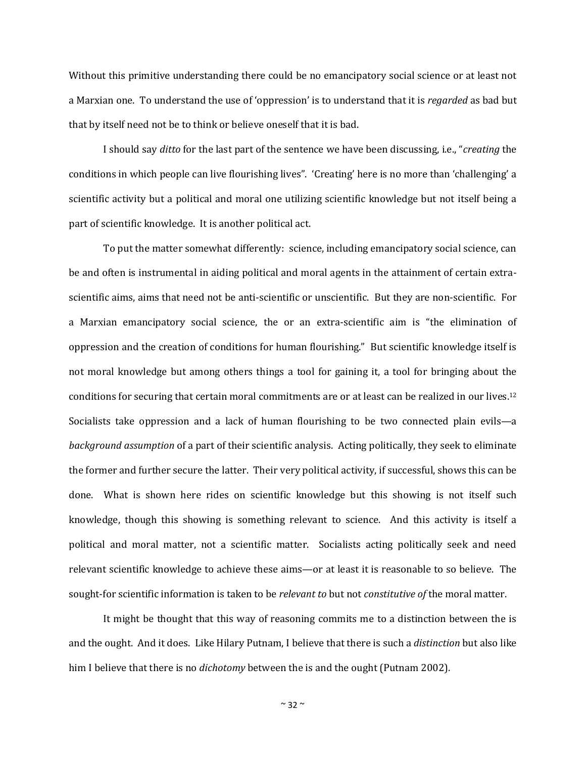Without this primitive understanding there could be no emancipatory social science or at least not a Marxian one. To understand the use of 'oppression' is to understand that it is *regarded* as bad but that by itself need not be to think or believe oneself that it is bad.

I should say *ditto* for the last part of the sentence we have been discussing, i.e., "*creating* the conditions in which people can live flourishing lives". 'Creating' here is no more than 'challenging' a scientific activity but a political and moral one utilizing scientific knowledge but not itself being a part of scientific knowledge. It is another political act.

To put the matter somewhat differently: science, including emancipatory social science, can be and often is instrumental in aiding political and moral agents in the attainment of certain extra-scientific aims, aims that need not be anti-scientific or unscientific. But they are non-scientific. For a Marxian emancipatory social science, the or an extra-scientific aim is "the elimination of oppression and the creation of conditions for human flourishing." But scientific knowledge itself is not moral knowledge but among others things a tool for gaining it, a tool for bringing about the conditions for securing that certain moral commitments are or at least can be realized in our lives.[12] Socialists take oppression and a lack of human flourishing to be two connected plain evils—a *background assumption* of a part of their scientific analysis. Acting politically, they seek to eliminate the former and further secure the latter. Their very political activity, if successful, shows this can be done. What is shown here rides on scientific knowledge but this showing is not itself such knowledge, though this showing is something relevant to science. And this activity is itself a political and moral matter, not a scientific matter. Socialists acting politically seek and need relevant scientific knowledge to achieve these aims—or at least it is reasonable to so believe. The sought-for scientific information is taken to be *relevant to* but not *constitutive of* the moral matter.

It might be thought that this way of reasoning commits me to a distinction between the is and the ought. And it does. Like Hilary Putnam, I believe that there is such a *distinction* but also like him I believe that there is no *dichotomy* between the is and the ought (Putnam 2002).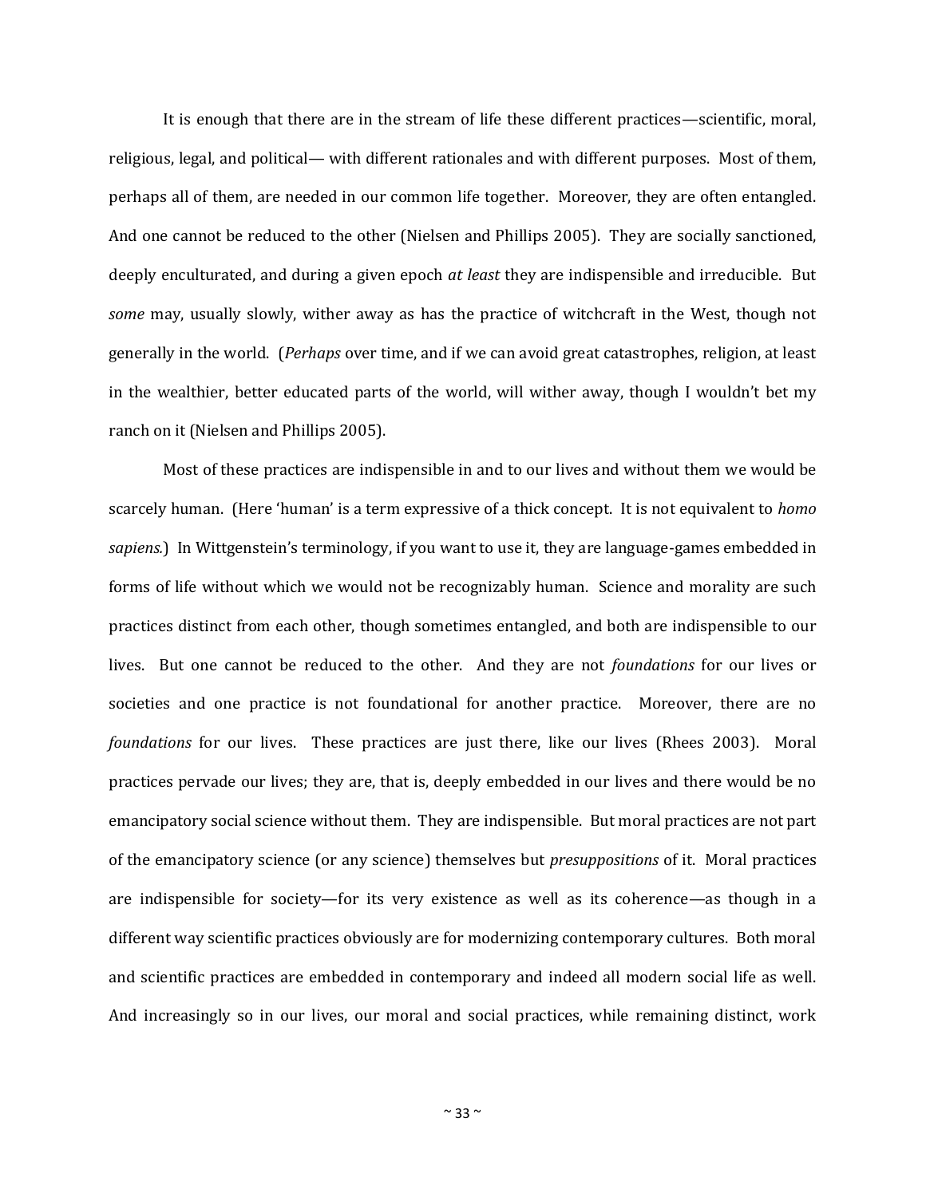It is enough that there are in the stream of life these different practices—scientific, moral, religious, legal, and political— with different rationales and with different purposes. Most of them, perhaps all of them, are needed in our common life together. Moreover, they are often entangled. And one cannot be reduced to the other (Nielsen and Phillips 2005). They are socially sanctioned, deeply enculturated, and during a given epoch *at least* they are indispensible and irreducible. But *some* may, usually slowly, wither away as has the practice of witchcraft in the West, though not generally in the world. (*Perhaps* over time, and if we can avoid great catastrophes, religion, at least in the wealthier, better educated parts of the world, will wither away, though I wouldn't bet my ranch on it (Nielsen and Phillips 2005).

Most of these practices are indispensible in and to our lives and without them we would be scarcely human. (Here 'human' is a term expressive of a thick concept. It is not equivalent to *homo sapiens.*) In Wittgenstein's terminology, if you want to use it, they are language-games embedded in forms of life without which we would not be recognizably human. Science and morality are such practices distinct from each other, though sometimes entangled, and both are indispensible to our lives. But one cannot be reduced to the other. And they are not *foundations* for our lives or societies and one practice is not foundational for another practice. Moreover, there are no *foundations* for our lives. These practices are just there, like our lives (Rhees 2003). Moral practices pervade our lives; they are, that is, deeply embedded in our lives and there would be no emancipatory social science without them. They are indispensible. But moral practices are not part of the emancipatory science (or any science) themselves but *presuppositions* of it. Moral practices are indispensible for society—for its very existence as well as its coherence—as though in a different way scientific practices obviously are for modernizing contemporary cultures. Both moral and scientific practices are embedded in contemporary and indeed all modern social life as well. And increasingly so in our lives, our moral and social practices, while remaining distinct, work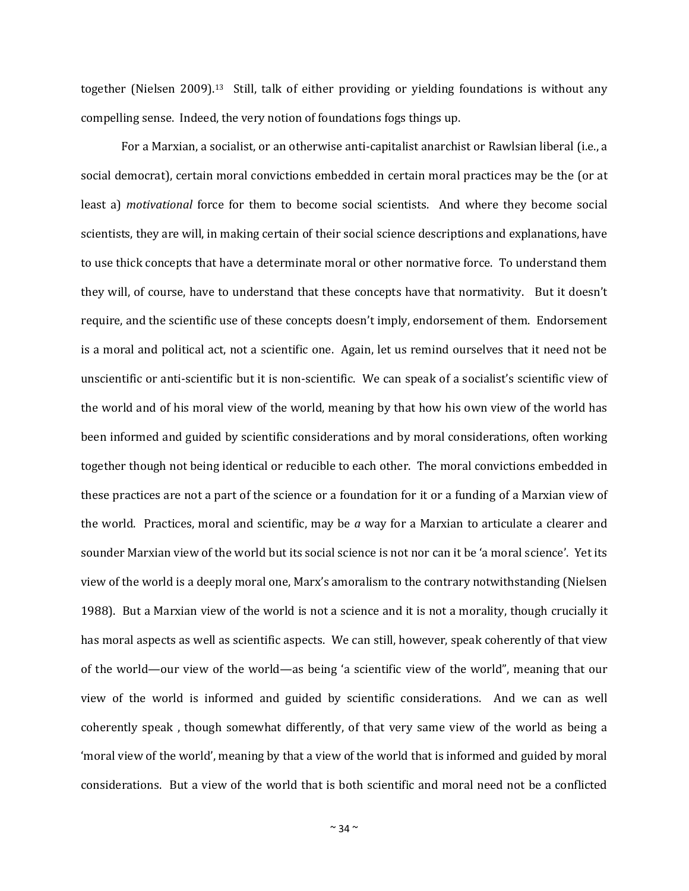together (Nielsen 2009).[13] Still, talk of either providing or yielding foundations is without any compelling sense. Indeed, the very notion of foundations fogs things up.

For a Marxian, a socialist, or an otherwise anti-capitalist anarchist or Rawlsian liberal (i.e., a social democrat), certain moral convictions embedded in certain moral practices may be the (or at least a) *motivational* force for them to become social scientists. And where they become social scientists, they are will, in making certain of their social science descriptions and explanations, have to use thick concepts that have a determinate moral or other normative force. To understand them they will, of course, have to understand that these concepts have that normativity. But it doesn't require, and the scientific use of these concepts doesn't imply, endorsement of them. Endorsement is a moral and political act, not a scientific one. Again, let us remind ourselves that it need not be unscientific or anti-scientific but it is non-scientific. We can speak of a socialist's scientific view of the world and of his moral view of the world, meaning by that how his own view of the world has been informed and guided by scientific considerations and by moral considerations, often working together though not being identical or reducible to each other. The moral convictions embedded in these practices are not a part of the science or a foundation for it or a funding of a Marxian view of the world. Practices, moral and scientific, may be *a* way for a Marxian to articulate a clearer and sounder Marxian view of the world but its social science is not nor can it be 'a moral science'. Yet its view of the world is a deeply moral one, Marx's amoralism to the contrary notwithstanding (Nielsen 1988). But a Marxian view of the world is not a science and it is not a morality, though crucially it has moral aspects as well as scientific aspects. We can still, however, speak coherently of that view of the world—our view of the world—as being 'a scientific view of the world", meaning that our view of the world is informed and guided by scientific considerations. And we can as well coherently speak , though somewhat differently, of that very same view of the world as being a 'moral view of the world', meaning by that a view of the world that is informed and guided by moral considerations. But a view of the world that is both scientific and moral need not be a conflicted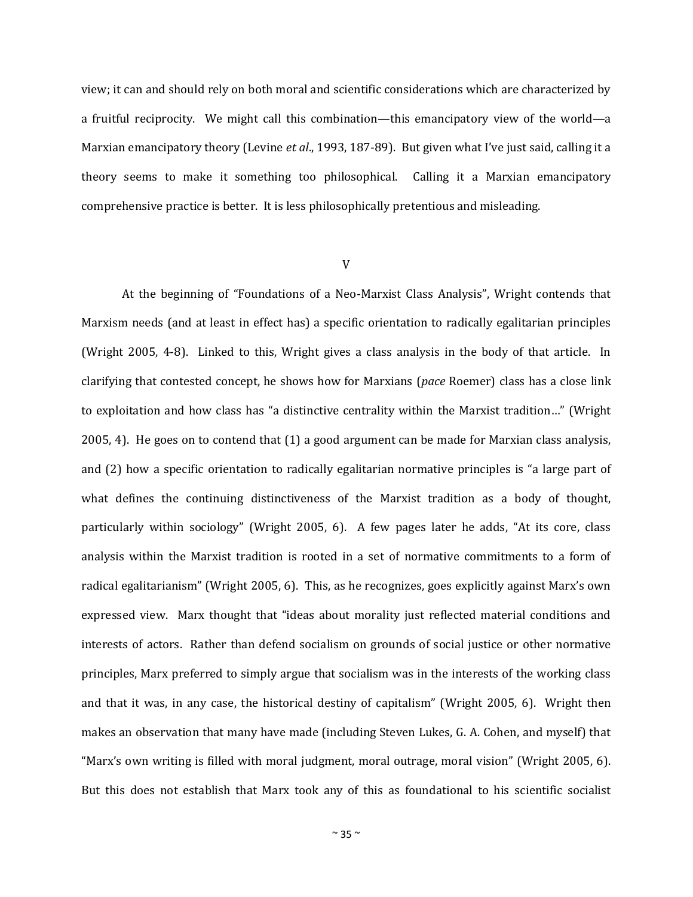view; it can and should rely on both moral and scientific considerations which are characterized by a fruitful reciprocity. We might call this combination—this emancipatory view of the world—a Marxian emancipatory theory (Levine *et al*., 1993, 187-89). But given what I've just said, calling it a theory seems to make it something too philosophical. Calling it a Marxian emancipatory comprehensive practice is better. It is less philosophically pretentious and misleading.

## V

At the beginning of "Foundations of a Neo-Marxist Class Analysis", Wright contends that Marxism needs (and at least in effect has) a specific orientation to radically egalitarian principles (Wright 2005, 4-8). Linked to this, Wright gives a class analysis in the body of that article. In clarifying that contested concept, he shows how for Marxians (*pace* Roemer) class has a close link to exploitation and how class has "a distinctive centrality within the Marxist tradition…" (Wright 2005, 4). He goes on to contend that (1) a good argument can be made for Marxian class analysis, and (2) how a specific orientation to radically egalitarian normative principles is "a large part of what defines the continuing distinctiveness of the Marxist tradition as a body of thought, particularly within sociology" (Wright 2005, 6). A few pages later he adds, "At its core, class analysis within the Marxist tradition is rooted in a set of normative commitments to a form of radical egalitarianism" (Wright 2005, 6). This, as he recognizes, goes explicitly against Marx's own expressed view. Marx thought that "ideas about morality just reflected material conditions and interests of actors. Rather than defend socialism on grounds of social justice or other normative principles, Marx preferred to simply argue that socialism was in the interests of the working class and that it was, in any case, the historical destiny of capitalism" (Wright 2005, 6). Wright then makes an observation that many have made (including Steven Lukes, G. A. Cohen, and myself) that "Marx's own writing is filled with moral judgment, moral outrage, moral vision" (Wright 2005, 6). But this does not establish that Marx took any of this as foundational to his scientific socialist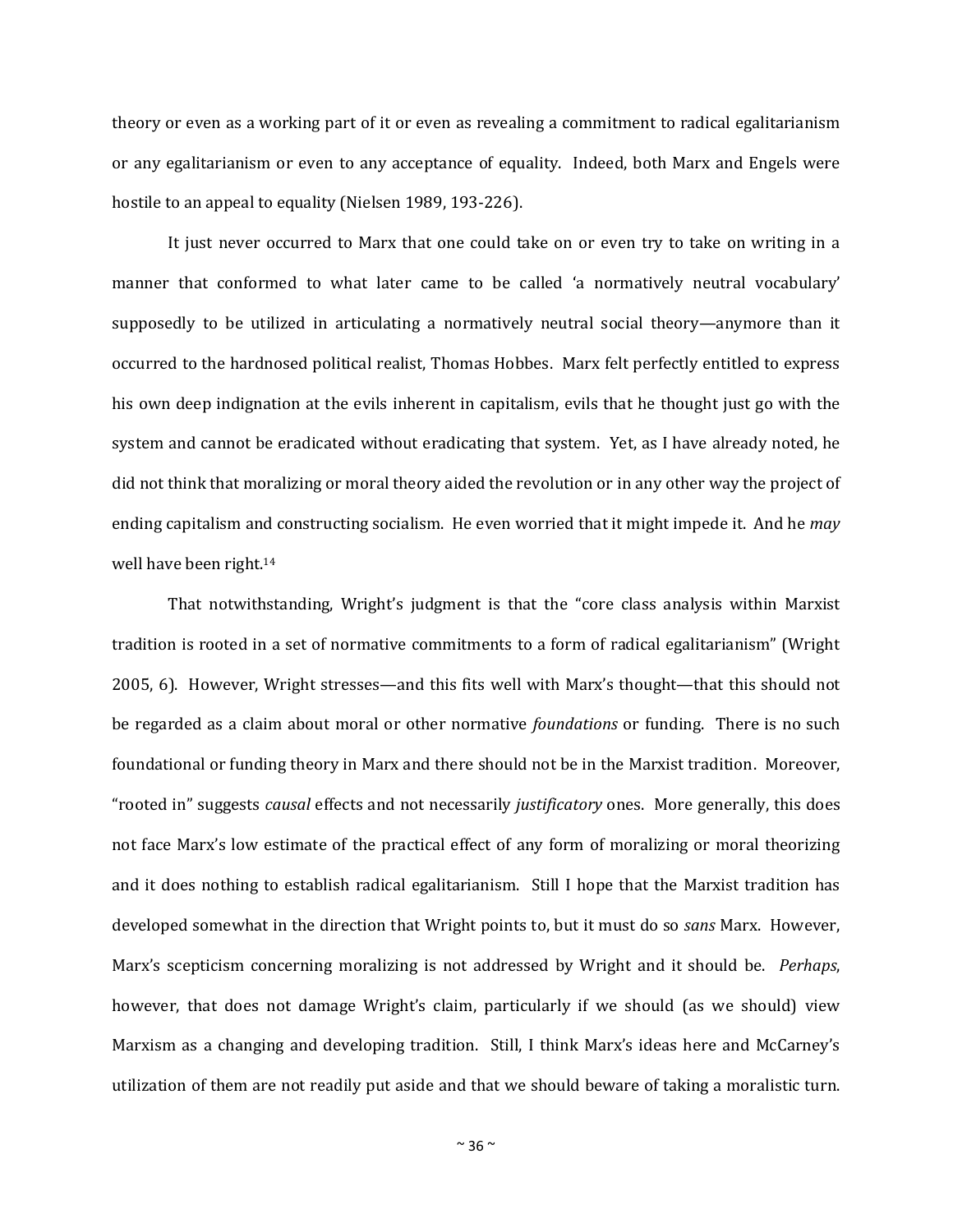theory or even as a working part of it or even as revealing a commitment to radical egalitarianism or any egalitarianism or even to any acceptance of equality. Indeed, both Marx and Engels were hostile to an appeal to equality (Nielsen 1989, 193-226).

It just never occurred to Marx that one could take on or even try to take on writing in a manner that conformed to what later came to be called 'a normatively neutral vocabulary' supposedly to be utilized in articulating a normatively neutral social theory—anymore than it occurred to the hardnosed political realist, Thomas Hobbes. Marx felt perfectly entitled to express his own deep indignation at the evils inherent in capitalism, evils that he thought just go with the system and cannot be eradicated without eradicating that system. Yet, as I have already noted, he did not think that moralizing or moral theory aided the revolution or in any other way the project of ending capitalism and constructing socialism. He even worried that it might impede it. And he *may* well have been right.[14]

That notwithstanding, Wright's judgment is that the "core class analysis within Marxist tradition is rooted in a set of normative commitments to a form of radical egalitarianism" (Wright 2005, 6). However, Wright stresses—and this fits well with Marx's thought—that this should not be regarded as a claim about moral or other normative *foundations* or funding. There is no such foundational or funding theory in Marx and there should not be in the Marxist tradition. Moreover, "rooted in" suggests *causal* effects and not necessarily *justificatory* ones. More generally, this does not face Marx's low estimate of the practical effect of any form of moralizing or moral theorizing and it does nothing to establish radical egalitarianism. Still I hope that the Marxist tradition has developed somewhat in the direction that Wright points to, but it must do so *sans* Marx. However, Marx's scepticism concerning moralizing is not addressed by Wright and it should be. *Perhaps*, however, that does not damage Wright's claim, particularly if we should (as we should) view Marxism as a changing and developing tradition. Still, I think Marx's ideas here and McCarney's utilization of them are not readily put aside and that we should beware of taking a moralistic turn.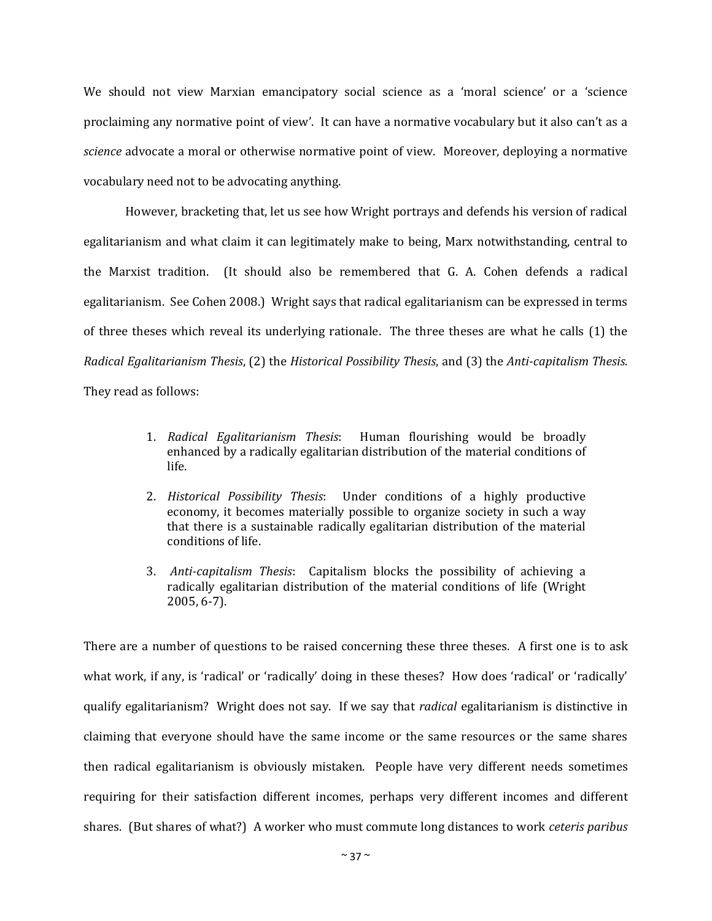We should not view Marxian emancipatory social science as a 'moral science' or a 'science proclaiming any normative point of view'. It can have a normative vocabulary but it also can't as a *science* advocate a moral or otherwise normative point of view. Moreover, deploying a normative vocabulary need not to be advocating anything.

However, bracketing that, let us see how Wright portrays and defends his version of radical egalitarianism and what claim it can legitimately make to being, Marx notwithstanding, central to the Marxist tradition. (It should also be remembered that G. A. Cohen defends a radical egalitarianism. See Cohen 2008.) Wright says that radical egalitarianism can be expressed in terms of three theses which reveal its underlying rationale. The three theses are what he calls (1) the *Radical Egalitarianism Thesis*, (2) the *Historical Possibility Thesis*, and (3) the *Anti-capitalism Thesis*. They read as follows:

> 1. *Radical Egalitarianism Thesis*: Human flourishing would be broadly enhanced by a radically egalitarian distribution of the material conditions of life.
> 2. *Historical Possibility Thesis*: Under conditions of a highly productive economy, it becomes materially possible to organize society in such a way that there is a sustainable radically egalitarian distribution of the material conditions of life.
> 3. *Anti-capitalism Thesis*: Capitalism blocks the possibility of achieving a radically egalitarian distribution of the material conditions of life (Wright 2005, 6-7).

There are a number of questions to be raised concerning these three theses. A first one is to ask what work, if any, is 'radical' or 'radically' doing in these theses? How does 'radical' or 'radically' qualify egalitarianism? Wright does not say. If we say that *radical* egalitarianism is distinctive in claiming that everyone should have the same income or the same resources or the same shares then radical egalitarianism is obviously mistaken. People have very different needs sometimes requiring for their satisfaction different incomes, perhaps very different incomes and different shares. (But shares of what?) A worker who must commute long distances to work *ceteris paribus*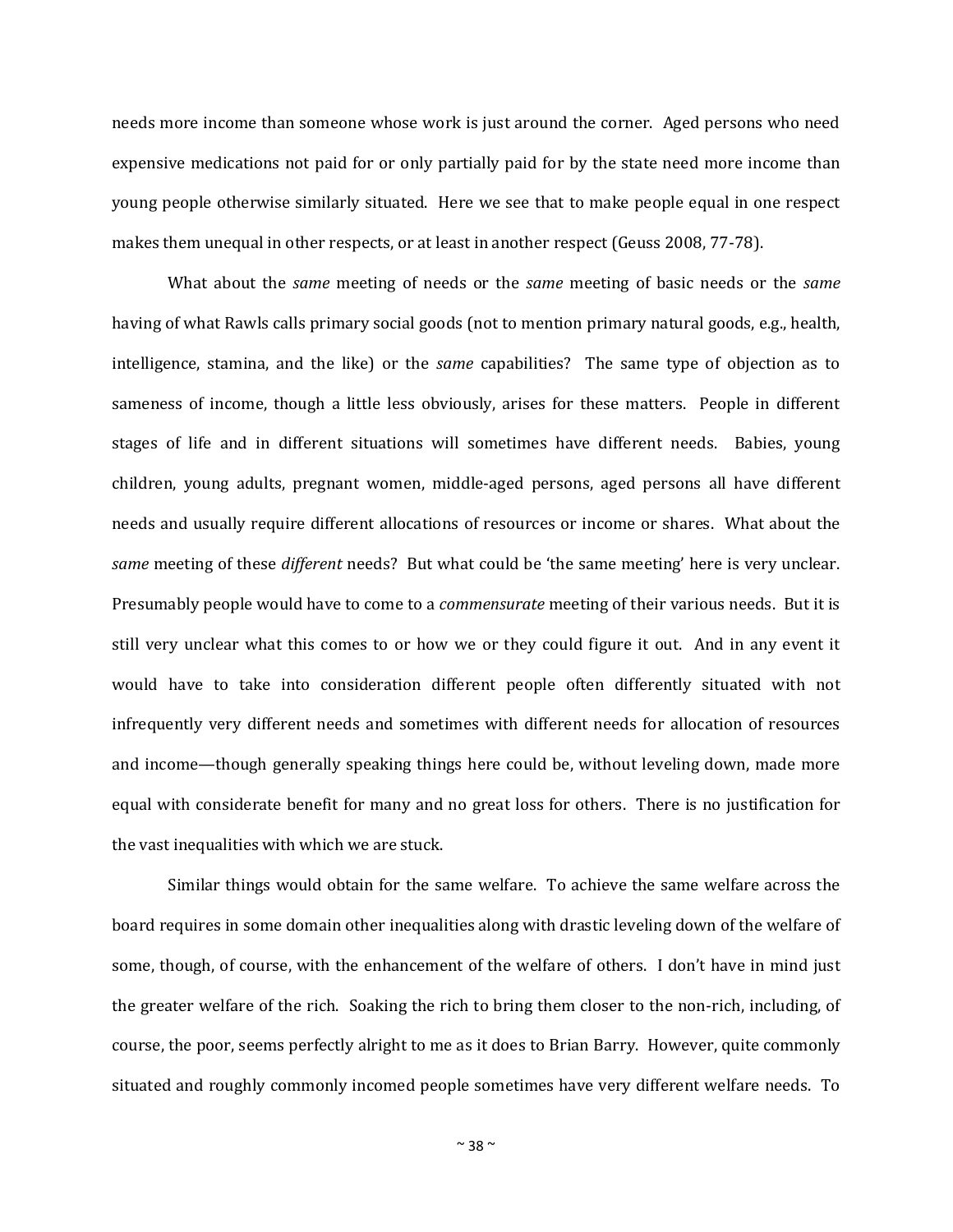needs more income than someone whose work is just around the corner. Aged persons who need expensive medications not paid for or only partially paid for by the state need more income than young people otherwise similarly situated. Here we see that to make people equal in one respect makes them unequal in other respects, or at least in another respect (Geuss 2008, 77-78).

What about the *same* meeting of needs or the *same* meeting of basic needs or the *same* having of what Rawls calls primary social goods (not to mention primary natural goods, e.g., health, intelligence, stamina, and the like) or the *same* capabilities? The same type of objection as to sameness of income, though a little less obviously, arises for these matters. People in different stages of life and in different situations will sometimes have different needs. Babies, young children, young adults, pregnant women, middle-aged persons, aged persons all have different needs and usually require different allocations of resources or income or shares. What about the *same* meeting of these *different* needs? But what could be 'the same meeting' here is very unclear. Presumably people would have to come to a *commensurate* meeting of their various needs. But it is still very unclear what this comes to or how we or they could figure it out. And in any event it would have to take into consideration different people often differently situated with not infrequently very different needs and sometimes with different needs for allocation of resources and income—though generally speaking things here could be, without leveling down, made more equal with considerate benefit for many and no great loss for others. There is no justification for the vast inequalities with which we are stuck.

Similar things would obtain for the same welfare. To achieve the same welfare across the board requires in some domain other inequalities along with drastic leveling down of the welfare of some, though, of course, with the enhancement of the welfare of others. I don't have in mind just the greater welfare of the rich. Soaking the rich to bring them closer to the non-rich, including, of course, the poor, seems perfectly alright to me as it does to Brian Barry. However, quite commonly situated and roughly commonly incomed people sometimes have very different welfare needs. To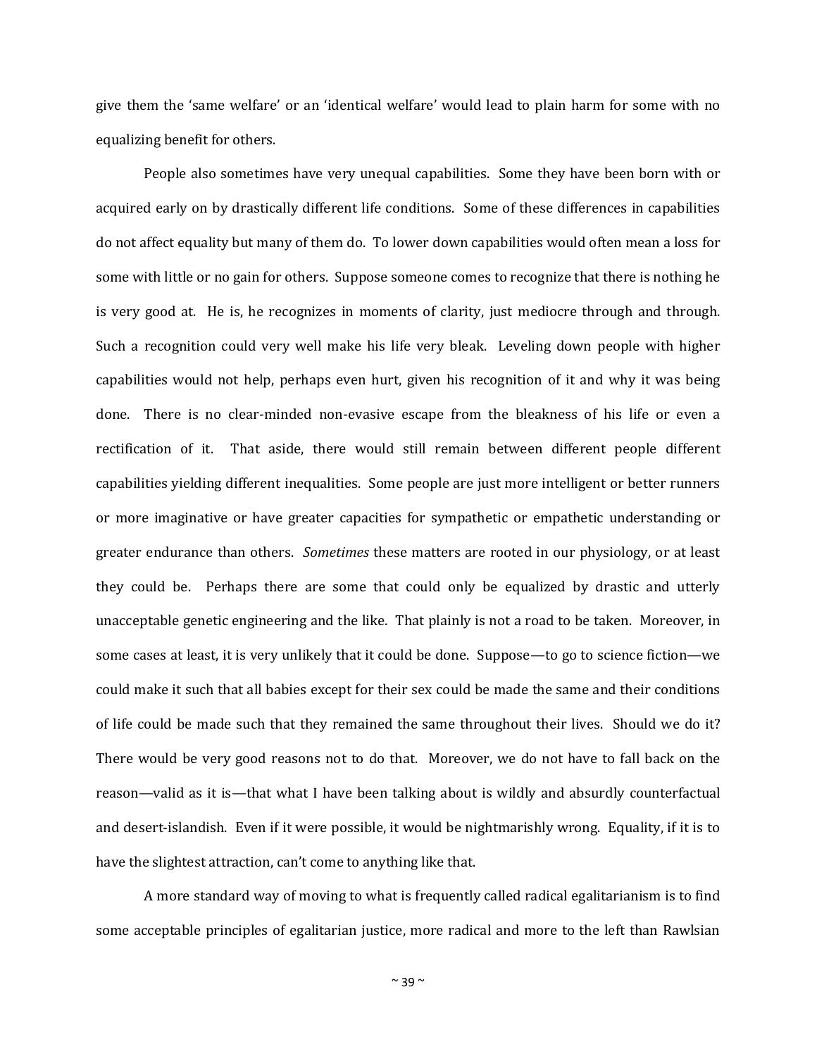give them the 'same welfare' or an 'identical welfare' would lead to plain harm for some with no equalizing benefit for others.

People also sometimes have very unequal capabilities. Some they have been born with or acquired early on by drastically different life conditions. Some of these differences in capabilities do not affect equality but many of them do. To lower down capabilities would often mean a loss for some with little or no gain for others. Suppose someone comes to recognize that there is nothing he is very good at. He is, he recognizes in moments of clarity, just mediocre through and through. Such a recognition could very well make his life very bleak. Leveling down people with higher capabilities would not help, perhaps even hurt, given his recognition of it and why it was being done. There is no clear-minded non-evasive escape from the bleakness of his life or even a rectification of it. That aside, there would still remain between different people different capabilities yielding different inequalities. Some people are just more intelligent or better runners or more imaginative or have greater capacities for sympathetic or empathetic understanding or greater endurance than others. *Sometimes* these matters are rooted in our physiology, or at least they could be. Perhaps there are some that could only be equalized by drastic and utterly unacceptable genetic engineering and the like. That plainly is not a road to be taken. Moreover, in some cases at least, it is very unlikely that it could be done. Suppose—to go to science fiction—we could make it such that all babies except for their sex could be made the same and their conditions of life could be made such that they remained the same throughout their lives. Should we do it? There would be very good reasons not to do that. Moreover, we do not have to fall back on the reason—valid as it is—that what I have been talking about is wildly and absurdly counterfactual and desert-islandish. Even if it were possible, it would be nightmarishly wrong. Equality, if it is to have the slightest attraction, can't come to anything like that.

A more standard way of moving to what is frequently called radical egalitarianism is to find some acceptable principles of egalitarian justice, more radical and more to the left than Rawlsian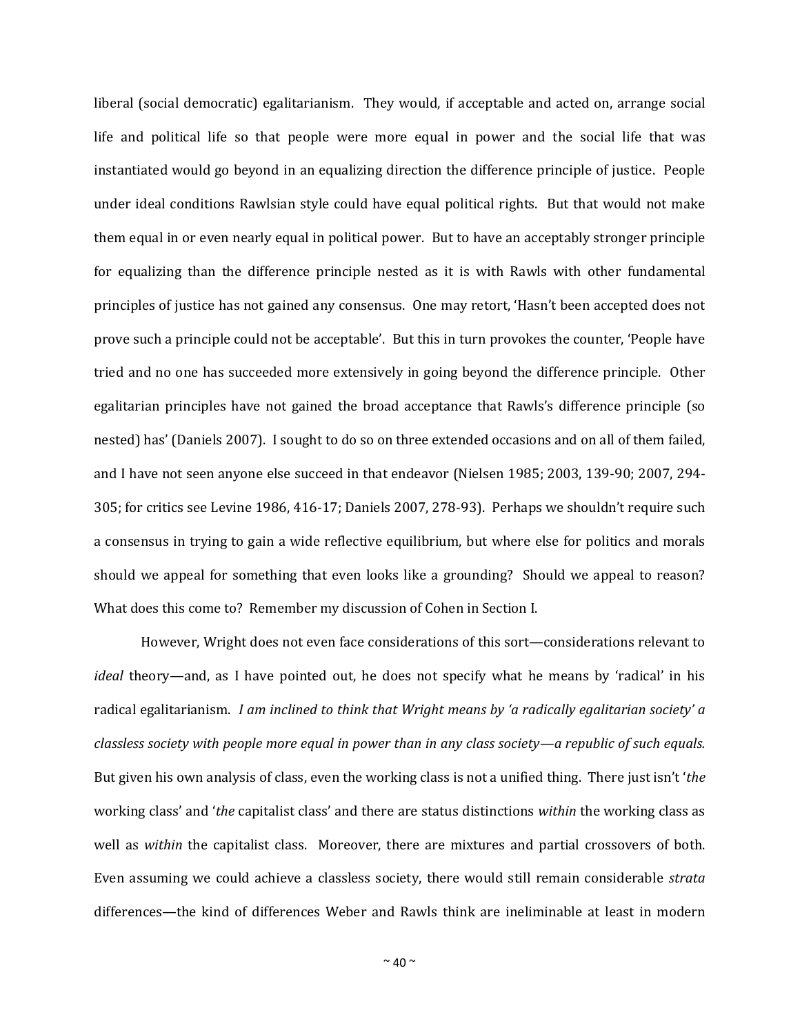liberal (social democratic) egalitarianism. They would, if acceptable and acted on, arrange social life and political life so that people were more equal in power and the social life that was instantiated would go beyond in an equalizing direction the difference principle of justice. People under ideal conditions Rawlsian style could have equal political rights. But that would not make them equal in or even nearly equal in political power. But to have an acceptably stronger principle for equalizing than the difference principle nested as it is with Rawls with other fundamental principles of justice has not gained any consensus. One may retort, 'Hasn't been accepted does not prove such a principle could not be acceptable'. But this in turn provokes the counter, 'People have tried and no one has succeeded more extensively in going beyond the difference principle. Other egalitarian principles have not gained the broad acceptance that Rawls's difference principle (so nested) has' (Daniels 2007). I sought to do so on three extended occasions and on all of them failed, and I have not seen anyone else succeed in that endeavor (Nielsen 1985; 2003, 139-90; 2007, 294-305; for critics see Levine 1986, 416-17; Daniels 2007, 278-93). Perhaps we shouldn't require such a consensus in trying to gain a wide reflective equilibrium, but where else for politics and morals should we appeal for something that even looks like a grounding? Should we appeal to reason? What does this come to? Remember my discussion of Cohen in Section I.

However, Wright does not even face considerations of this sort—considerations relevant to *ideal* theory—and, as I have pointed out, he does not specify what he means by 'radical' in his radical egalitarianism. *I am inclined to think that Wright means by 'a radically egalitarian society' a classless society with people more equal in power than in any class society—a republic of such equals.* But given his own analysis of class, even the working class is not a unified thing. There just isn't '*the* working class' and '*the* capitalist class' and there are status distinctions *within* the working class as well as *within* the capitalist class. Moreover, there are mixtures and partial crossovers of both. Even assuming we could achieve a classless society, there would still remain considerable *strata* differences—the kind of differences Weber and Rawls think are ineliminable at least in modern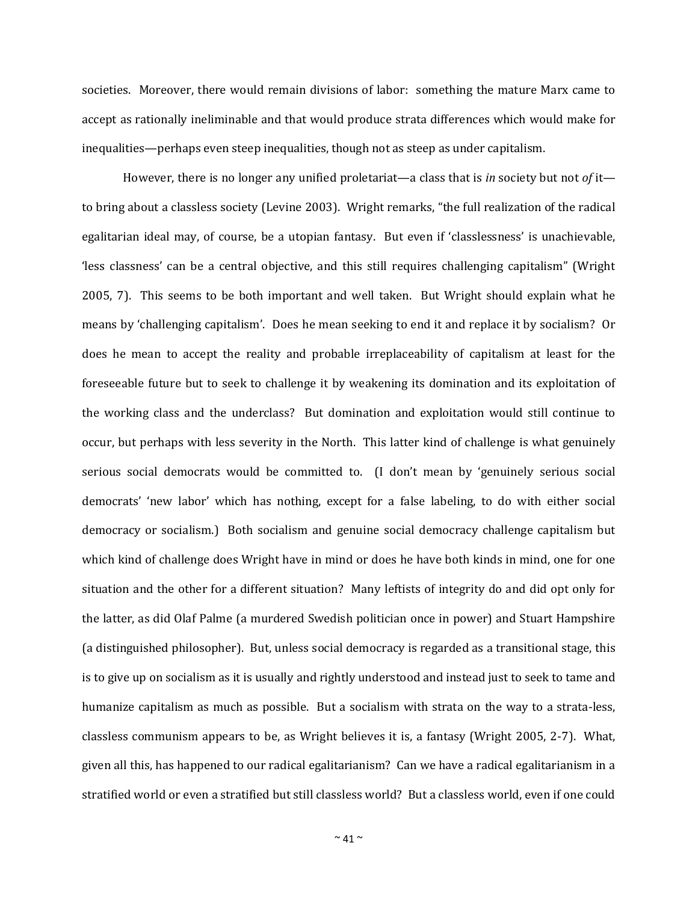societies. Moreover, there would remain divisions of labor: something the mature Marx came to accept as rationally ineliminable and that would produce strata differences which would make for inequalities—perhaps even steep inequalities, though not as steep as under capitalism.

However, there is no longer any unified proletariat—a class that is *in* society but not *of* it—to bring about a classless society (Levine 2003). Wright remarks, "the full realization of the radical egalitarian ideal may, of course, be a utopian fantasy. But even if 'classlessness' is unachievable, 'less classness' can be a central objective, and this still requires challenging capitalism" (Wright 2005, 7). This seems to be both important and well taken. But Wright should explain what he means by 'challenging capitalism'. Does he mean seeking to end it and replace it by socialism? Or does he mean to accept the reality and probable irreplaceability of capitalism at least for the foreseeable future but to seek to challenge it by weakening its domination and its exploitation of the working class and the underclass? But domination and exploitation would still continue to occur, but perhaps with less severity in the North. This latter kind of challenge is what genuinely serious social democrats would be committed to. (I don't mean by 'genuinely serious social democrats' 'new labor' which has nothing, except for a false labeling, to do with either social democracy or socialism.) Both socialism and genuine social democracy challenge capitalism but which kind of challenge does Wright have in mind or does he have both kinds in mind, one for one situation and the other for a different situation? Many leftists of integrity do and did opt only for the latter, as did Olaf Palme (a murdered Swedish politician once in power) and Stuart Hampshire (a distinguished philosopher). But, unless social democracy is regarded as a transitional stage, this is to give up on socialism as it is usually and rightly understood and instead just to seek to tame and humanize capitalism as much as possible. But a socialism with strata on the way to a strata-less, classless communism appears to be, as Wright believes it is, a fantasy (Wright 2005, 2-7). What, given all this, has happened to our radical egalitarianism? Can we have a radical egalitarianism in a stratified world or even a stratified but still classless world? But a classless world, even if one could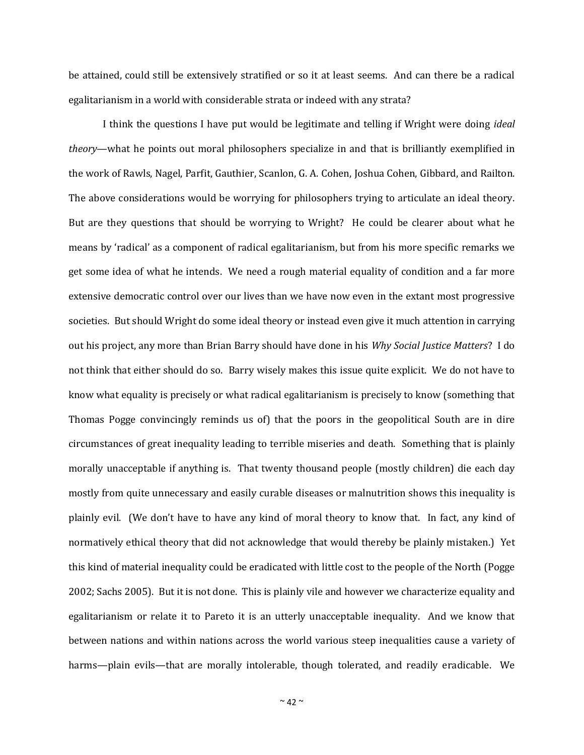be attained, could still be extensively stratified or so it at least seems. And can there be a radical egalitarianism in a world with considerable strata or indeed with any strata?

I think the questions I have put would be legitimate and telling if Wright were doing *ideal theory*—what he points out moral philosophers specialize in and that is brilliantly exemplified in the work of Rawls, Nagel, Parfit, Gauthier, Scanlon, G. A. Cohen, Joshua Cohen, Gibbard, and Railton. The above considerations would be worrying for philosophers trying to articulate an ideal theory. But are they questions that should be worrying to Wright? He could be clearer about what he means by 'radical' as a component of radical egalitarianism, but from his more specific remarks we get some idea of what he intends. We need a rough material equality of condition and a far more extensive democratic control over our lives than we have now even in the extant most progressive societies. But should Wright do some ideal theory or instead even give it much attention in carrying out his project, any more than Brian Barry should have done in his *Why Social Justice Matters*? I do not think that either should do so. Barry wisely makes this issue quite explicit. We do not have to know what equality is precisely or what radical egalitarianism is precisely to know (something that Thomas Pogge convincingly reminds us of) that the poors in the geopolitical South are in dire circumstances of great inequality leading to terrible miseries and death. Something that is plainly morally unacceptable if anything is. That twenty thousand people (mostly children) die each day mostly from quite unnecessary and easily curable diseases or malnutrition shows this inequality is plainly evil. (We don't have to have any kind of moral theory to know that. In fact, any kind of normatively ethical theory that did not acknowledge that would thereby be plainly mistaken.) Yet this kind of material inequality could be eradicated with little cost to the people of the North (Pogge 2002; Sachs 2005). But it is not done. This is plainly vile and however we characterize equality and egalitarianism or relate it to Pareto it is an utterly unacceptable inequality. And we know that between nations and within nations across the world various steep inequalities cause a variety of harms—plain evils—that are morally intolerable, though tolerated, and readily eradicable. We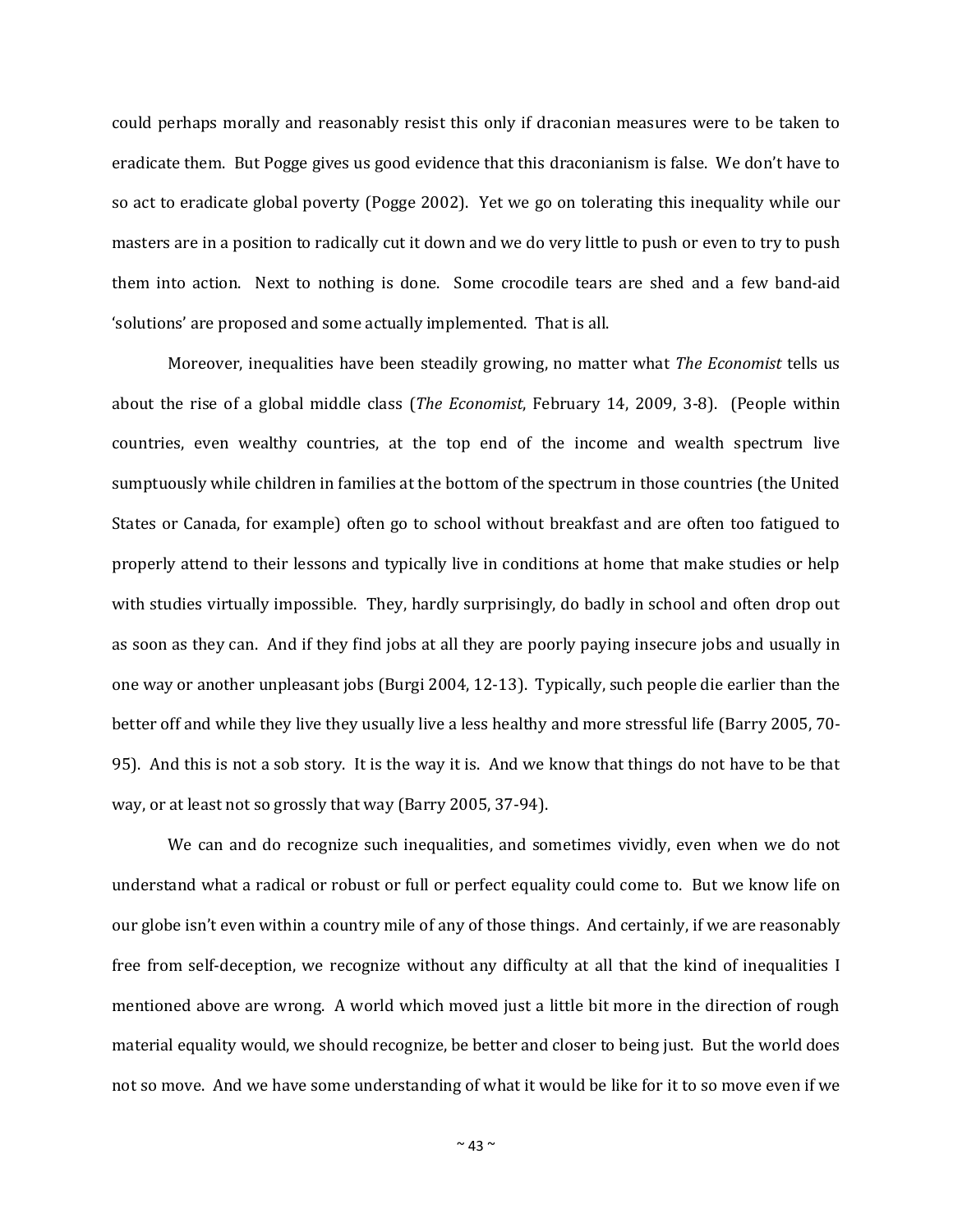could perhaps morally and reasonably resist this only if draconian measures were to be taken to eradicate them. But Pogge gives us good evidence that this draconianism is false. We don't have to so act to eradicate global poverty (Pogge 2002). Yet we go on tolerating this inequality while our masters are in a position to radically cut it down and we do very little to push or even to try to push them into action. Next to nothing is done. Some crocodile tears are shed and a few band-aid 'solutions' are proposed and some actually implemented. That is all.

Moreover, inequalities have been steadily growing, no matter what *The Economist* tells us about the rise of a global middle class (*The Economist*, February 14, 2009, 3-8). (People within countries, even wealthy countries, at the top end of the income and wealth spectrum live sumptuously while children in families at the bottom of the spectrum in those countries (the United States or Canada, for example) often go to school without breakfast and are often too fatigued to properly attend to their lessons and typically live in conditions at home that make studies or help with studies virtually impossible. They, hardly surprisingly, do badly in school and often drop out as soon as they can. And if they find jobs at all they are poorly paying insecure jobs and usually in one way or another unpleasant jobs (Burgi 2004, 12-13). Typically, such people die earlier than the better off and while they live they usually live a less healthy and more stressful life (Barry 2005, 70-95). And this is not a sob story. It is the way it is. And we know that things do not have to be that way, or at least not so grossly that way (Barry 2005, 37-94).

We can and do recognize such inequalities, and sometimes vividly, even when we do not understand what a radical or robust or full or perfect equality could come to. But we know life on our globe isn't even within a country mile of any of those things. And certainly, if we are reasonably free from self-deception, we recognize without any difficulty at all that the kind of inequalities I mentioned above are wrong. A world which moved just a little bit more in the direction of rough material equality would, we should recognize, be better and closer to being just. But the world does not so move. And we have some understanding of what it would be like for it to so move even if we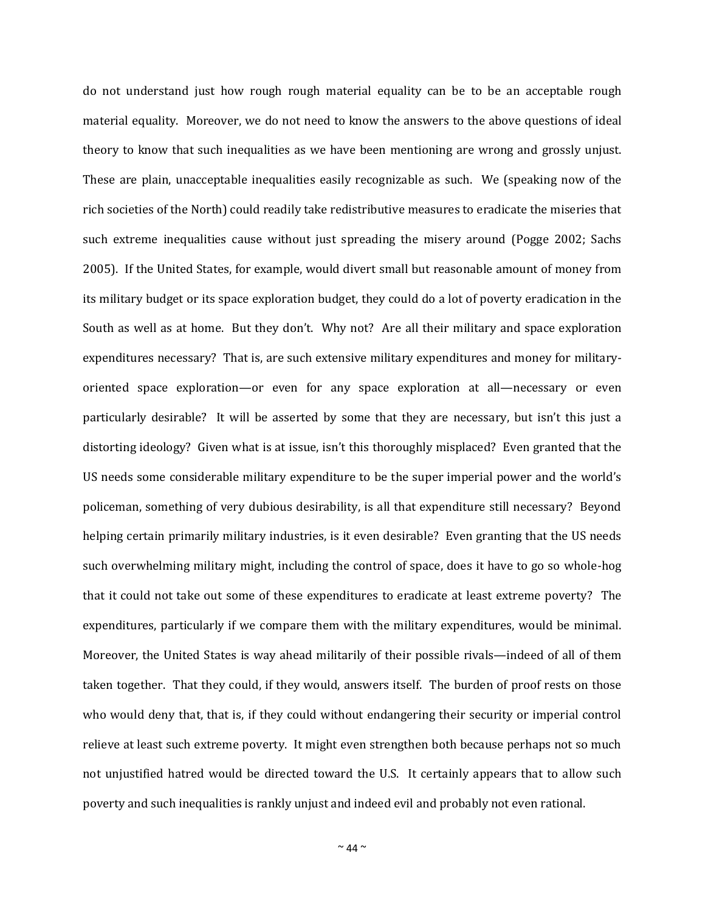do not understand just how rough rough material equality can be to be an acceptable rough material equality. Moreover, we do not need to know the answers to the above questions of ideal theory to know that such inequalities as we have been mentioning are wrong and grossly unjust. These are plain, unacceptable inequalities easily recognizable as such. We (speaking now of the rich societies of the North) could readily take redistributive measures to eradicate the miseries that such extreme inequalities cause without just spreading the misery around (Pogge 2002; Sachs 2005). If the United States, for example, would divert small but reasonable amount of money from its military budget or its space exploration budget, they could do a lot of poverty eradication in the South as well as at home. But they don't. Why not? Are all their military and space exploration expenditures necessary? That is, are such extensive military expenditures and money for military-oriented space exploration—or even for any space exploration at all—necessary or even particularly desirable? It will be asserted by some that they are necessary, but isn't this just a distorting ideology? Given what is at issue, isn't this thoroughly misplaced? Even granted that the US needs some considerable military expenditure to be the super imperial power and the world's policeman, something of very dubious desirability, is all that expenditure still necessary? Beyond helping certain primarily military industries, is it even desirable? Even granting that the US needs such overwhelming military might, including the control of space, does it have to go so whole-hog that it could not take out some of these expenditures to eradicate at least extreme poverty? The expenditures, particularly if we compare them with the military expenditures, would be minimal. Moreover, the United States is way ahead militarily of their possible rivals—indeed of all of them taken together. That they could, if they would, answers itself. The burden of proof rests on those who would deny that, that is, if they could without endangering their security or imperial control relieve at least such extreme poverty. It might even strengthen both because perhaps not so much not unjustified hatred would be directed toward the U.S. It certainly appears that to allow such poverty and such inequalities is rankly unjust and indeed evil and probably not even rational.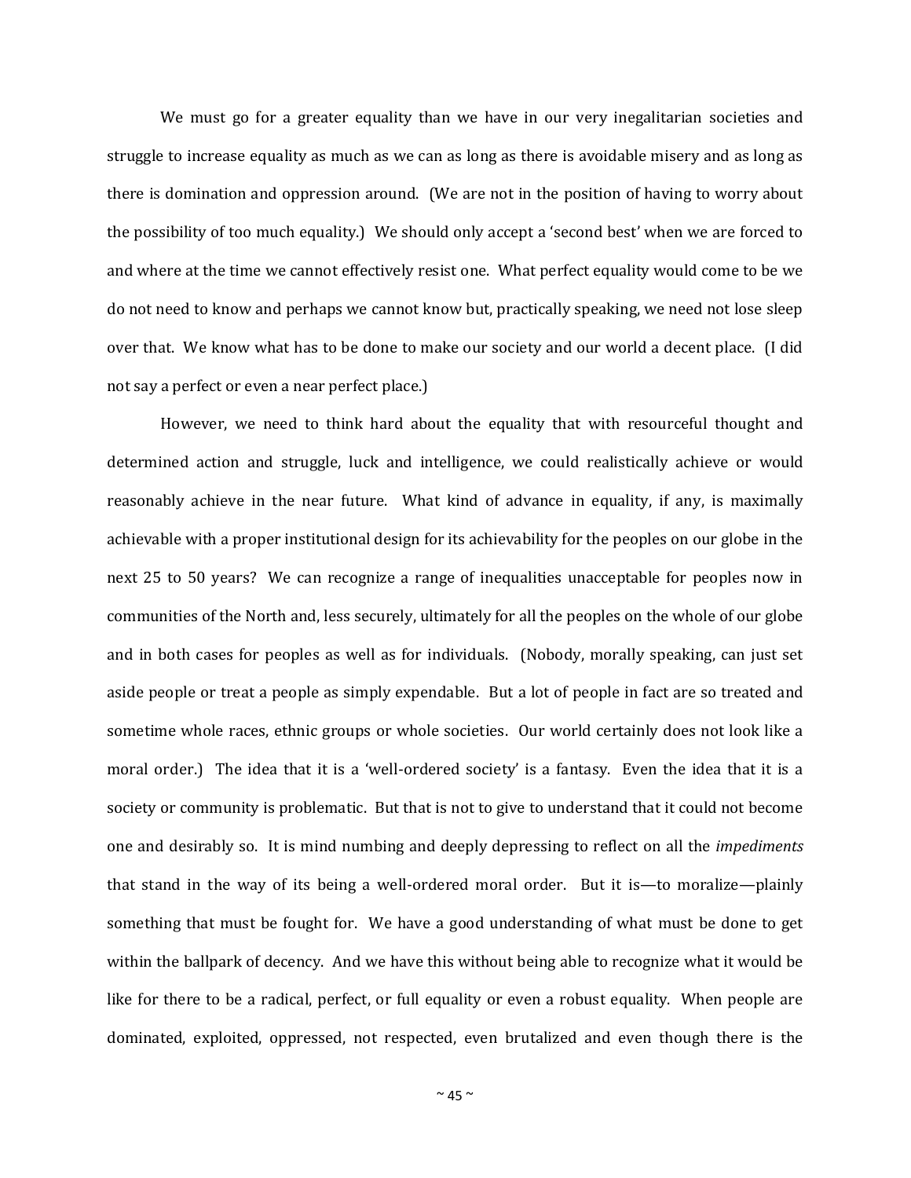We must go for a greater equality than we have in our very inegalitarian societies and struggle to increase equality as much as we can as long as there is avoidable misery and as long as there is domination and oppression around. (We are not in the position of having to worry about the possibility of too much equality.) We should only accept a 'second best' when we are forced to and where at the time we cannot effectively resist one. What perfect equality would come to be we do not need to know and perhaps we cannot know but, practically speaking, we need not lose sleep over that. We know what has to be done to make our society and our world a decent place. (I did not say a perfect or even a near perfect place.)

However, we need to think hard about the equality that with resourceful thought and determined action and struggle, luck and intelligence, we could realistically achieve or would reasonably achieve in the near future. What kind of advance in equality, if any, is maximally achievable with a proper institutional design for its achievability for the peoples on our globe in the next 25 to 50 years? We can recognize a range of inequalities unacceptable for peoples now in communities of the North and, less securely, ultimately for all the peoples on the whole of our globe and in both cases for peoples as well as for individuals. (Nobody, morally speaking, can just set aside people or treat a people as simply expendable. But a lot of people in fact are so treated and sometime whole races, ethnic groups or whole societies. Our world certainly does not look like a moral order.) The idea that it is a 'well-ordered society' is a fantasy. Even the idea that it is a society or community is problematic. But that is not to give to understand that it could not become one and desirably so. It is mind numbing and deeply depressing to reflect on all the *impediments* that stand in the way of its being a well-ordered moral order. But it is—to moralize—plainly something that must be fought for. We have a good understanding of what must be done to get within the ballpark of decency. And we have this without being able to recognize what it would be like for there to be a radical, perfect, or full equality or even a robust equality. When people are dominated, exploited, oppressed, not respected, even brutalized and even though there is the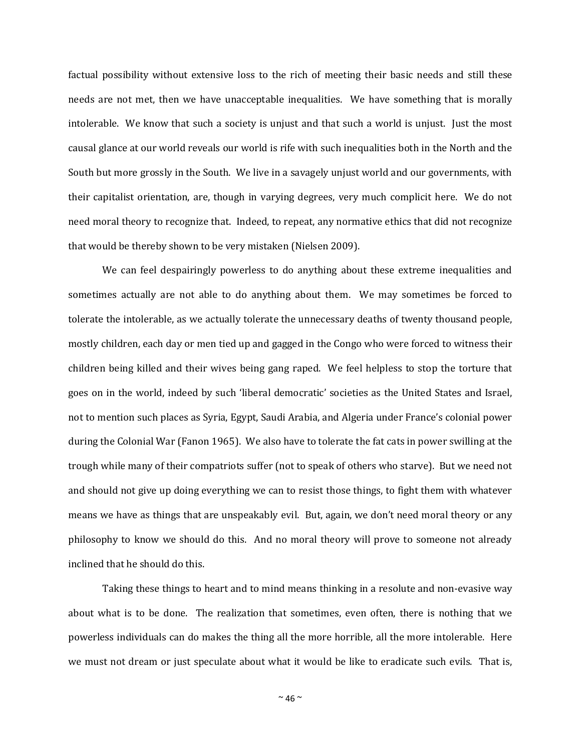factual possibility without extensive loss to the rich of meeting their basic needs and still these needs are not met, then we have unacceptable inequalities. We have something that is morally intolerable. We know that such a society is unjust and that such a world is unjust. Just the most causal glance at our world reveals our world is rife with such inequalities both in the North and the South but more grossly in the South. We live in a savagely unjust world and our governments, with their capitalist orientation, are, though in varying degrees, very much complicit here. We do not need moral theory to recognize that. Indeed, to repeat, any normative ethics that did not recognize that would be thereby shown to be very mistaken (Nielsen 2009).

We can feel despairingly powerless to do anything about these extreme inequalities and sometimes actually are not able to do anything about them. We may sometimes be forced to tolerate the intolerable, as we actually tolerate the unnecessary deaths of twenty thousand people, mostly children, each day or men tied up and gagged in the Congo who were forced to witness their children being killed and their wives being gang raped. We feel helpless to stop the torture that goes on in the world, indeed by such 'liberal democratic' societies as the United States and Israel, not to mention such places as Syria, Egypt, Saudi Arabia, and Algeria under France's colonial power during the Colonial War (Fanon 1965). We also have to tolerate the fat cats in power swilling at the trough while many of their compatriots suffer (not to speak of others who starve). But we need not and should not give up doing everything we can to resist those things, to fight them with whatever means we have as things that are unspeakably evil. But, again, we don't need moral theory or any philosophy to know we should do this. And no moral theory will prove to someone not already inclined that he should do this.

Taking these things to heart and to mind means thinking in a resolute and non-evasive way about what is to be done. The realization that sometimes, even often, there is nothing that we powerless individuals can do makes the thing all the more horrible, all the more intolerable. Here we must not dream or just speculate about what it would be like to eradicate such evils. That is,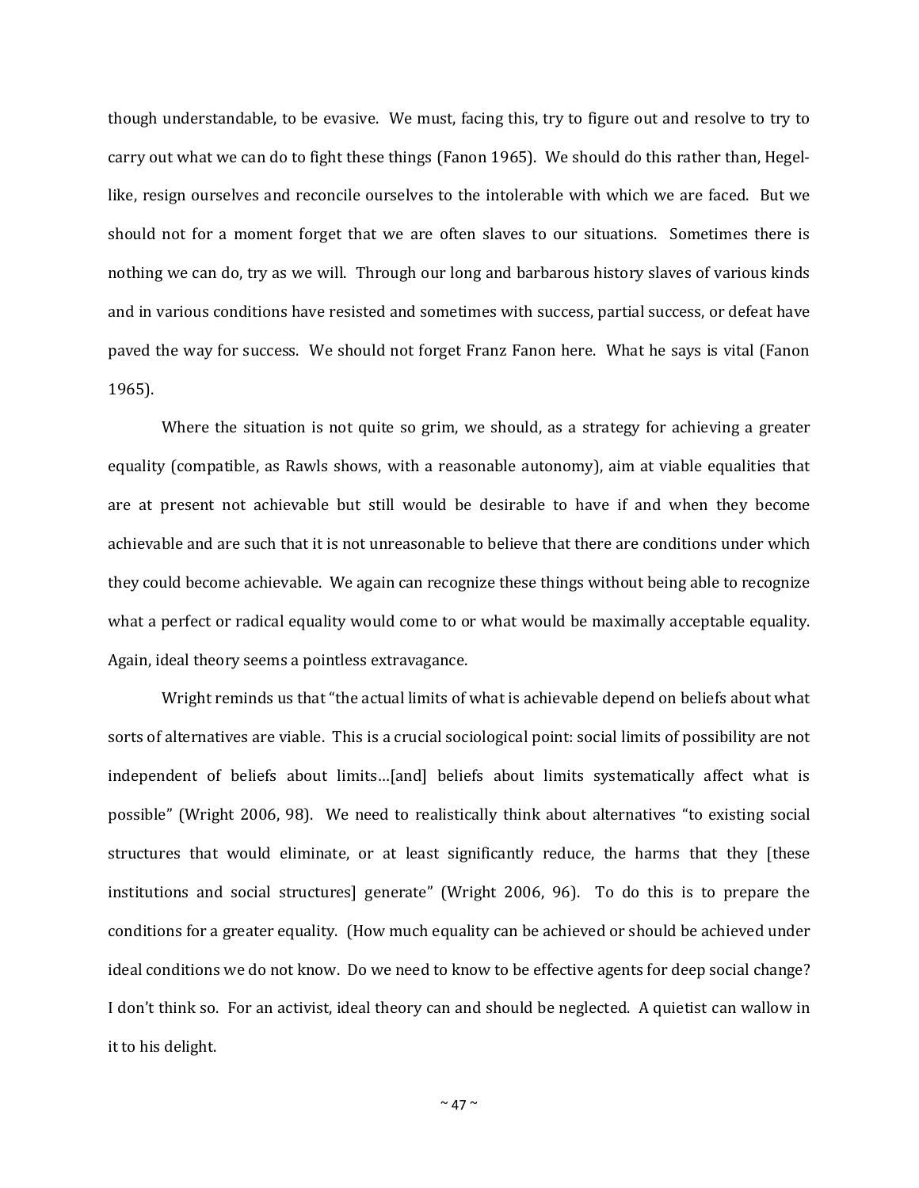though understandable, to be evasive. We must, facing this, try to figure out and resolve to try to carry out what we can do to fight these things (Fanon 1965). We should do this rather than, Hegel-like, resign ourselves and reconcile ourselves to the intolerable with which we are faced. But we should not for a moment forget that we are often slaves to our situations. Sometimes there is nothing we can do, try as we will. Through our long and barbarous history slaves of various kinds and in various conditions have resisted and sometimes with success, partial success, or defeat have paved the way for success. We should not forget Franz Fanon here. What he says is vital (Fanon 1965).

Where the situation is not quite so grim, we should, as a strategy for achieving a greater equality (compatible, as Rawls shows, with a reasonable autonomy), aim at viable equalities that are at present not achievable but still would be desirable to have if and when they become achievable and are such that it is not unreasonable to believe that there are conditions under which they could become achievable. We again can recognize these things without being able to recognize what a perfect or radical equality would come to or what would be maximally acceptable equality. Again, ideal theory seems a pointless extravagance.

Wright reminds us that "the actual limits of what is achievable depend on beliefs about what sorts of alternatives are viable. This is a crucial sociological point: social limits of possibility are not independent of beliefs about limits…[and] beliefs about limits systematically affect what is possible" (Wright 2006, 98). We need to realistically think about alternatives "to existing social structures that would eliminate, or at least significantly reduce, the harms that they [these institutions and social structures] generate" (Wright 2006, 96). To do this is to prepare the conditions for a greater equality. (How much equality can be achieved or should be achieved under ideal conditions we do not know. Do we need to know to be effective agents for deep social change? I don't think so. For an activist, ideal theory can and should be neglected. A quietist can wallow in it to his delight.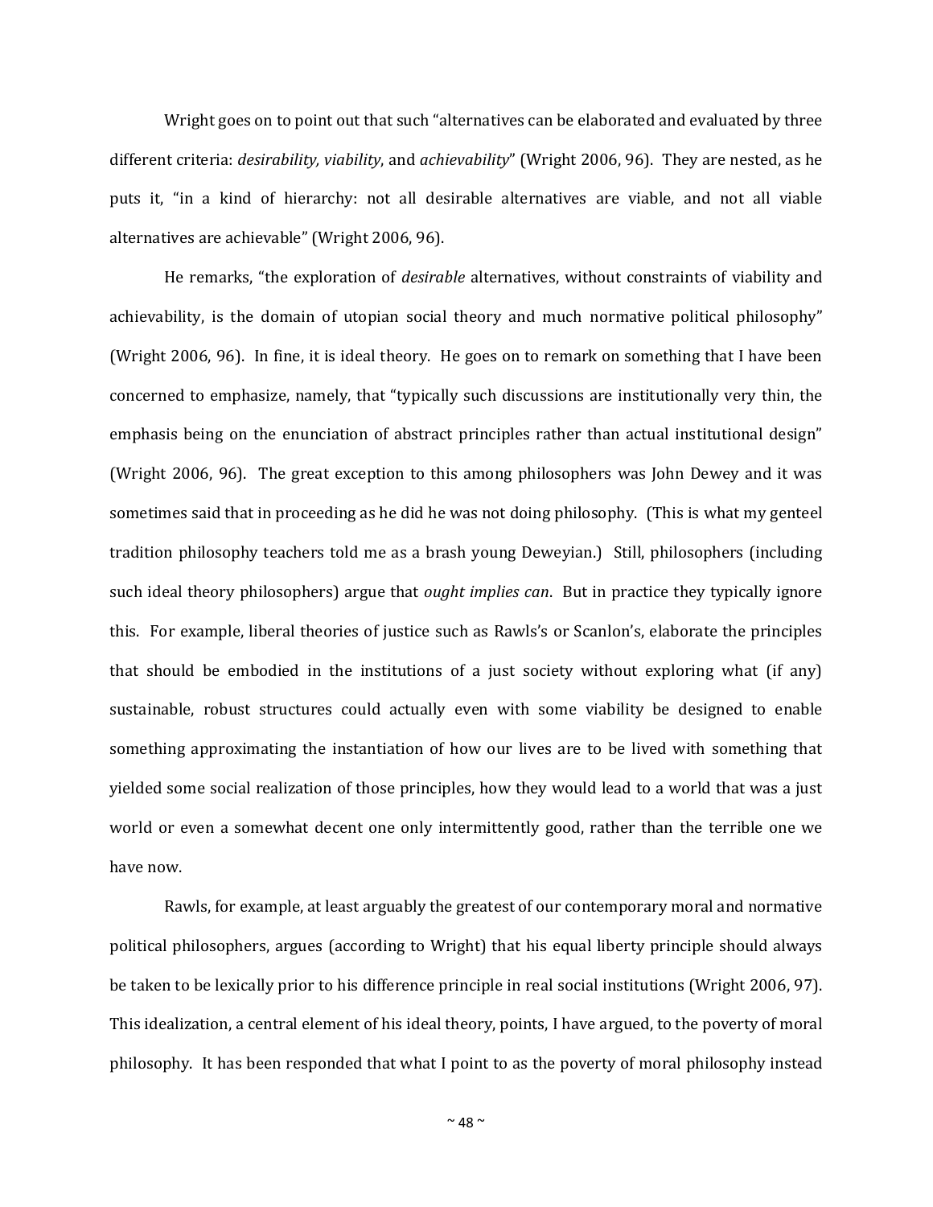Wright goes on to point out that such "alternatives can be elaborated and evaluated by three different criteria: *desirability, viability*, and *achievability*" (Wright 2006, 96). They are nested, as he puts it, "in a kind of hierarchy: not all desirable alternatives are viable, and not all viable alternatives are achievable" (Wright 2006, 96).

He remarks, "the exploration of *desirable* alternatives, without constraints of viability and achievability, is the domain of utopian social theory and much normative political philosophy" (Wright 2006, 96). In fine, it is ideal theory. He goes on to remark on something that I have been concerned to emphasize, namely, that "typically such discussions are institutionally very thin, the emphasis being on the enunciation of abstract principles rather than actual institutional design" (Wright 2006, 96). The great exception to this among philosophers was John Dewey and it was sometimes said that in proceeding as he did he was not doing philosophy. (This is what my genteel tradition philosophy teachers told me as a brash young Deweyian.) Still, philosophers (including such ideal theory philosophers) argue that *ought implies can*. But in practice they typically ignore this. For example, liberal theories of justice such as Rawls's or Scanlon's, elaborate the principles that should be embodied in the institutions of a just society without exploring what (if any) sustainable, robust structures could actually even with some viability be designed to enable something approximating the instantiation of how our lives are to be lived with something that yielded some social realization of those principles, how they would lead to a world that was a just world or even a somewhat decent one only intermittently good, rather than the terrible one we have now.

Rawls, for example, at least arguably the greatest of our contemporary moral and normative political philosophers, argues (according to Wright) that his equal liberty principle should always be taken to be lexically prior to his difference principle in real social institutions (Wright 2006, 97). This idealization, a central element of his ideal theory, points, I have argued, to the poverty of moral philosophy. It has been responded that what I point to as the poverty of moral philosophy instead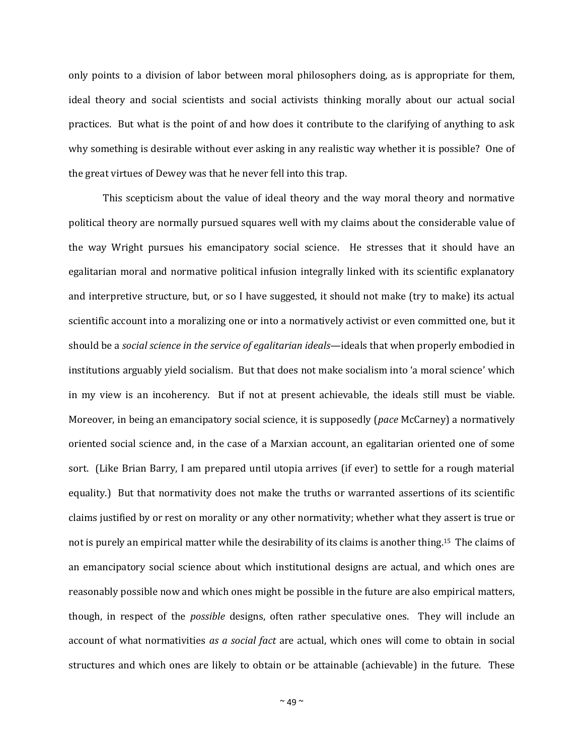only points to a division of labor between moral philosophers doing, as is appropriate for them, ideal theory and social scientists and social activists thinking morally about our actual social practices. But what is the point of and how does it contribute to the clarifying of anything to ask why something is desirable without ever asking in any realistic way whether it is possible? One of the great virtues of Dewey was that he never fell into this trap.

This scepticism about the value of ideal theory and the way moral theory and normative political theory are normally pursued squares well with my claims about the considerable value of the way Wright pursues his emancipatory social science. He stresses that it should have an egalitarian moral and normative political infusion integrally linked with its scientific explanatory and interpretive structure, but, or so I have suggested, it should not make (try to make) its actual scientific account into a moralizing one or into a normatively activist or even committed one, but it should be a *social science in the service of egalitarian ideals*—ideals that when properly embodied in institutions arguably yield socialism. But that does not make socialism into 'a moral science' which in my view is an incoherency. But if not at present achievable, the ideals still must be viable. Moreover, in being an emancipatory social science, it is supposedly (*pace* McCarney) a normatively oriented social science and, in the case of a Marxian account, an egalitarian oriented one of some sort. (Like Brian Barry, I am prepared until utopia arrives (if ever) to settle for a rough material equality.) But that normativity does not make the truths or warranted assertions of its scientific claims justified by or rest on morality or any other normativity; whether what they assert is true or not is purely an empirical matter while the desirability of its claims is another thing.[15] The claims of an emancipatory social science about which institutional designs are actual, and which ones are reasonably possible now and which ones might be possible in the future are also empirical matters, though, in respect of the *possible* designs, often rather speculative ones. They will include an account of what normativities *as a social fact* are actual, which ones will come to obtain in social structures and which ones are likely to obtain or be attainable (achievable) in the future. These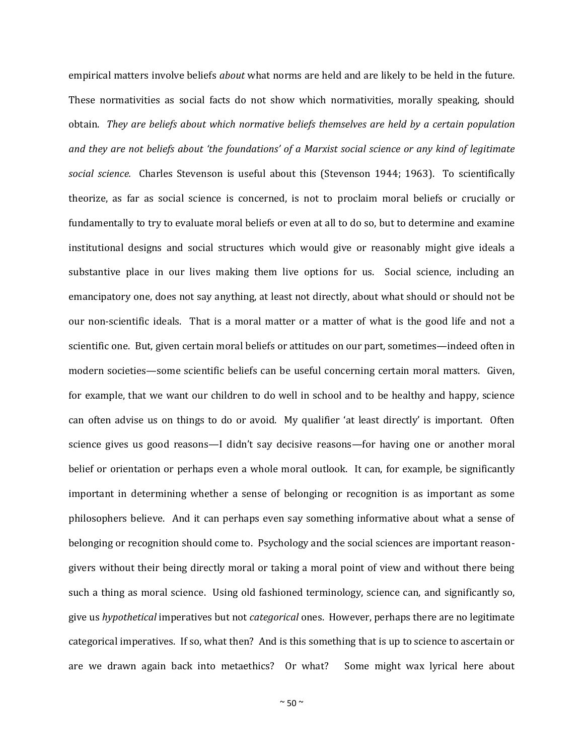empirical matters involve beliefs *about* what norms are held and are likely to be held in the future. These normativities as social facts do not show which normativities, morally speaking, should obtain. *They are beliefs about which normative beliefs themselves are held by a certain population and they are not beliefs about 'the foundations' of a Marxist social science or any kind of legitimate social science.* Charles Stevenson is useful about this (Stevenson 1944; 1963). To scientifically theorize, as far as social science is concerned, is not to proclaim moral beliefs or crucially or fundamentally to try to evaluate moral beliefs or even at all to do so, but to determine and examine institutional designs and social structures which would give or reasonably might give ideals a substantive place in our lives making them live options for us. Social science, including an emancipatory one, does not say anything, at least not directly, about what should or should not be our non-scientific ideals. That is a moral matter or a matter of what is the good life and not a scientific one. But, given certain moral beliefs or attitudes on our part, sometimes—indeed often in modern societies—some scientific beliefs can be useful concerning certain moral matters. Given, for example, that we want our children to do well in school and to be healthy and happy, science can often advise us on things to do or avoid. My qualifier 'at least directly' is important. Often science gives us good reasons—I didn't say decisive reasons—for having one or another moral belief or orientation or perhaps even a whole moral outlook. It can, for example, be significantly important in determining whether a sense of belonging or recognition is as important as some philosophers believe. And it can perhaps even say something informative about what a sense of belonging or recognition should come to. Psychology and the social sciences are important reason-givers without their being directly moral or taking a moral point of view and without there being such a thing as moral science. Using old fashioned terminology, science can, and significantly so, give us *hypothetical* imperatives but not *categorical* ones. However, perhaps there are no legitimate categorical imperatives. If so, what then? And is this something that is up to science to ascertain or are we drawn again back into metaethics? Or what? Some might wax lyrical here about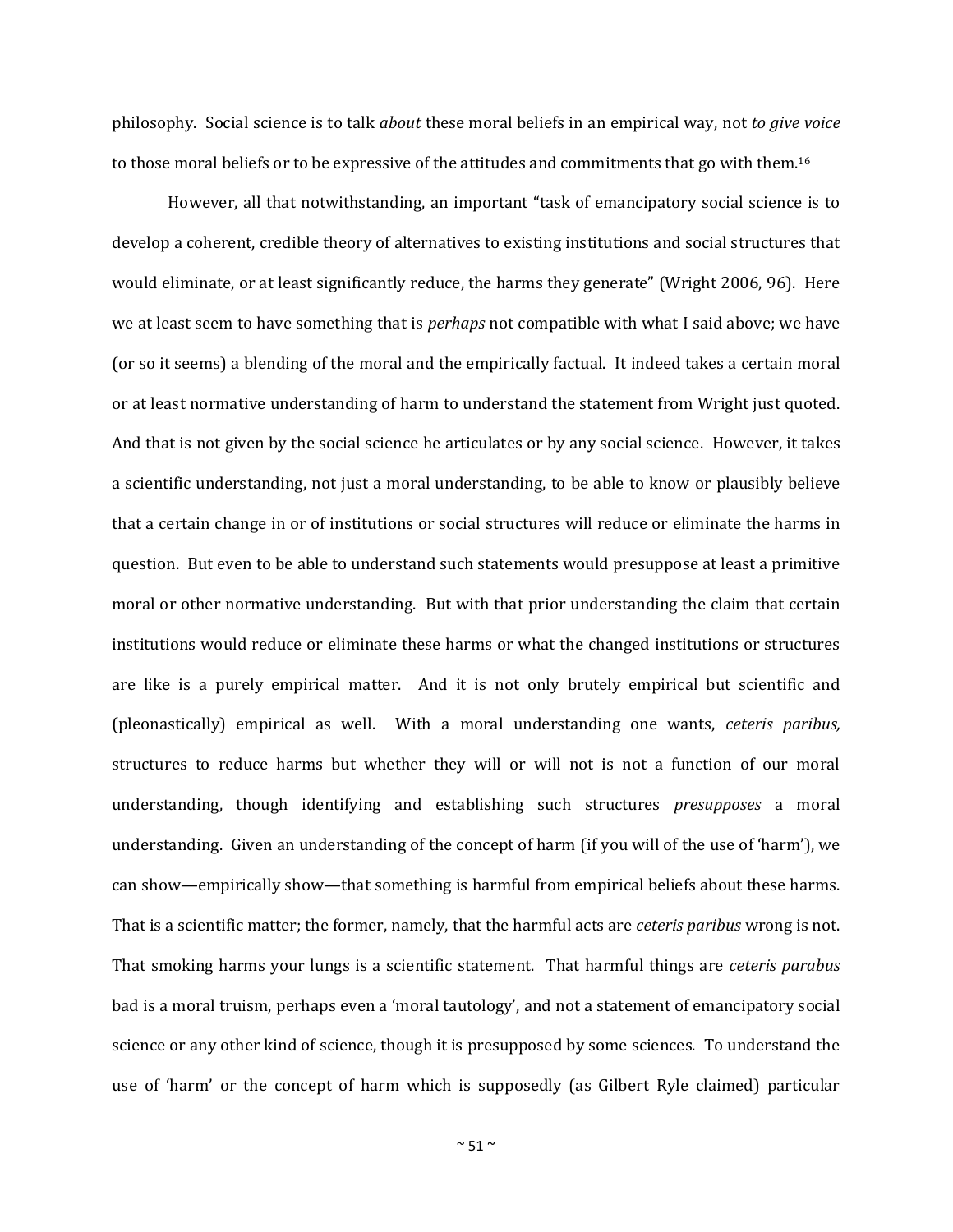philosophy. Social science is to talk *about* these moral beliefs in an empirical way, not *to give voice* to those moral beliefs or to be expressive of the attitudes and commitments that go with them.[16]

However, all that notwithstanding, an important "task of emancipatory social science is to develop a coherent, credible theory of alternatives to existing institutions and social structures that would eliminate, or at least significantly reduce, the harms they generate" (Wright 2006, 96). Here we at least seem to have something that is *perhaps* not compatible with what I said above; we have (or so it seems) a blending of the moral and the empirically factual. It indeed takes a certain moral or at least normative understanding of harm to understand the statement from Wright just quoted. And that is not given by the social science he articulates or by any social science. However, it takes a scientific understanding, not just a moral understanding, to be able to know or plausibly believe that a certain change in or of institutions or social structures will reduce or eliminate the harms in question. But even to be able to understand such statements would presuppose at least a primitive moral or other normative understanding. But with that prior understanding the claim that certain institutions would reduce or eliminate these harms or what the changed institutions or structures are like is a purely empirical matter. And it is not only brutely empirical but scientific and (pleonastically) empirical as well. With a moral understanding one wants, *ceteris paribus,* structures to reduce harms but whether they will or will not is not a function of our moral understanding, though identifying and establishing such structures *presupposes* a moral understanding. Given an understanding of the concept of harm (if you will of the use of 'harm'), we can show—empirically show—that something is harmful from empirical beliefs about these harms. That is a scientific matter; the former, namely, that the harmful acts are *ceteris paribus* wrong is not. That smoking harms your lungs is a scientific statement. That harmful things are *ceteris parabus* bad is a moral truism, perhaps even a 'moral tautology', and not a statement of emancipatory social science or any other kind of science, though it is presupposed by some sciences. To understand the use of 'harm' or the concept of harm which is supposedly (as Gilbert Ryle claimed) particular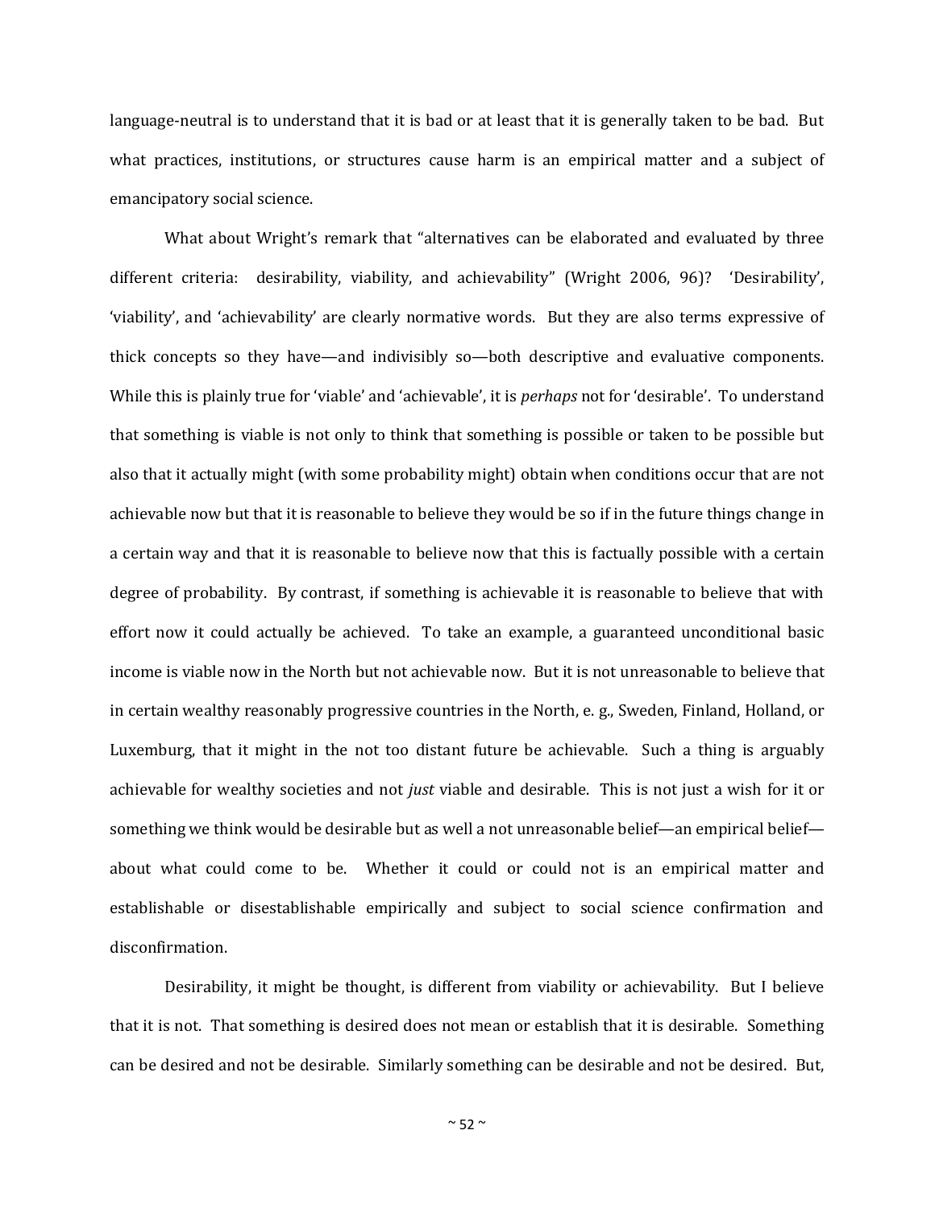language-neutral is to understand that it is bad or at least that it is generally taken to be bad. But what practices, institutions, or structures cause harm is an empirical matter and a subject of emancipatory social science.

What about Wright's remark that "alternatives can be elaborated and evaluated by three different criteria: desirability, viability, and achievability" (Wright 2006, 96)? 'Desirability', 'viability', and 'achievability' are clearly normative words. But they are also terms expressive of thick concepts so they have—and indivisibly so—both descriptive and evaluative components. While this is plainly true for 'viable' and 'achievable', it is *perhaps* not for 'desirable'. To understand that something is viable is not only to think that something is possible or taken to be possible but also that it actually might (with some probability might) obtain when conditions occur that are not achievable now but that it is reasonable to believe they would be so if in the future things change in a certain way and that it is reasonable to believe now that this is factually possible with a certain degree of probability. By contrast, if something is achievable it is reasonable to believe that with effort now it could actually be achieved. To take an example, a guaranteed unconditional basic income is viable now in the North but not achievable now. But it is not unreasonable to believe that in certain wealthy reasonably progressive countries in the North, e. g., Sweden, Finland, Holland, or Luxemburg, that it might in the not too distant future be achievable. Such a thing is arguably achievable for wealthy societies and not *just* viable and desirable. This is not just a wish for it or something we think would be desirable but as well a not unreasonable belief—an empirical belief—about what could come to be. Whether it could or could not is an empirical matter and establishable or disestablishable empirically and subject to social science confirmation and disconfirmation.

Desirability, it might be thought, is different from viability or achievability. But I believe that it is not. That something is desired does not mean or establish that it is desirable. Something can be desired and not be desirable. Similarly something can be desirable and not be desired. But,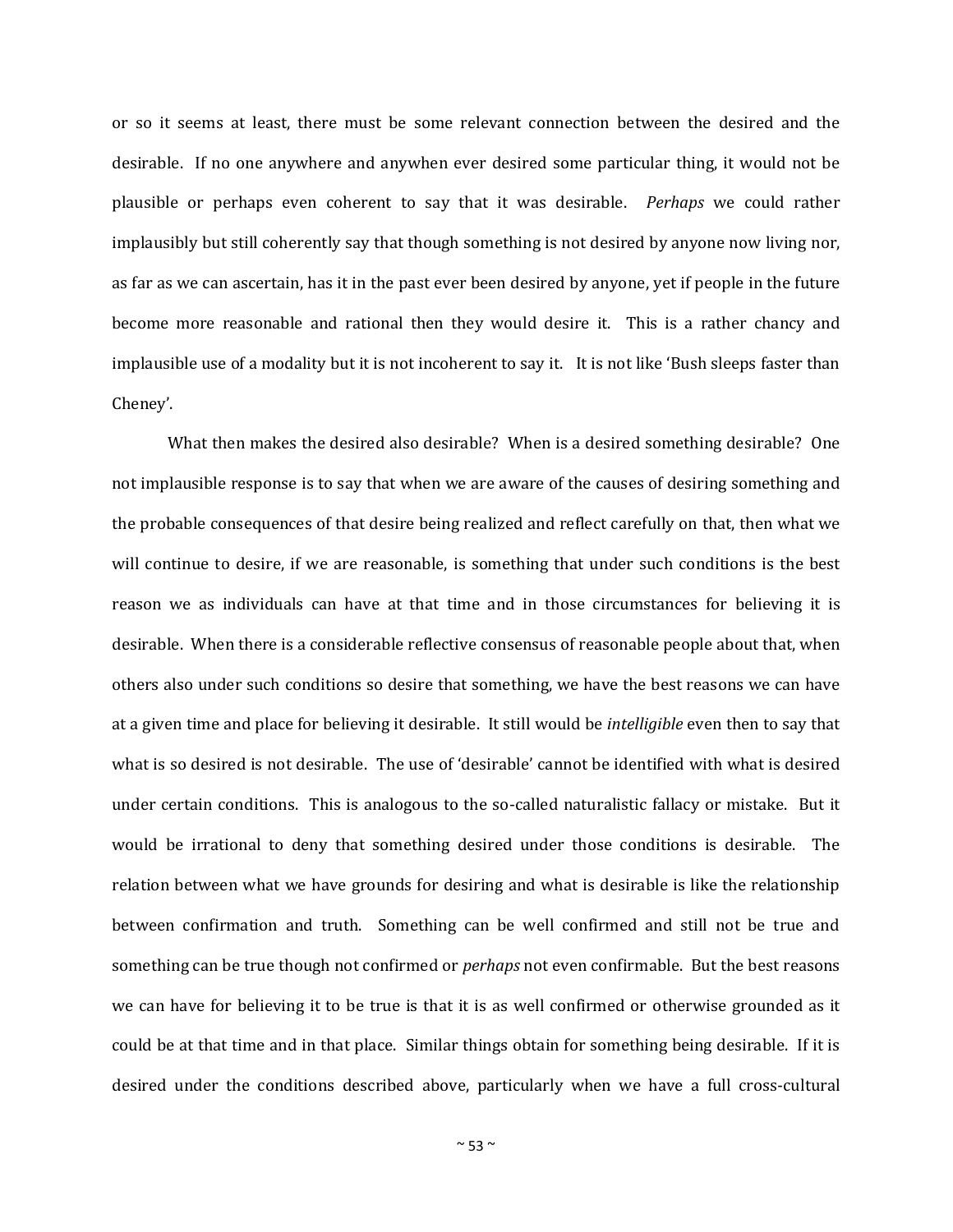or so it seems at least, there must be some relevant connection between the desired and the desirable. If no one anywhere and anywhen ever desired some particular thing, it would not be plausible or perhaps even coherent to say that it was desirable. *Perhaps* we could rather implausibly but still coherently say that though something is not desired by anyone now living nor, as far as we can ascertain, has it in the past ever been desired by anyone, yet if people in the future become more reasonable and rational then they would desire it. This is a rather chancy and implausible use of a modality but it is not incoherent to say it. It is not like 'Bush sleeps faster than Cheney'.

What then makes the desired also desirable? When is a desired something desirable? One not implausible response is to say that when we are aware of the causes of desiring something and the probable consequences of that desire being realized and reflect carefully on that, then what we will continue to desire, if we are reasonable, is something that under such conditions is the best reason we as individuals can have at that time and in those circumstances for believing it is desirable. When there is a considerable reflective consensus of reasonable people about that, when others also under such conditions so desire that something, we have the best reasons we can have at a given time and place for believing it desirable. It still would be *intelligible* even then to say that what is so desired is not desirable. The use of 'desirable' cannot be identified with what is desired under certain conditions. This is analogous to the so-called naturalistic fallacy or mistake. But it would be irrational to deny that something desired under those conditions is desirable. The relation between what we have grounds for desiring and what is desirable is like the relationship between confirmation and truth. Something can be well confirmed and still not be true and something can be true though not confirmed or *perhaps* not even confirmable. But the best reasons we can have for believing it to be true is that it is as well confirmed or otherwise grounded as it could be at that time and in that place. Similar things obtain for something being desirable. If it is desired under the conditions described above, particularly when we have a full cross-cultural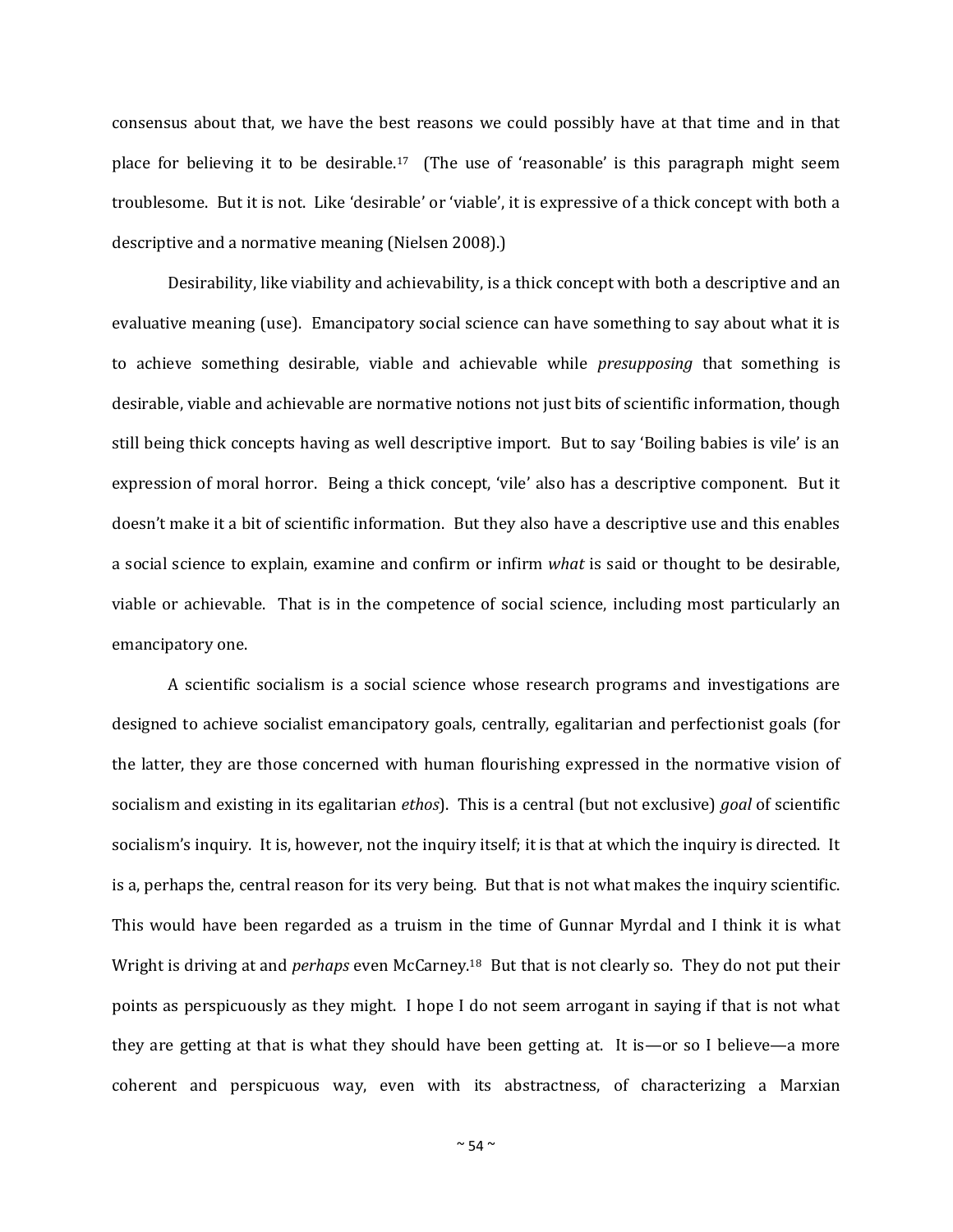consensus about that, we have the best reasons we could possibly have at that time and in that place for believing it to be desirable.[17] (The use of 'reasonable' is this paragraph might seem troublesome. But it is not. Like 'desirable' or 'viable', it is expressive of a thick concept with both a descriptive and a normative meaning (Nielsen 2008).)

Desirability, like viability and achievability, is a thick concept with both a descriptive and an evaluative meaning (use). Emancipatory social science can have something to say about what it is to achieve something desirable, viable and achievable while *presupposing* that something is desirable, viable and achievable are normative notions not just bits of scientific information, though still being thick concepts having as well descriptive import. But to say 'Boiling babies is vile' is an expression of moral horror. Being a thick concept, 'vile' also has a descriptive component. But it doesn't make it a bit of scientific information. But they also have a descriptive use and this enables a social science to explain, examine and confirm or infirm *what* is said or thought to be desirable, viable or achievable. That is in the competence of social science, including most particularly an emancipatory one.

A scientific socialism is a social science whose research programs and investigations are designed to achieve socialist emancipatory goals, centrally, egalitarian and perfectionist goals (for the latter, they are those concerned with human flourishing expressed in the normative vision of socialism and existing in its egalitarian *ethos*). This is a central (but not exclusive) *goal* of scientific socialism's inquiry. It is, however, not the inquiry itself; it is that at which the inquiry is directed. It is a, perhaps the, central reason for its very being. But that is not what makes the inquiry scientific. This would have been regarded as a truism in the time of Gunnar Myrdal and I think it is what Wright is driving at and *perhaps* even McCarney.[18] But that is not clearly so. They do not put their points as perspicuously as they might. I hope I do not seem arrogant in saying if that is not what they are getting at that is what they should have been getting at. It is—or so I believe—a more coherent and perspicuous way, even with its abstractness, of characterizing a Marxian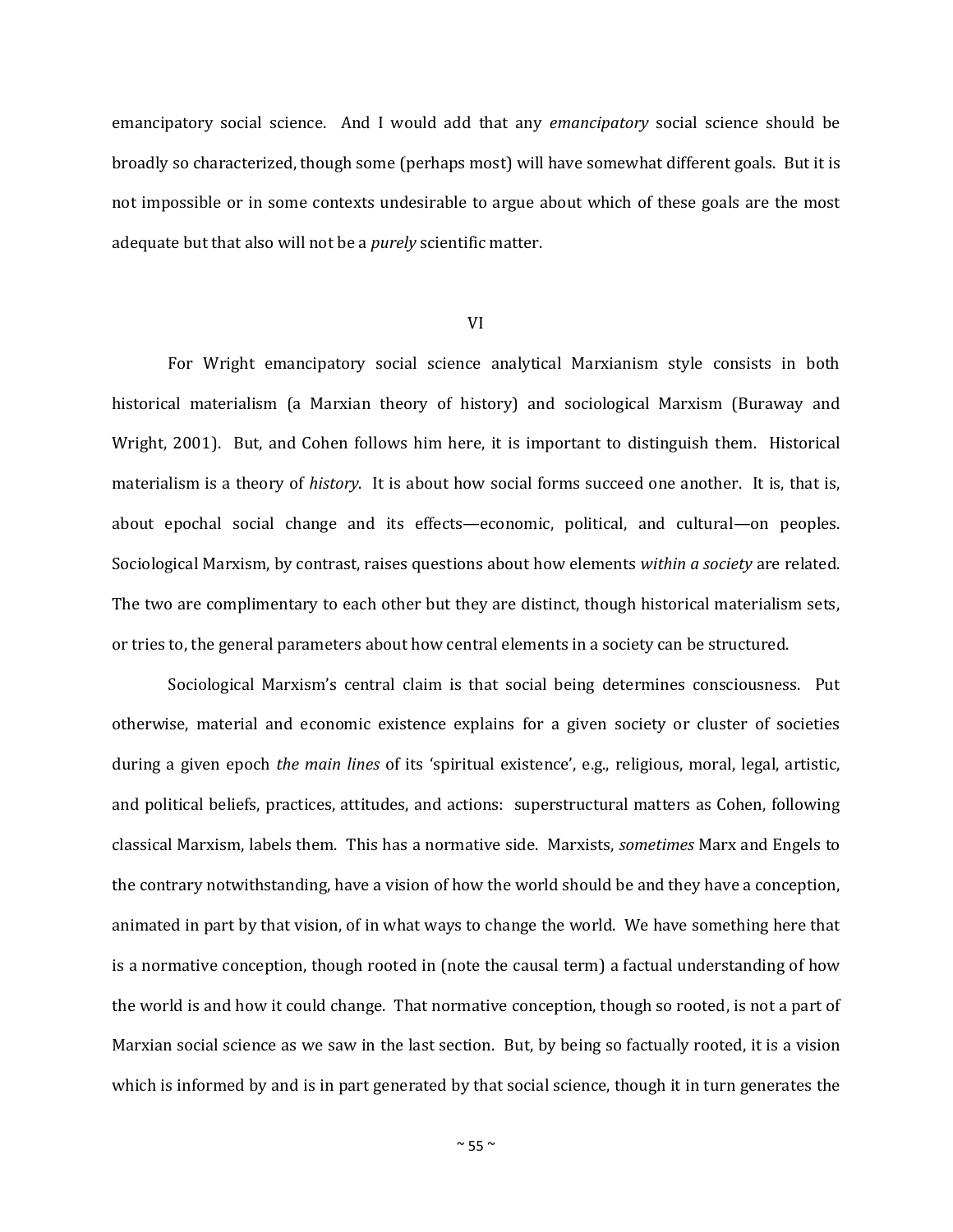emancipatory social science. And I would add that any *emancipatory* social science should be broadly so characterized, though some (perhaps most) will have somewhat different goals. But it is not impossible or in some contexts undesirable to argue about which of these goals are the most adequate but that also will not be a *purely* scientific matter.

## VI

For Wright emancipatory social science analytical Marxianism style consists in both historical materialism (a Marxian theory of history) and sociological Marxism (Buraway and Wright, 2001). But, and Cohen follows him here, it is important to distinguish them. Historical materialism is a theory of *history*. It is about how social forms succeed one another. It is, that is, about epochal social change and its effects—economic, political, and cultural—on peoples. Sociological Marxism, by contrast, raises questions about how elements *within a society* are related. The two are complimentary to each other but they are distinct, though historical materialism sets, or tries to, the general parameters about how central elements in a society can be structured.

Sociological Marxism's central claim is that social being determines consciousness. Put otherwise, material and economic existence explains for a given society or cluster of societies during a given epoch *the main lines* of its 'spiritual existence', e.g., religious, moral, legal, artistic, and political beliefs, practices, attitudes, and actions: superstructural matters as Cohen, following classical Marxism, labels them. This has a normative side. Marxists, *sometimes* Marx and Engels to the contrary notwithstanding, have a vision of how the world should be and they have a conception, animated in part by that vision, of in what ways to change the world. We have something here that is a normative conception, though rooted in (note the causal term) a factual understanding of how the world is and how it could change. That normative conception, though so rooted, is not a part of Marxian social science as we saw in the last section. But, by being so factually rooted, it is a vision which is informed by and is in part generated by that social science, though it in turn generates the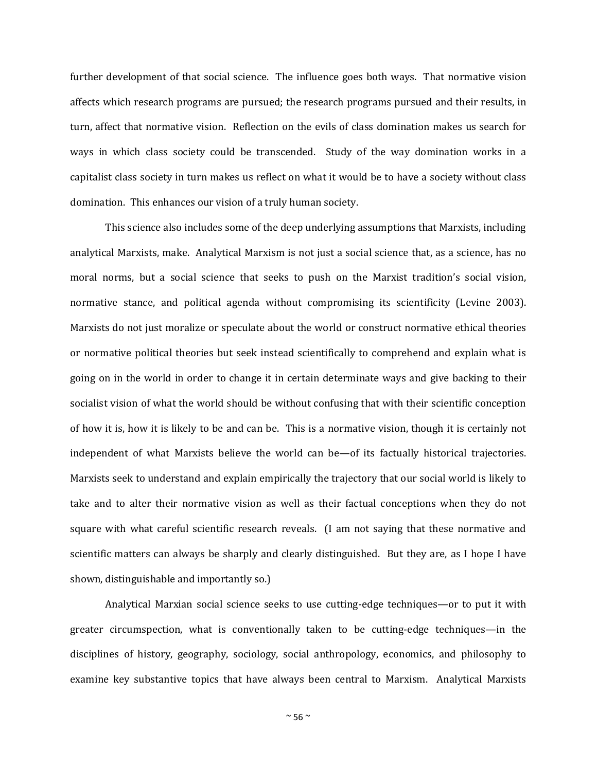further development of that social science. The influence goes both ways. That normative vision affects which research programs are pursued; the research programs pursued and their results, in turn, affect that normative vision. Reflection on the evils of class domination makes us search for ways in which class society could be transcended. Study of the way domination works in a capitalist class society in turn makes us reflect on what it would be to have a society without class domination. This enhances our vision of a truly human society.

This science also includes some of the deep underlying assumptions that Marxists, including analytical Marxists, make. Analytical Marxism is not just a social science that, as a science, has no moral norms, but a social science that seeks to push on the Marxist tradition's social vision, normative stance, and political agenda without compromising its scientificity (Levine 2003). Marxists do not just moralize or speculate about the world or construct normative ethical theories or normative political theories but seek instead scientifically to comprehend and explain what is going on in the world in order to change it in certain determinate ways and give backing to their socialist vision of what the world should be without confusing that with their scientific conception of how it is, how it is likely to be and can be. This is a normative vision, though it is certainly not independent of what Marxists believe the world can be—of its factually historical trajectories. Marxists seek to understand and explain empirically the trajectory that our social world is likely to take and to alter their normative vision as well as their factual conceptions when they do not square with what careful scientific research reveals. (I am not saying that these normative and scientific matters can always be sharply and clearly distinguished. But they are, as I hope I have shown, distinguishable and importantly so.)

Analytical Marxian social science seeks to use cutting-edge techniques—or to put it with greater circumspection, what is conventionally taken to be cutting-edge techniques—in the disciplines of history, geography, sociology, social anthropology, economics, and philosophy to examine key substantive topics that have always been central to Marxism. Analytical Marxists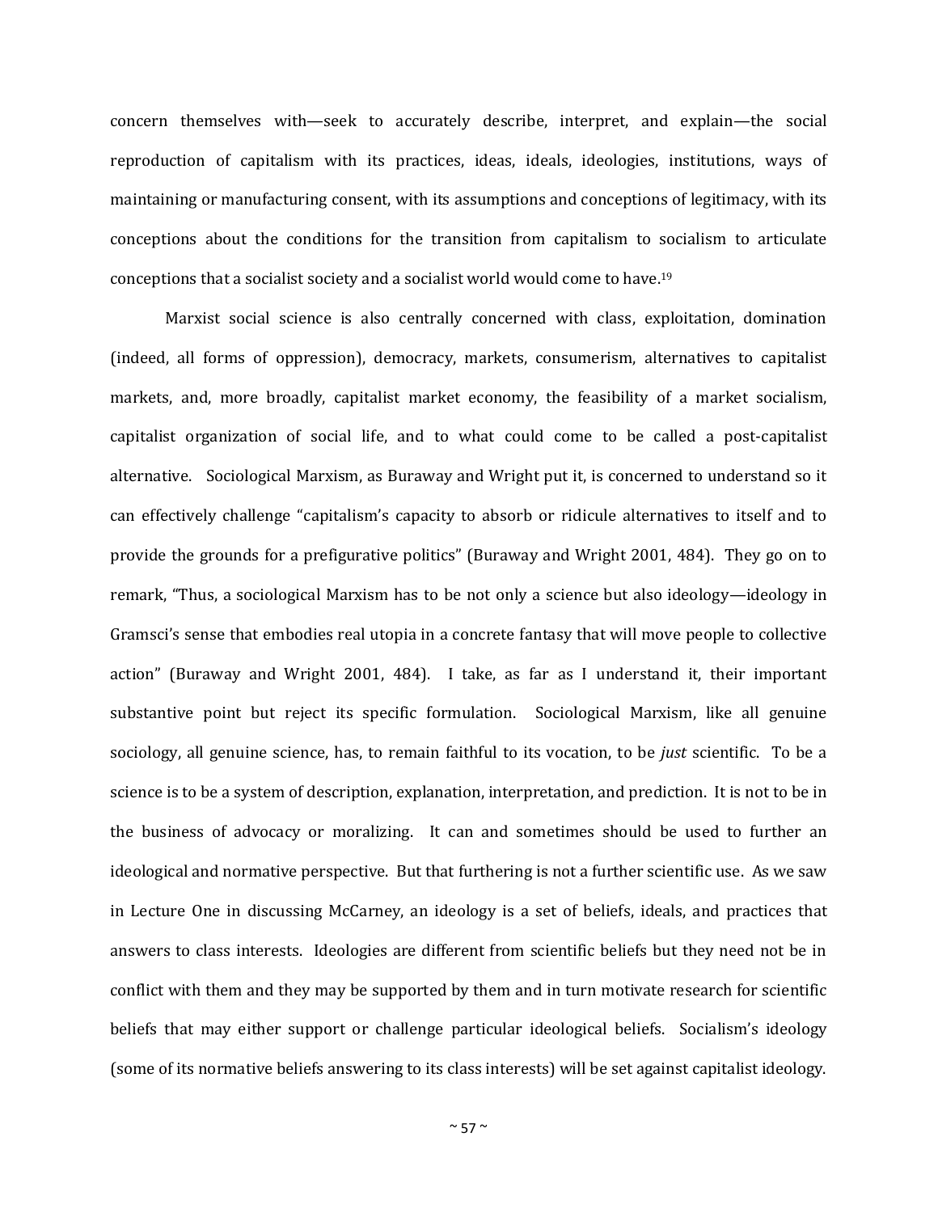concern themselves with—seek to accurately describe, interpret, and explain—the social reproduction of capitalism with its practices, ideas, ideals, ideologies, institutions, ways of maintaining or manufacturing consent, with its assumptions and conceptions of legitimacy, with its conceptions about the conditions for the transition from capitalism to socialism to articulate conceptions that a socialist society and a socialist world would come to have.[19]

Marxist social science is also centrally concerned with class, exploitation, domination (indeed, all forms of oppression), democracy, markets, consumerism, alternatives to capitalist markets, and, more broadly, capitalist market economy, the feasibility of a market socialism, capitalist organization of social life, and to what could come to be called a post-capitalist alternative. Sociological Marxism, as Buraway and Wright put it, is concerned to understand so it can effectively challenge "capitalism's capacity to absorb or ridicule alternatives to itself and to provide the grounds for a prefigurative politics" (Buraway and Wright 2001, 484). They go on to remark, "Thus, a sociological Marxism has to be not only a science but also ideology—ideology in Gramsci's sense that embodies real utopia in a concrete fantasy that will move people to collective action" (Buraway and Wright 2001, 484). I take, as far as I understand it, their important substantive point but reject its specific formulation. Sociological Marxism, like all genuine sociology, all genuine science, has, to remain faithful to its vocation, to be *just* scientific. To be a science is to be a system of description, explanation, interpretation, and prediction. It is not to be in the business of advocacy or moralizing. It can and sometimes should be used to further an ideological and normative perspective. But that furthering is not a further scientific use. As we saw in Lecture One in discussing McCarney, an ideology is a set of beliefs, ideals, and practices that answers to class interests. Ideologies are different from scientific beliefs but they need not be in conflict with them and they may be supported by them and in turn motivate research for scientific beliefs that may either support or challenge particular ideological beliefs. Socialism's ideology (some of its normative beliefs answering to its class interests) will be set against capitalist ideology.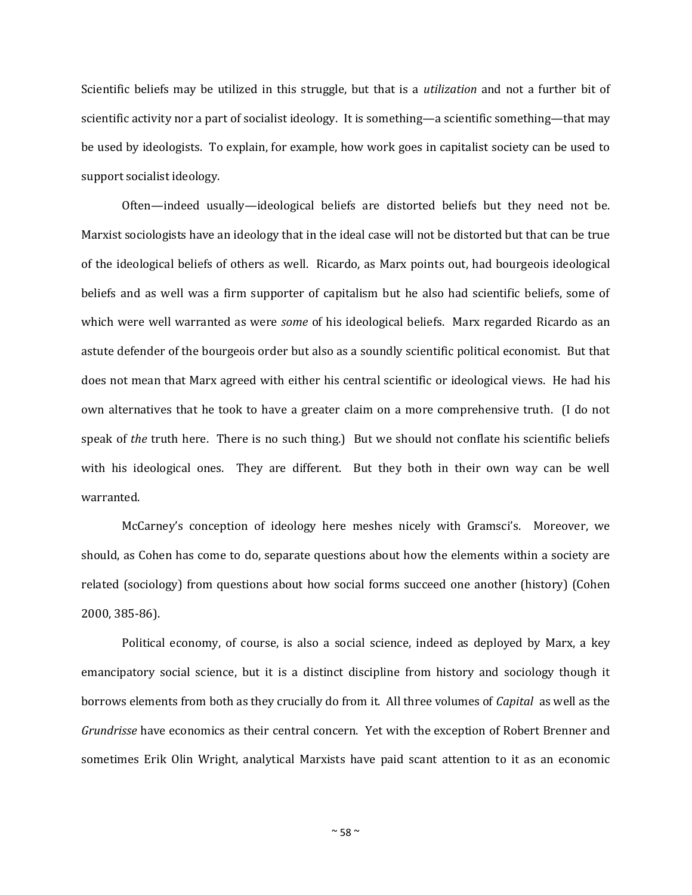Scientific beliefs may be utilized in this struggle, but that is a *utilization* and not a further bit of scientific activity nor a part of socialist ideology. It is something—a scientific something—that may be used by ideologists. To explain, for example, how work goes in capitalist society can be used to support socialist ideology.

Often—indeed usually—ideological beliefs are distorted beliefs but they need not be. Marxist sociologists have an ideology that in the ideal case will not be distorted but that can be true of the ideological beliefs of others as well. Ricardo, as Marx points out, had bourgeois ideological beliefs and as well was a firm supporter of capitalism but he also had scientific beliefs, some of which were well warranted as were *some* of his ideological beliefs. Marx regarded Ricardo as an astute defender of the bourgeois order but also as a soundly scientific political economist. But that does not mean that Marx agreed with either his central scientific or ideological views. He had his own alternatives that he took to have a greater claim on a more comprehensive truth. (I do not speak of *the* truth here. There is no such thing.) But we should not conflate his scientific beliefs with his ideological ones. They are different. But they both in their own way can be well warranted.

McCarney's conception of ideology here meshes nicely with Gramsci's. Moreover, we should, as Cohen has come to do, separate questions about how the elements within a society are related (sociology) from questions about how social forms succeed one another (history) (Cohen 2000, 385-86).

Political economy, of course, is also a social science, indeed as deployed by Marx, a key emancipatory social science, but it is a distinct discipline from history and sociology though it borrows elements from both as they crucially do from it. All three volumes of *Capital* as well as the *Grundrisse* have economics as their central concern. Yet with the exception of Robert Brenner and sometimes Erik Olin Wright, analytical Marxists have paid scant attention to it as an economic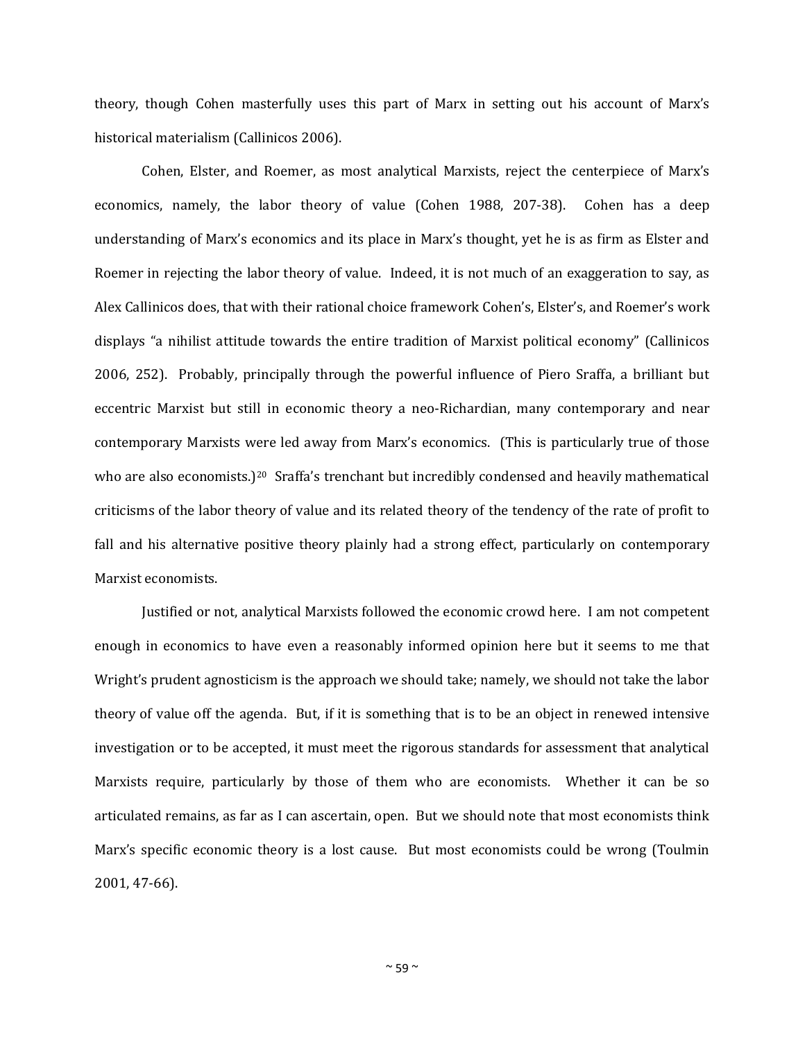theory, though Cohen masterfully uses this part of Marx in setting out his account of Marx's historical materialism (Callinicos 2006).

Cohen, Elster, and Roemer, as most analytical Marxists, reject the centerpiece of Marx's economics, namely, the labor theory of value (Cohen 1988, 207-38). Cohen has a deep understanding of Marx's economics and its place in Marx's thought, yet he is as firm as Elster and Roemer in rejecting the labor theory of value. Indeed, it is not much of an exaggeration to say, as Alex Callinicos does, that with their rational choice framework Cohen's, Elster's, and Roemer's work displays "a nihilist attitude towards the entire tradition of Marxist political economy" (Callinicos 2006, 252). Probably, principally through the powerful influence of Piero Sraffa, a brilliant but eccentric Marxist but still in economic theory a neo-Richardian, many contemporary and near contemporary Marxists were led away from Marx's economics. (This is particularly true of those who are also economists.)[20] Sraffa's trenchant but incredibly condensed and heavily mathematical criticisms of the labor theory of value and its related theory of the tendency of the rate of profit to fall and his alternative positive theory plainly had a strong effect, particularly on contemporary Marxist economists.

Justified or not, analytical Marxists followed the economic crowd here. I am not competent enough in economics to have even a reasonably informed opinion here but it seems to me that Wright's prudent agnosticism is the approach we should take; namely, we should not take the labor theory of value off the agenda. But, if it is something that is to be an object in renewed intensive investigation or to be accepted, it must meet the rigorous standards for assessment that analytical Marxists require, particularly by those of them who are economists. Whether it can be so articulated remains, as far as I can ascertain, open. But we should note that most economists think Marx's specific economic theory is a lost cause. But most economists could be wrong (Toulmin 2001, 47-66).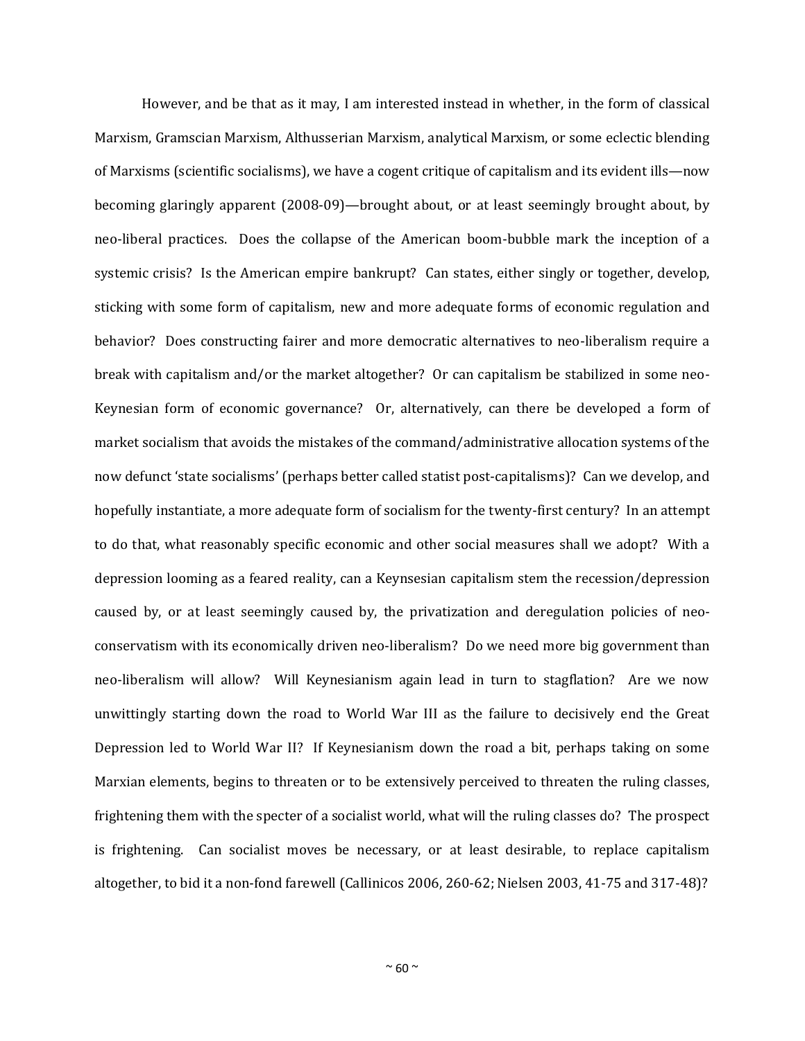However, and be that as it may, I am interested instead in whether, in the form of classical Marxism, Gramscian Marxism, Althusserian Marxism, analytical Marxism, or some eclectic blending of Marxisms (scientific socialisms), we have a cogent critique of capitalism and its evident ills—now becoming glaringly apparent (2008-09)—brought about, or at least seemingly brought about, by neo-liberal practices. Does the collapse of the American boom-bubble mark the inception of a systemic crisis? Is the American empire bankrupt? Can states, either singly or together, develop, sticking with some form of capitalism, new and more adequate forms of economic regulation and behavior? Does constructing fairer and more democratic alternatives to neo-liberalism require a break with capitalism and/or the market altogether? Or can capitalism be stabilized in some neo-Keynesian form of economic governance? Or, alternatively, can there be developed a form of market socialism that avoids the mistakes of the command/administrative allocation systems of the now defunct 'state socialisms' (perhaps better called statist post-capitalisms)? Can we develop, and hopefully instantiate, a more adequate form of socialism for the twenty-first century? In an attempt to do that, what reasonably specific economic and other social measures shall we adopt? With a depression looming as a feared reality, can a Keynsesian capitalism stem the recession/depression caused by, or at least seemingly caused by, the privatization and deregulation policies of neo-conservatism with its economically driven neo-liberalism? Do we need more big government than neo-liberalism will allow? Will Keynesianism again lead in turn to stagflation? Are we now unwittingly starting down the road to World War III as the failure to decisively end the Great Depression led to World War II? If Keynesianism down the road a bit, perhaps taking on some Marxian elements, begins to threaten or to be extensively perceived to threaten the ruling classes, frightening them with the specter of a socialist world, what will the ruling classes do? The prospect is frightening. Can socialist moves be necessary, or at least desirable, to replace capitalism altogether, to bid it a non-fond farewell (Callinicos 2006, 260-62; Nielsen 2003, 41-75 and 317-48)?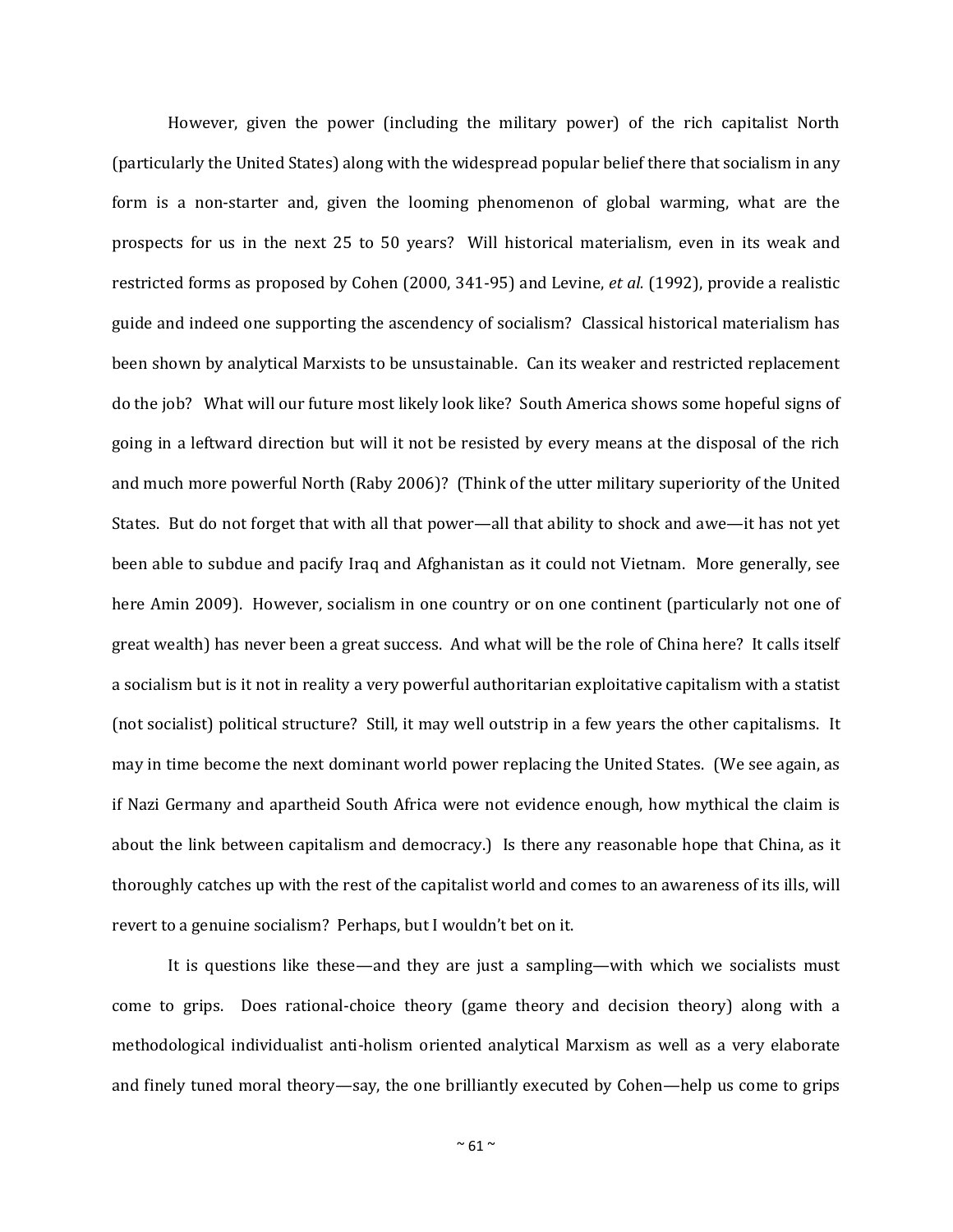However, given the power (including the military power) of the rich capitalist North (particularly the United States) along with the widespread popular belief there that socialism in any form is a non-starter and, given the looming phenomenon of global warming, what are the prospects for us in the next 25 to 50 years? Will historical materialism, even in its weak and restricted forms as proposed by Cohen (2000, 341-95) and Levine, *et al.* (1992), provide a realistic guide and indeed one supporting the ascendency of socialism? Classical historical materialism has been shown by analytical Marxists to be unsustainable. Can its weaker and restricted replacement do the job? What will our future most likely look like? South America shows some hopeful signs of going in a leftward direction but will it not be resisted by every means at the disposal of the rich and much more powerful North (Raby 2006)? (Think of the utter military superiority of the United States. But do not forget that with all that power—all that ability to shock and awe—it has not yet been able to subdue and pacify Iraq and Afghanistan as it could not Vietnam. More generally, see here Amin 2009). However, socialism in one country or on one continent (particularly not one of great wealth) has never been a great success. And what will be the role of China here? It calls itself a socialism but is it not in reality a very powerful authoritarian exploitative capitalism with a statist (not socialist) political structure? Still, it may well outstrip in a few years the other capitalisms. It may in time become the next dominant world power replacing the United States. (We see again, as if Nazi Germany and apartheid South Africa were not evidence enough, how mythical the claim is about the link between capitalism and democracy.) Is there any reasonable hope that China, as it thoroughly catches up with the rest of the capitalist world and comes to an awareness of its ills, will revert to a genuine socialism? Perhaps, but I wouldn't bet on it.

It is questions like these—and they are just a sampling—with which we socialists must come to grips. Does rational-choice theory (game theory and decision theory) along with a methodological individualist anti-holism oriented analytical Marxism as well as a very elaborate and finely tuned moral theory—say, the one brilliantly executed by Cohen—help us come to grips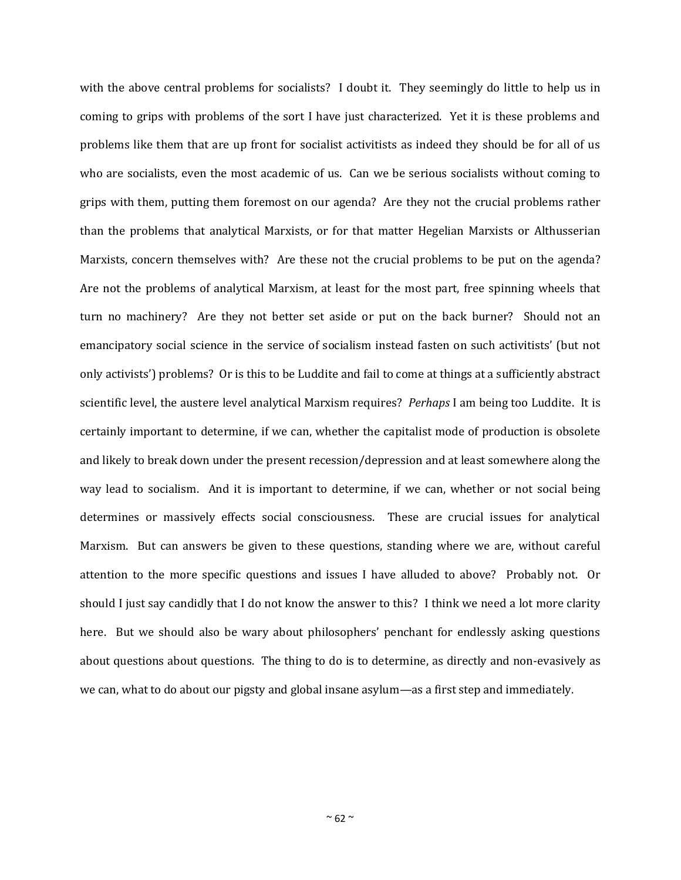with the above central problems for socialists? I doubt it. They seemingly do little to help us in coming to grips with problems of the sort I have just characterized. Yet it is these problems and problems like them that are up front for socialist activitists as indeed they should be for all of us who are socialists, even the most academic of us. Can we be serious socialists without coming to grips with them, putting them foremost on our agenda? Are they not the crucial problems rather than the problems that analytical Marxists, or for that matter Hegelian Marxists or Althusserian Marxists, concern themselves with? Are these not the crucial problems to be put on the agenda? Are not the problems of analytical Marxism, at least for the most part, free spinning wheels that turn no machinery? Are they not better set aside or put on the back burner? Should not an emancipatory social science in the service of socialism instead fasten on such activitists' (but not only activists') problems? Or is this to be Luddite and fail to come at things at a sufficiently abstract scientific level, the austere level analytical Marxism requires? *Perhaps* I am being too Luddite. It is certainly important to determine, if we can, whether the capitalist mode of production is obsolete and likely to break down under the present recession/depression and at least somewhere along the way lead to socialism. And it is important to determine, if we can, whether or not social being determines or massively effects social consciousness. These are crucial issues for analytical Marxism. But can answers be given to these questions, standing where we are, without careful attention to the more specific questions and issues I have alluded to above? Probably not. Or should I just say candidly that I do not know the answer to this? I think we need a lot more clarity here. But we should also be wary about philosophers' penchant for endlessly asking questions about questions about questions. The thing to do is to determine, as directly and non-evasively as we can, what to do about our pigsty and global insane asylum—as a first step and immediately.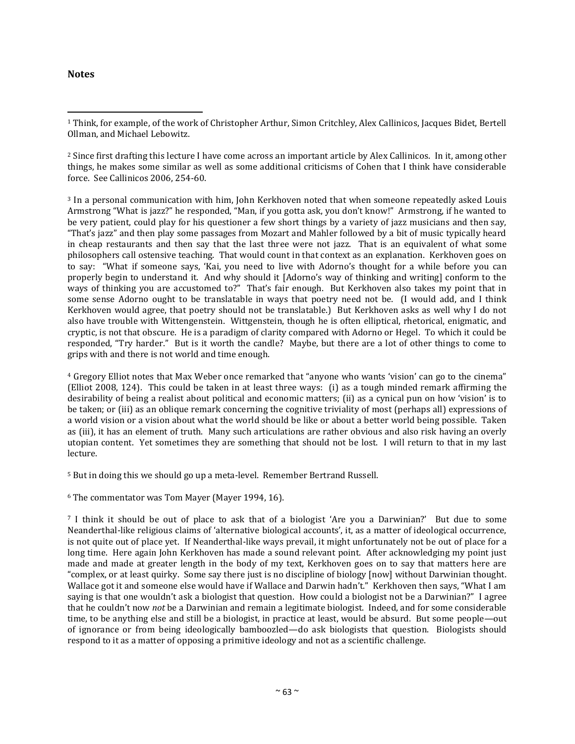**Notes**

---

[1] Think, for example, of the work of Christopher Arthur, Simon Critchley, Alex Callinicos, Jacques Bidet, Bertell Ollman, and Michael Lebowitz.

[2] Since first drafting this lecture I have come across an important article by Alex Callinicos. In it, among other things, he makes some similar as well as some additional criticisms of Cohen that I think have considerable force. See Callinicos 2006, 254-60.

[3] In a personal communication with him, John Kerkhoven noted that when someone repeatedly asked Louis Armstrong "What is jazz?" he responded, "Man, if you gotta ask, you don't know!" Armstrong, if he wanted to be very patient, could play for his questioner a few short things by a variety of jazz musicians and then say, "That's jazz" and then play some passages from Mozart and Mahler followed by a bit of music typically heard in cheap restaurants and then say that the last three were not jazz. That is an equivalent of what some philosophers call ostensive teaching. That would count in that context as an explanation. Kerkhoven goes on to say: "What if someone says, 'Kai, you need to live with Adorno's thought for a while before you can properly begin to understand it. And why should it [Adorno's way of thinking and writing] conform to the ways of thinking you are accustomed to?" That's fair enough. But Kerkhoven also takes my point that in some sense Adorno ought to be translatable in ways that poetry need not be. (I would add, and I think Kerkhoven would agree, that poetry should not be translatable.) But Kerkhoven asks as well why I do not also have trouble with Wittengenstein. Wittgenstein, though he is often elliptical, rhetorical, enigmatic, and cryptic, is not that obscure. He is a paradigm of clarity compared with Adorno or Hegel. To which it could be responded, "Try harder." But is it worth the candle? Maybe, but there are a lot of other things to come to grips with and there is not world and time enough.

[4] Gregory Elliot notes that Max Weber once remarked that "anyone who wants 'vision' can go to the cinema" (Elliot 2008, 124). This could be taken in at least three ways: (i) as a tough minded remark affirming the desirability of being a realist about political and economic matters; (ii) as a cynical pun on how 'vision' is to be taken; or (iii) as an oblique remark concerning the cognitive triviality of most (perhaps all) expressions of a world vision or a vision about what the world should be like or about a better world being possible. Taken as (iii), it has an element of truth. Many such articulations are rather obvious and also risk having an overly utopian content. Yet sometimes they are something that should not be lost. I will return to that in my last lecture.

[5] But in doing this we should go up a meta-level. Remember Bertrand Russell.

[6] The commentator was Tom Mayer (Mayer 1994, 16).

[7] I think it should be out of place to ask that of a biologist 'Are you a Darwinian?' But due to some Neanderthal-like religious claims of 'alternative biological accounts', it, as a matter of ideological occurrence, is not quite out of place yet. If Neanderthal-like ways prevail, it might unfortunately not be out of place for a long time. Here again John Kerkhoven has made a sound relevant point. After acknowledging my point just made and made at greater length in the body of my text, Kerkhoven goes on to say that matters here are "complex, or at least quirky. Some say there just is no discipline of biology [now] without Darwinian thought. Wallace got it and someone else would have if Wallace and Darwin hadn't." Kerkhoven then says, "What I am saying is that one wouldn't ask a biologist that question. How could a biologist not be a Darwinian?" I agree that he couldn't now *not* be a Darwinian and remain a legitimate biologist. Indeed, and for some considerable time, to be anything else and still be a biologist, in practice at least, would be absurd. But some people—out of ignorance or from being ideologically bamboozled—do ask biologists that question. Biologists should respond to it as a matter of opposing a primitive ideology and not as a scientific challenge.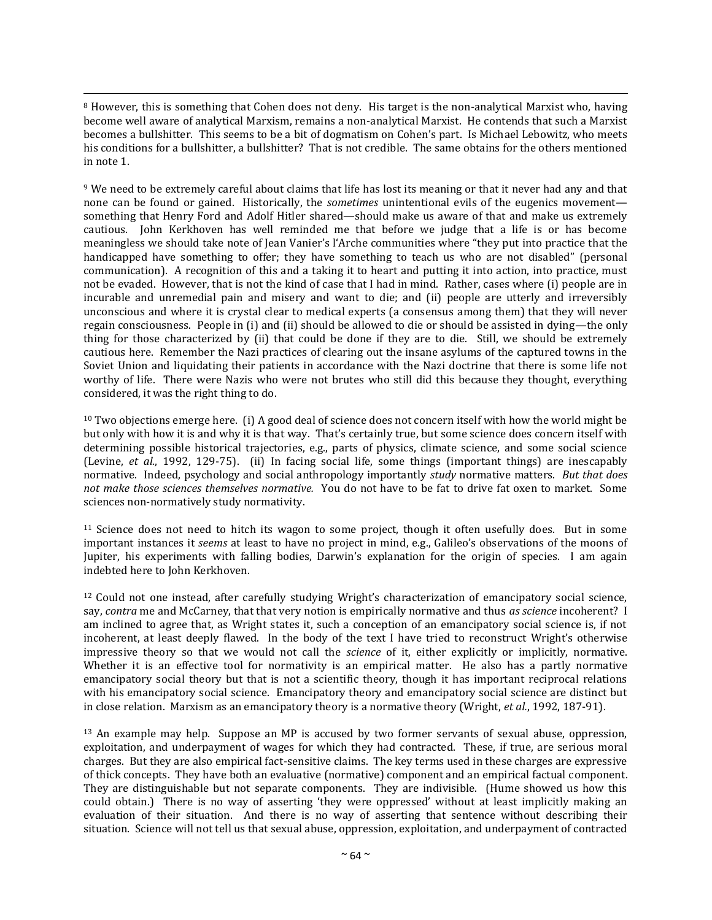[8] However, this is something that Cohen does not deny. His target is the non-analytical Marxist who, having become well aware of analytical Marxism, remains a non-analytical Marxist. He contends that such a Marxist becomes a bullshitter. This seems to be a bit of dogmatism on Cohen's part. Is Michael Lebowitz, who meets his conditions for a bullshitter, a bullshitter? That is not credible. The same obtains for the others mentioned in note 1.

[9] We need to be extremely careful about claims that life has lost its meaning or that it never had any and that none can be found or gained. Historically, the *sometimes* unintentional evils of the eugenics movement—something that Henry Ford and Adolf Hitler shared—should make us aware of that and make us extremely cautious. John Kerkhoven has well reminded me that before we judge that a life is or has become meaningless we should take note of Jean Vanier's l'Arche communities where "they put into practice that the handicapped have something to offer; they have something to teach us who are not disabled" (personal communication). A recognition of this and a taking it to heart and putting it into action, into practice, must not be evaded. However, that is not the kind of case that I had in mind. Rather, cases where (i) people are in incurable and unremedial pain and misery and want to die; and (ii) people are utterly and irreversibly unconscious and where it is crystal clear to medical experts (a consensus among them) that they will never regain consciousness. People in (i) and (ii) should be allowed to die or should be assisted in dying—the only thing for those characterized by (ii) that could be done if they are to die. Still, we should be extremely cautious here. Remember the Nazi practices of clearing out the insane asylums of the captured towns in the Soviet Union and liquidating their patients in accordance with the Nazi doctrine that there is some life not worthy of life. There were Nazis who were not brutes who still did this because they thought, everything considered, it was the right thing to do.

[10] Two objections emerge here. (i) A good deal of science does not concern itself with how the world might be but only with how it is and why it is that way. That's certainly true, but some science does concern itself with determining possible historical trajectories, e.g., parts of physics, climate science, and some social science (Levine, *et al.*, 1992, 129-75). (ii) In facing social life, some things (important things) are inescapably normative. Indeed, psychology and social anthropology importantly *study* normative matters. *But that does not make those sciences themselves normative.* You do not have to be fat to drive fat oxen to market. Some sciences non-normatively study normativity.

[11] Science does not need to hitch its wagon to some project, though it often usefully does. But in some important instances it *seems* at least to have no project in mind, e.g., Galileo's observations of the moons of Jupiter, his experiments with falling bodies, Darwin's explanation for the origin of species. I am again indebted here to John Kerkhoven.

[12] Could not one instead, after carefully studying Wright's characterization of emancipatory social science, say, *contra* me and McCarney, that that very notion is empirically normative and thus *as science* incoherent? I am inclined to agree that, as Wright states it, such a conception of an emancipatory social science is, if not incoherent, at least deeply flawed. In the body of the text I have tried to reconstruct Wright's otherwise impressive theory so that we would not call the *science* of it, either explicitly or implicitly, normative. Whether it is an effective tool for normativity is an empirical matter. He also has a partly normative emancipatory social theory but that is not a scientific theory, though it has important reciprocal relations with his emancipatory social science. Emancipatory theory and emancipatory social science are distinct but in close relation. Marxism as an emancipatory theory is a normative theory (Wright, *et al.*, 1992, 187-91).

[13] An example may help. Suppose an MP is accused by two former servants of sexual abuse, oppression, exploitation, and underpayment of wages for which they had contracted. These, if true, are serious moral charges. But they are also empirical fact-sensitive claims. The key terms used in these charges are expressive of thick concepts. They have both an evaluative (normative) component and an empirical factual component. They are distinguishable but not separate components. They are indivisible. (Hume showed us how this could obtain.) There is no way of asserting 'they were oppressed' without at least implicitly making an evaluation of their situation. And there is no way of asserting that sentence without describing their situation. Science will not tell us that sexual abuse, oppression, exploitation, and underpayment of contracted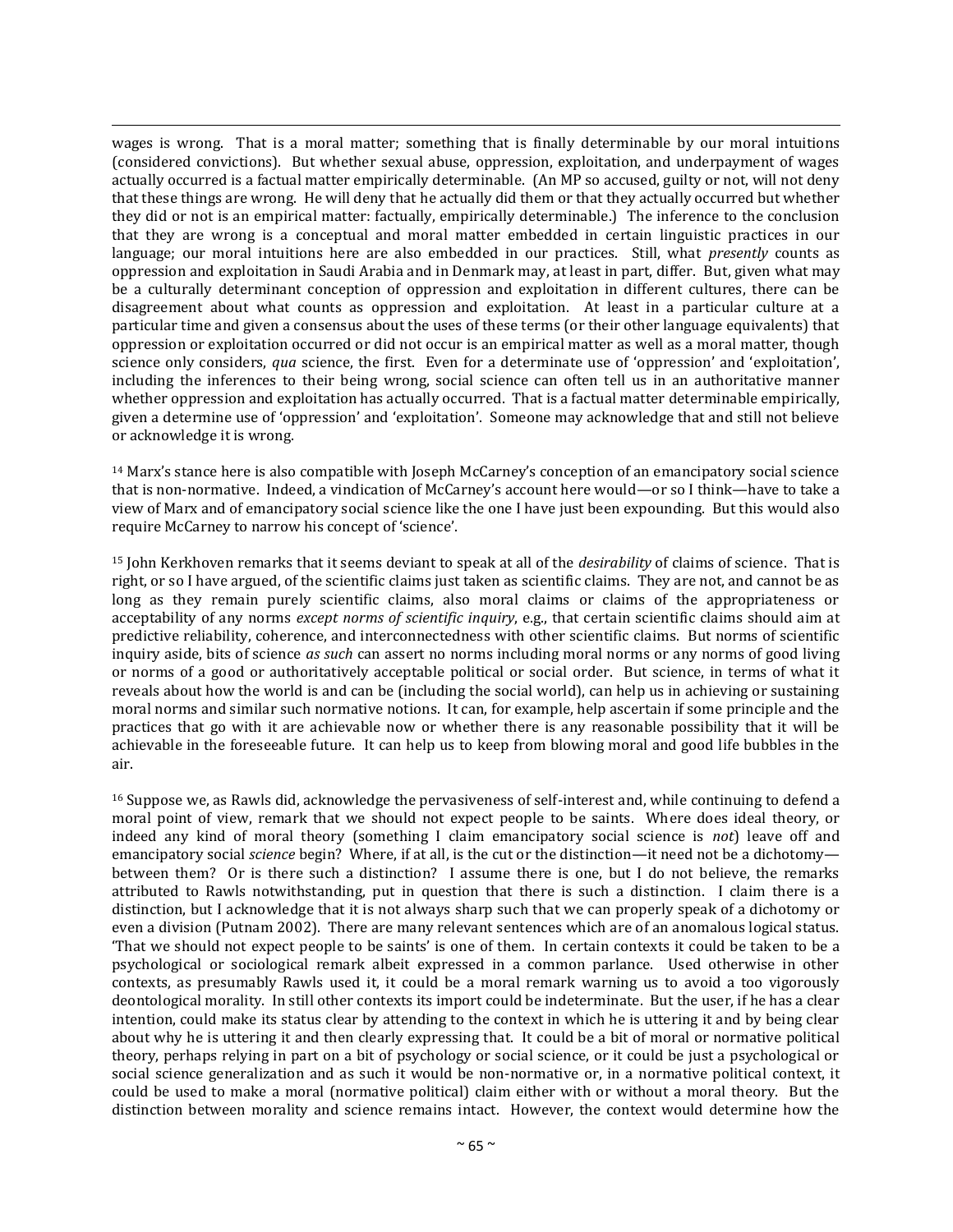wages is wrong. That is a moral matter; something that is finally determinable by our moral intuitions (considered convictions). But whether sexual abuse, oppression, exploitation, and underpayment of wages actually occurred is a factual matter empirically determinable. (An MP so accused, guilty or not, will not deny that these things are wrong. He will deny that he actually did them or that they actually occurred but whether they did or not is an empirical matter: factually, empirically determinable.) The inference to the conclusion that they are wrong is a conceptual and moral matter embedded in certain linguistic practices in our language; our moral intuitions here are also embedded in our practices. Still, what *presently* counts as oppression and exploitation in Saudi Arabia and in Denmark may, at least in part, differ. But, given what may be a culturally determinant conception of oppression and exploitation in different cultures, there can be disagreement about what counts as oppression and exploitation. At least in a particular culture at a particular time and given a consensus about the uses of these terms (or their other language equivalents) that oppression or exploitation occurred or did not occur is an empirical matter as well as a moral matter, though science only considers, *qua* science, the first. Even for a determinate use of 'oppression' and 'exploitation', including the inferences to their being wrong, social science can often tell us in an authoritative manner whether oppression and exploitation has actually occurred. That is a factual matter determinable empirically, given a determine use of 'oppression' and 'exploitation'. Someone may acknowledge that and still not believe or acknowledge it is wrong.

[14] Marx's stance here is also compatible with Joseph McCarney's conception of an emancipatory social science that is non-normative. Indeed, a vindication of McCarney's account here would—or so I think—have to take a view of Marx and of emancipatory social science like the one I have just been expounding. But this would also require McCarney to narrow his concept of 'science'.

[15] John Kerkhoven remarks that it seems deviant to speak at all of the *desirability* of claims of science. That is right, or so I have argued, of the scientific claims just taken as scientific claims. They are not, and cannot be as long as they remain purely scientific claims, also moral claims or claims of the appropriateness or acceptability of any norms *except norms of scientific inquiry*, e.g., that certain scientific claims should aim at predictive reliability, coherence, and interconnectedness with other scientific claims. But norms of scientific inquiry aside, bits of science *as such* can assert no norms including moral norms or any norms of good living or norms of a good or authoritatively acceptable political or social order. But science, in terms of what it reveals about how the world is and can be (including the social world), can help us in achieving or sustaining moral norms and similar such normative notions. It can, for example, help ascertain if some principle and the practices that go with it are achievable now or whether there is any reasonable possibility that it will be achievable in the foreseeable future. It can help us to keep from blowing moral and good life bubbles in the air.

[16] Suppose we, as Rawls did, acknowledge the pervasiveness of self-interest and, while continuing to defend a moral point of view, remark that we should not expect people to be saints. Where does ideal theory, or indeed any kind of moral theory (something I claim emancipatory social science is *not*) leave off and emancipatory social *science* begin? Where, if at all, is the cut or the distinction—it need not be a dichotomy—between them? Or is there such a distinction? I assume there is one, but I do not believe, the remarks attributed to Rawls notwithstanding, put in question that there is such a distinction. I claim there is a distinction, but I acknowledge that it is not always sharp such that we can properly speak of a dichotomy or even a division (Putnam 2002). There are many relevant sentences which are of an anomalous logical status. 'That we should not expect people to be saints' is one of them. In certain contexts it could be taken to be a psychological or sociological remark albeit expressed in a common parlance. Used otherwise in other contexts, as presumably Rawls used it, it could be a moral remark warning us to avoid a too vigorously deontological morality. In still other contexts its import could be indeterminate. But the user, if he has a clear intention, could make its status clear by attending to the context in which he is uttering it and by being clear about why he is uttering it and then clearly expressing that. It could be a bit of moral or normative political theory, perhaps relying in part on a bit of psychology or social science, or it could be just a psychological or social science generalization and as such it would be non-normative or, in a normative political context, it could be used to make a moral (normative political) claim either with or without a moral theory. But the distinction between morality and science remains intact. However, the context would determine how the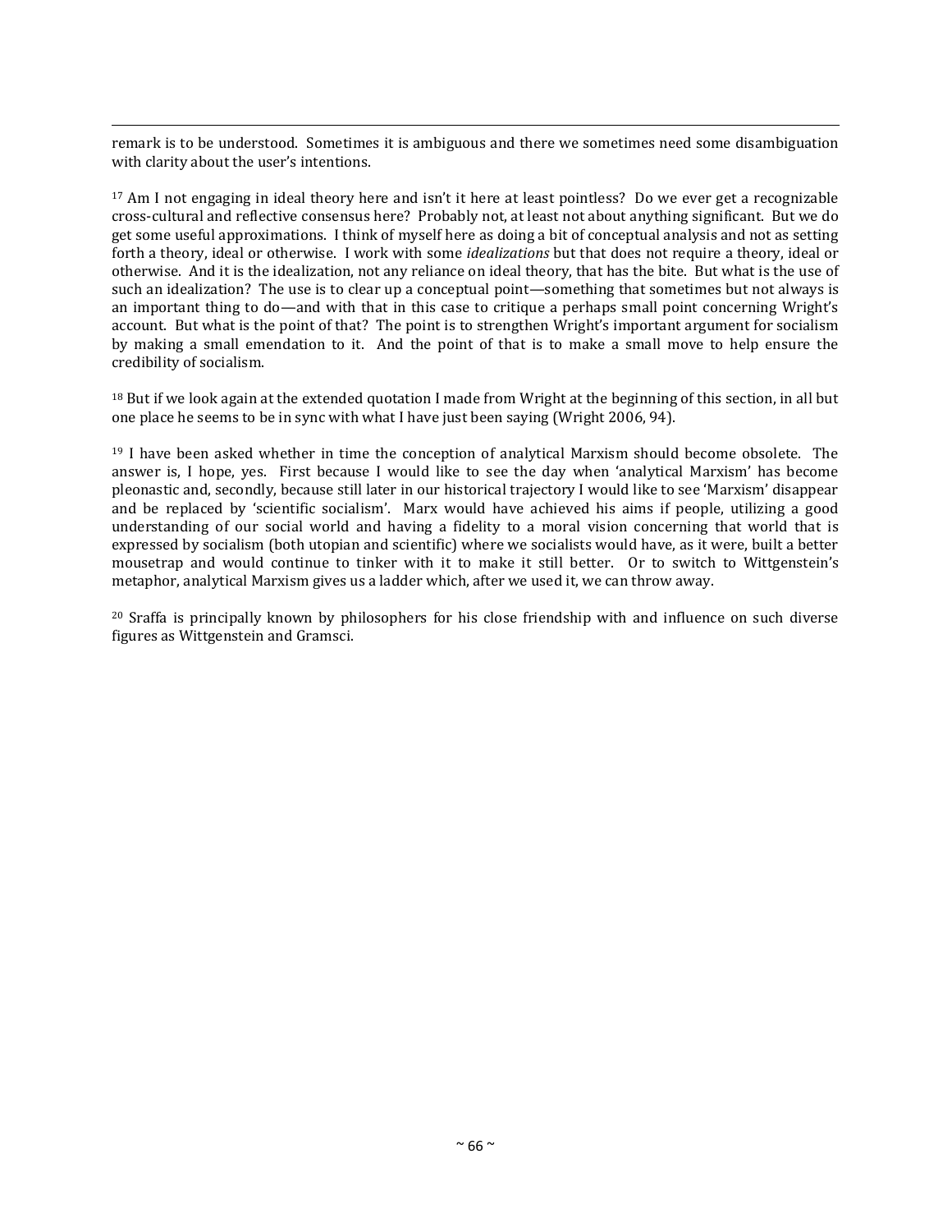remark is to be understood. Sometimes it is ambiguous and there we sometimes need some disambiguation with clarity about the user's intentions.

[17] Am I not engaging in ideal theory here and isn't it here at least pointless? Do we ever get a recognizable cross-cultural and reflective consensus here? Probably not, at least not about anything significant. But we do get some useful approximations. I think of myself here as doing a bit of conceptual analysis and not as setting forth a theory, ideal or otherwise. I work with some *idealizations* but that does not require a theory, ideal or otherwise. And it is the idealization, not any reliance on ideal theory, that has the bite. But what is the use of such an idealization? The use is to clear up a conceptual point—something that sometimes but not always is an important thing to do—and with that in this case to critique a perhaps small point concerning Wright's account. But what is the point of that? The point is to strengthen Wright's important argument for socialism by making a small emendation to it. And the point of that is to make a small move to help ensure the credibility of socialism.

[18] But if we look again at the extended quotation I made from Wright at the beginning of this section, in all but one place he seems to be in sync with what I have just been saying (Wright 2006, 94).

[19] I have been asked whether in time the conception of analytical Marxism should become obsolete. The answer is, I hope, yes. First because I would like to see the day when 'analytical Marxism' has become pleonastic and, secondly, because still later in our historical trajectory I would like to see 'Marxism' disappear and be replaced by 'scientific socialism'. Marx would have achieved his aims if people, utilizing a good understanding of our social world and having a fidelity to a moral vision concerning that world that is expressed by socialism (both utopian and scientific) where we socialists would have, as it were, built a better mousetrap and would continue to tinker with it to make it still better. Or to switch to Wittgenstein's metaphor, analytical Marxism gives us a ladder which, after we used it, we can throw away.

[20] Sraffa is principally known by philosophers for his close friendship with and influence on such diverse figures as Wittgenstein and Gramsci.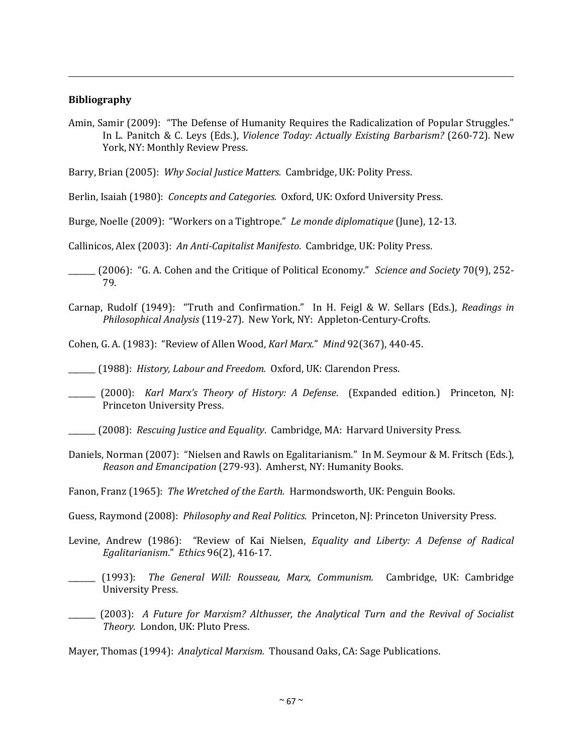## Bibliography

Amin, Samir (2009): "The Defense of Humanity Requires the Radicalization of Popular Struggles." In L. Panitch & C. Leys (Eds.), *Violence Today: Actually Existing Barbarism?* (260-72). New York, NY: Monthly Review Press.

Barry, Brian (2005): *Why Social Justice Matters.* Cambridge, UK: Polity Press.

Berlin, Isaiah (1980): *Concepts and Categories.* Oxford, UK: Oxford University Press.

Burge, Noelle (2009): "Workers on a Tightrope." *Le monde diplomatique* (June), 12-13.

Callinicos, Alex (2003): *An Anti-Capitalist Manifesto*. Cambridge, UK: Polity Press.

_______ (2006): "G. A. Cohen and the Critique of Political Economy." *Science and Society* 70(9), 252-79.

Carnap, Rudolf (1949): "Truth and Confirmation." In H. Feigl & W. Sellars (Eds.), *Readings in Philosophical Analysis* (119-27). New York, NY: Appleton-Century-Crofts.

Cohen, G. A. (1983): "Review of Allen Wood, *Karl Marx.*" *Mind* 92(367), 440-45.

_______ (1988): *History, Labour and Freedom.* Oxford, UK: Clarendon Press.

_______ (2000): *Karl Marx's Theory of History: A Defense*. (Expanded edition.) Princeton, NJ: Princeton University Press.

_______ (2008): *Rescuing Justice and Equality*. Cambridge, MA: Harvard University Press.

Daniels, Norman (2007): "Nielsen and Rawls on Egalitarianism." In M. Seymour & M. Fritsch (Eds.), *Reason and Emancipation* (279-93). Amherst, NY: Humanity Books.

Fanon, Franz (1965): *The Wretched of the Earth.* Harmondsworth, UK: Penguin Books.

Guess, Raymond (2008): *Philosophy and Real Politics.* Princeton, NJ: Princeton University Press.

Levine, Andrew (1986): "Review of Kai Nielsen, *Equality and Liberty: A Defense of Radical Egalitarianism*." *Ethics* 96(2), 416-17.

_______ (1993): *The General Will: Rousseau, Marx, Communism.* Cambridge, UK: Cambridge University Press.

_______ (2003): *A Future for Marxism? Althusser, the Analytical Turn and the Revival of Socialist Theory.* London, UK: Pluto Press.

Mayer, Thomas (1994): *Analytical Marxism.* Thousand Oaks, CA: Sage Publications.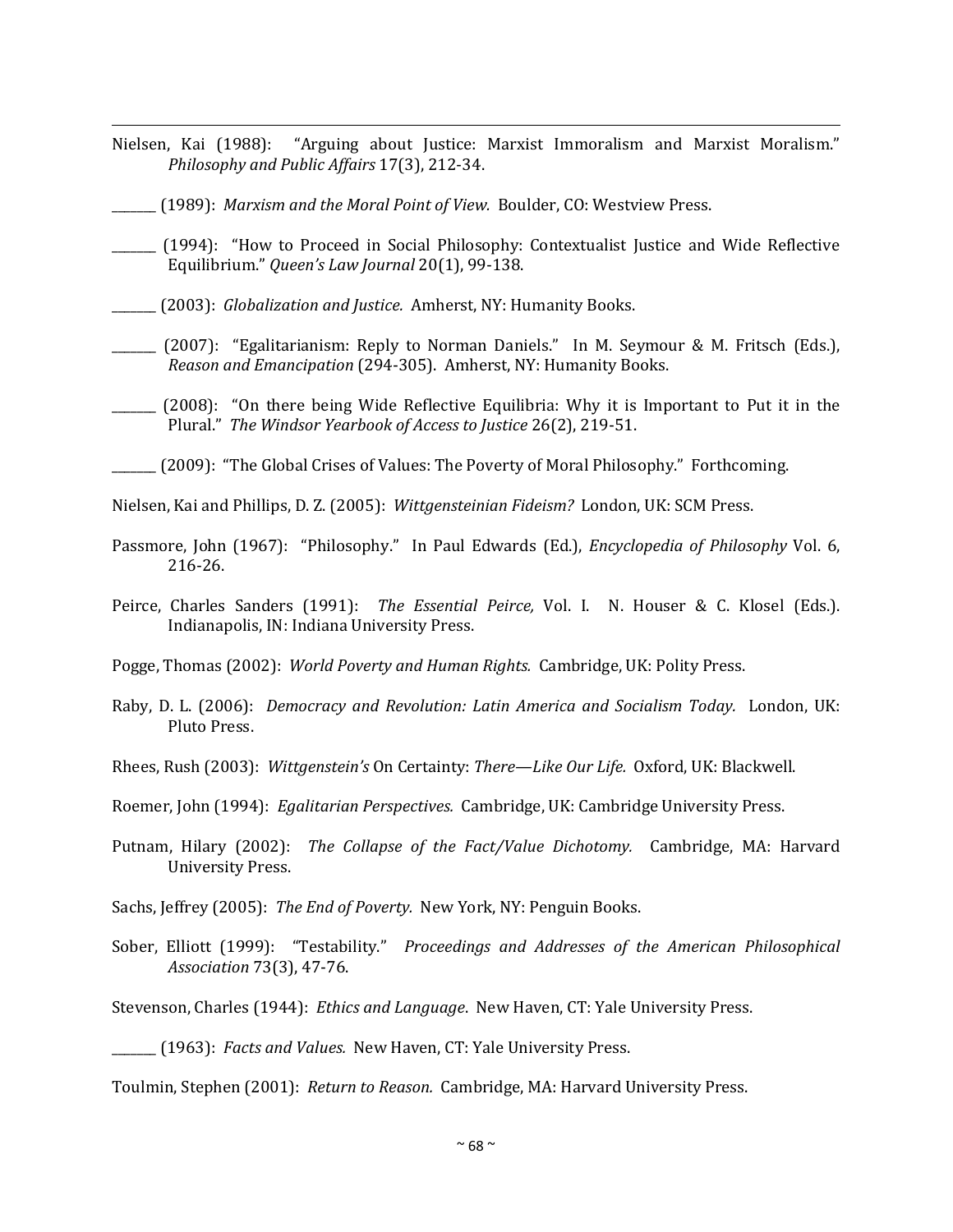Nielsen, Kai (1988): "Arguing about Justice: Marxist Immoralism and Marxist Moralism." *Philosophy and Public Affairs* 17(3), 212-34.

_______ (1989): *Marxism and the Moral Point of View.* Boulder, CO: Westview Press.

_______ (1994): "How to Proceed in Social Philosophy: Contextualist Justice and Wide Reflective Equilibrium." *Queen's Law Journal* 20(1), 99-138.

_______ (2003): *Globalization and Justice.* Amherst, NY: Humanity Books.

_______ (2007): "Egalitarianism: Reply to Norman Daniels." In M. Seymour & M. Fritsch (Eds.), *Reason and Emancipation* (294-305). Amherst, NY: Humanity Books.

_______ (2008): "On there being Wide Reflective Equilibria: Why it is Important to Put it in the Plural." *The Windsor Yearbook of Access to Justice* 26(2), 219-51.

_______ (2009): "The Global Crises of Values: The Poverty of Moral Philosophy." Forthcoming.

Nielsen, Kai and Phillips, D. Z. (2005): *Wittgensteinian Fideism?* London, UK: SCM Press.

Passmore, John (1967): "Philosophy." In Paul Edwards (Ed.), *Encyclopedia of Philosophy* Vol. 6, 216-26.

Peirce, Charles Sanders (1991): *The Essential Peirce,* Vol. I. N. Houser & C. Klosel (Eds.). Indianapolis, IN: Indiana University Press.

Pogge, Thomas (2002): *World Poverty and Human Rights.* Cambridge, UK: Polity Press.

Raby, D. L. (2006): *Democracy and Revolution: Latin America and Socialism Today.* London, UK: Pluto Press.

Rhees, Rush (2003): *Wittgenstein's* On Certainty: *There—Like Our Life.* Oxford, UK: Blackwell.

Roemer, John (1994): *Egalitarian Perspectives.* Cambridge, UK: Cambridge University Press.

Putnam, Hilary (2002): *The Collapse of the Fact/Value Dichotomy.* Cambridge, MA: Harvard University Press.

Sachs, Jeffrey (2005): *The End of Poverty.* New York, NY: Penguin Books.

Sober, Elliott (1999): "Testability." *Proceedings and Addresses of the American Philosophical Association* 73(3), 47-76.

Stevenson, Charles (1944): *Ethics and Language*. New Haven, CT: Yale University Press.

_______ (1963): *Facts and Values.* New Haven, CT: Yale University Press.

Toulmin, Stephen (2001): *Return to Reason.* Cambridge, MA: Harvard University Press.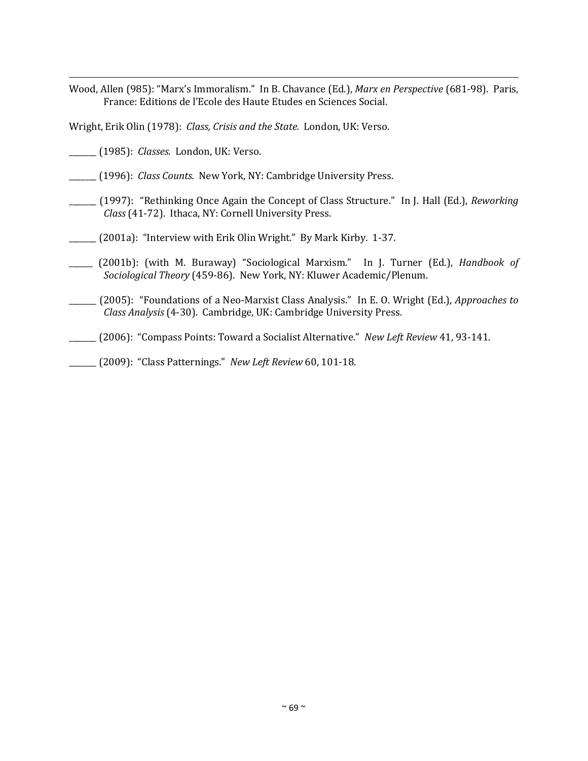Wood, Allen (985): "Marx's Immoralism." In B. Chavance (Ed.), *Marx en Perspective* (681-98). Paris, France: Editions de l'Ecole des Haute Etudes en Sciences Social.

Wright, Erik Olin (1978): *Class, Crisis and the State.* London, UK: Verso.

_______ (1985): *Classes.* London, UK: Verso.

_______ (1996): *Class Counts.* New York, NY: Cambridge University Press.

_______ (1997): "Rethinking Once Again the Concept of Class Structure." In J. Hall (Ed.), *Reworking Class* (41-72). Ithaca, NY: Cornell University Press.

_______ (2001a): "Interview with Erik Olin Wright." By Mark Kirby. 1-37.

______ (2001b): (with M. Buraway) "Sociological Marxism." In J. Turner (Ed.), *Handbook of Sociological Theory* (459-86). New York, NY: Kluwer Academic/Plenum.

_______ (2005): "Foundations of a Neo-Marxist Class Analysis." In E. O. Wright (Ed.), *Approaches to Class Analysis* (4-30). Cambridge, UK: Cambridge University Press.

_______ (2006): "Compass Points: Toward a Socialist Alternative." *New Left Review* 41, 93-141.

_______ (2009): "Class Patternings." *New Left Review* 60, 101-18.